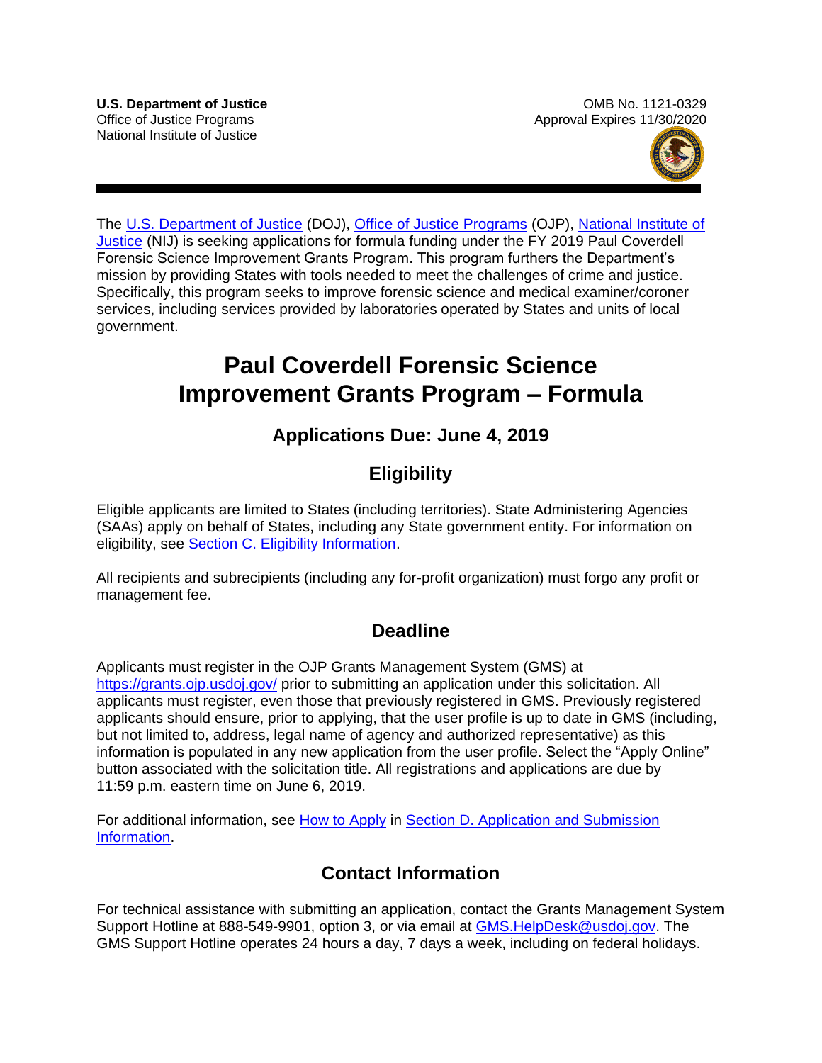**U.S. Department of Justice**
Office of Justice Programs
National Institute of Justice

OMB No. 1121-0329
Approval Expires 11/30/2020

The U.S. Department of Justice (DOJ), Office of Justice Programs (OJP), National Institute of Justice (NIJ) is seeking applications for formula funding under the FY 2019 Paul Coverdell Forensic Science Improvement Grants Program. This program furthers the Department's mission by providing States with tools needed to meet the challenges of crime and justice. Specifically, this program seeks to improve forensic science and medical examiner/coroner services, including services provided by laboratories operated by States and units of local government.

# Paul Coverdell Forensic Science Improvement Grants Program – Formula

## Applications Due: June 4, 2019

## Eligibility

Eligible applicants are limited to States (including territories). State Administering Agencies (SAAs) apply on behalf of States, including any State government entity. For information on eligibility, see Section C. Eligibility Information.

All recipients and subrecipients (including any for-profit organization) must forgo any profit or management fee.

## Deadline

Applicants must register in the OJP Grants Management System (GMS) at https://grants.ojp.usdoj.gov/ prior to submitting an application under this solicitation. All applicants must register, even those that previously registered in GMS. Previously registered applicants should ensure, prior to applying, that the user profile is up to date in GMS (including, but not limited to, address, legal name of agency and authorized representative) as this information is populated in any new application from the user profile. Select the "Apply Online" button associated with the solicitation title. All registrations and applications are due by 11:59 p.m. eastern time on June 6, 2019.

For additional information, see How to Apply in Section D. Application and Submission Information.

## Contact Information

For technical assistance with submitting an application, contact the Grants Management System Support Hotline at 888-549-9901, option 3, or via email at GMS.HelpDesk@usdoj.gov. The GMS Support Hotline operates 24 hours a day, 7 days a week, including on federal holidays.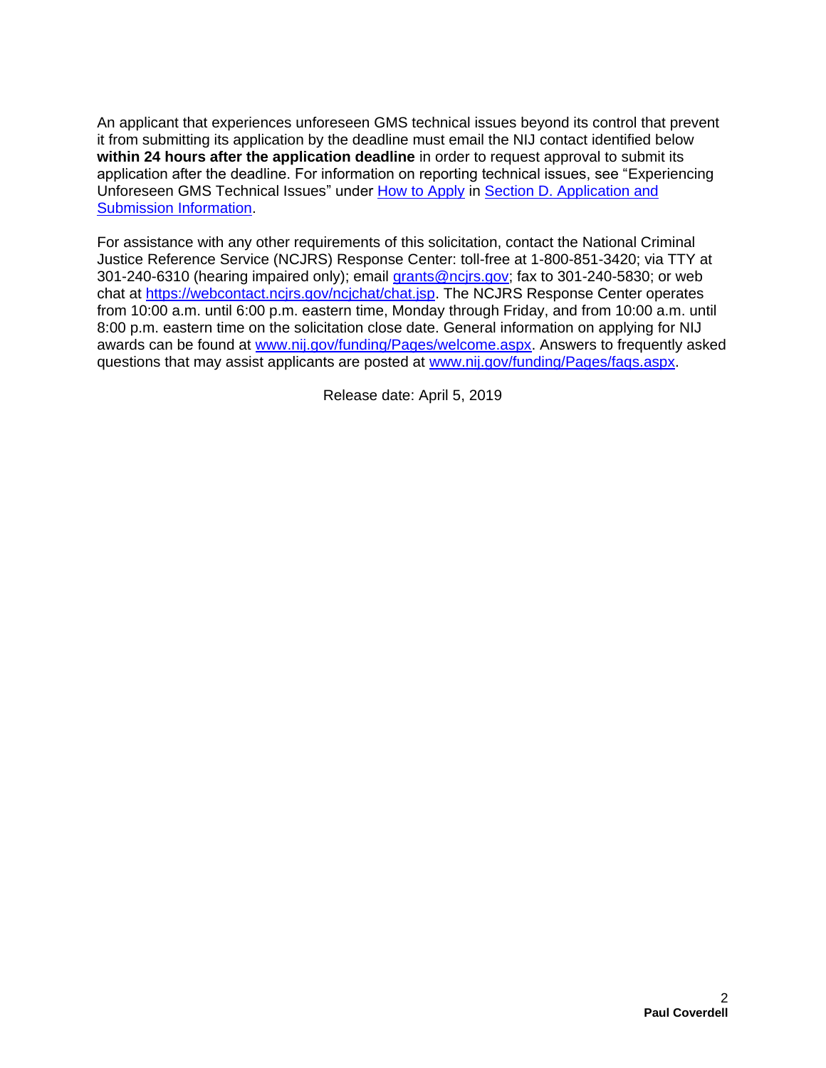An applicant that experiences unforeseen GMS technical issues beyond its control that prevent it from submitting its application by the deadline must email the NIJ contact identified below **within 24 hours after the application deadline** in order to request approval to submit its application after the deadline. For information on reporting technical issues, see "Experiencing Unforeseen GMS Technical Issues" under [How to Apply](#) in [Section D. Application and Submission Information](#).

For assistance with any other requirements of this solicitation, contact the National Criminal Justice Reference Service (NCJRS) Response Center: toll-free at 1-800-851-3420; via TTY at 301-240-6310 (hearing impaired only); email [grants@ncjrs.gov](mailto:grants@ncjrs.gov); fax to 301-240-5830; or web chat at [https://webcontact.ncjrs.gov/ncjchat/chat.jsp](https://webcontact.ncjrs.gov/ncjchat/chat.jsp). The NCJRS Response Center operates from 10:00 a.m. until 6:00 p.m. eastern time, Monday through Friday, and from 10:00 a.m. until 8:00 p.m. eastern time on the solicitation close date. General information on applying for NIJ awards can be found at [www.nij.gov/funding/Pages/welcome.aspx](http://www.nij.gov/funding/Pages/welcome.aspx). Answers to frequently asked questions that may assist applicants are posted at [www.nij.gov/funding/Pages/faqs.aspx](http://www.nij.gov/funding/Pages/faqs.aspx).

Release date: April 5, 2019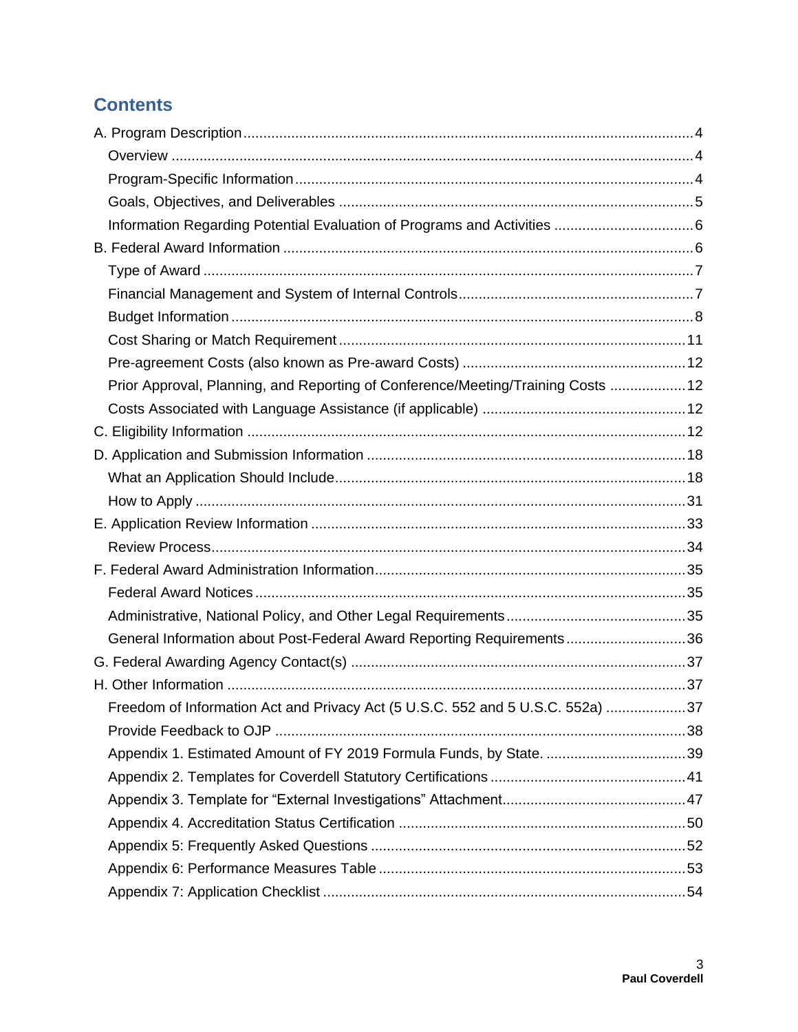# Contents

A. Program Description ... 4

- Overview ... 4
- Program-Specific Information ... 4
- Goals, Objectives, and Deliverables ... 5
- Information Regarding Potential Evaluation of Programs and Activities ... 6

B. Federal Award Information ... 6

- Type of Award ... 7
- Financial Management and System of Internal Controls ... 7
- Budget Information ... 8
- Cost Sharing or Match Requirement ... 11
- Pre-agreement Costs (also known as Pre-award Costs) ... 12
- Prior Approval, Planning, and Reporting of Conference/Meeting/Training Costs ... 12
- Costs Associated with Language Assistance (if applicable) ... 12

C. Eligibility Information ... 12

D. Application and Submission Information ... 18

- What an Application Should Include ... 18
- How to Apply ... 31

E. Application Review Information ... 33

- Review Process ... 34

F. Federal Award Administration Information ... 35

- Federal Award Notices ... 35
- Administrative, National Policy, and Other Legal Requirements ... 35
- General Information about Post-Federal Award Reporting Requirements ... 36

G. Federal Awarding Agency Contact(s) ... 37

H. Other Information ... 37

- Freedom of Information Act and Privacy Act (5 U.S.C. 552 and 5 U.S.C. 552a) ... 37
- Provide Feedback to OJP ... 38
- Appendix 1. Estimated Amount of FY 2019 Formula Funds, by State. ... 39
- Appendix 2. Templates for Coverdell Statutory Certifications ... 41
- Appendix 3. Template for "External Investigations" Attachment ... 47
- Appendix 4. Accreditation Status Certification ... 50
- Appendix 5: Frequently Asked Questions ... 52
- Appendix 6: Performance Measures Table ... 53
- Appendix 7: Application Checklist ... 54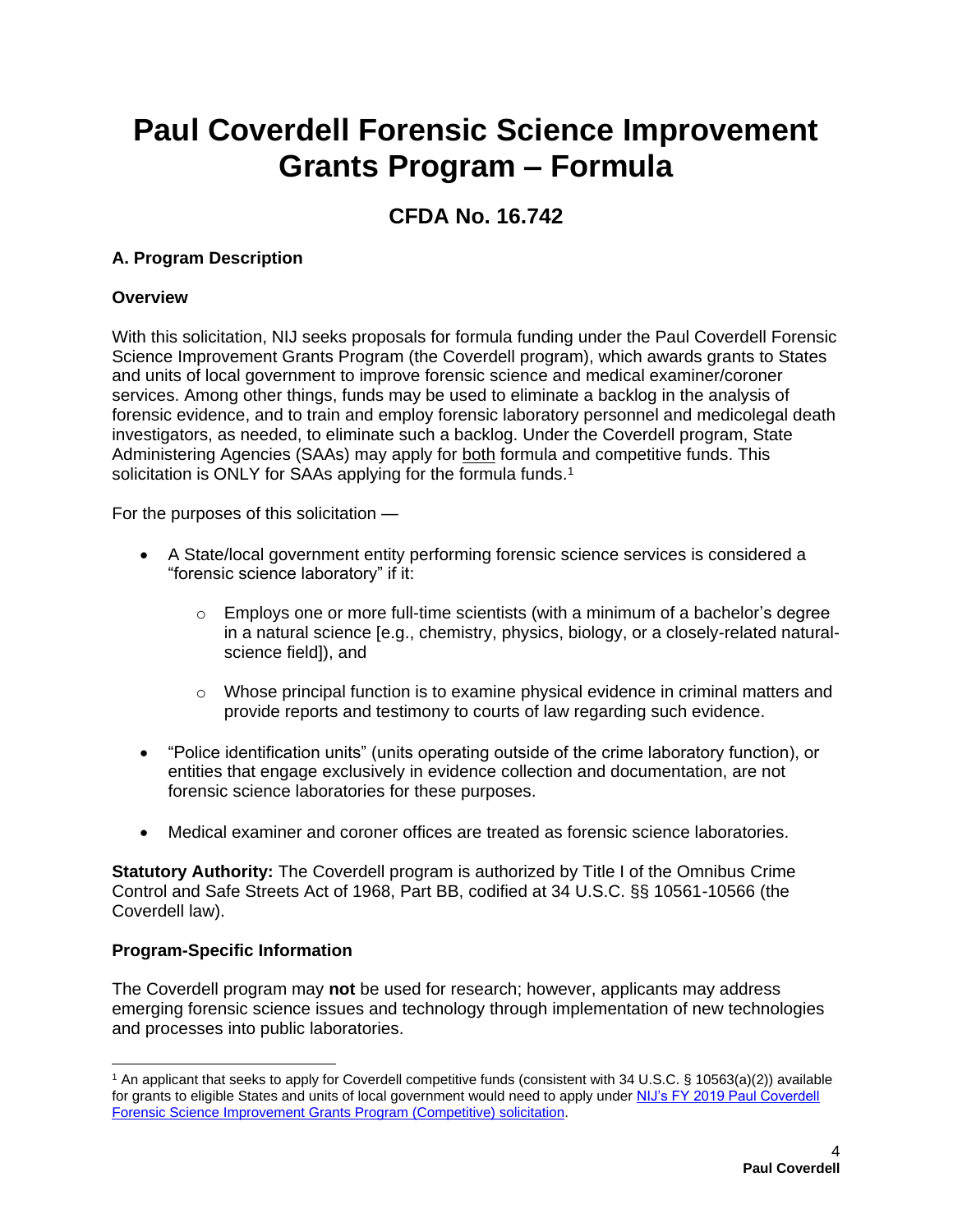# Paul Coverdell Forensic Science Improvement Grants Program – Formula

## CFDA No. 16.742

### A. Program Description

#### Overview

With this solicitation, NIJ seeks proposals for formula funding under the Paul Coverdell Forensic Science Improvement Grants Program (the Coverdell program), which awards grants to States and units of local government to improve forensic science and medical examiner/coroner services. Among other things, funds may be used to eliminate a backlog in the analysis of forensic evidence, and to train and employ forensic laboratory personnel and medicolegal death investigators, as needed, to eliminate such a backlog. Under the Coverdell program, State Administering Agencies (SAAs) may apply for both formula and competitive funds. This solicitation is ONLY for SAAs applying for the formula funds.[1]

For the purposes of this solicitation —

- A State/local government entity performing forensic science services is considered a "forensic science laboratory" if it:
  - Employs one or more full-time scientists (with a minimum of a bachelor's degree in a natural science [e.g., chemistry, physics, biology, or a closely-related natural-science field]), and
  - Whose principal function is to examine physical evidence in criminal matters and provide reports and testimony to courts of law regarding such evidence.
- "Police identification units" (units operating outside of the crime laboratory function), or entities that engage exclusively in evidence collection and documentation, are not forensic science laboratories for these purposes.
- Medical examiner and coroner offices are treated as forensic science laboratories.

**Statutory Authority:** The Coverdell program is authorized by Title I of the Omnibus Crime Control and Safe Streets Act of 1968, Part BB, codified at 34 U.S.C. §§ 10561-10566 (the Coverdell law).

#### Program-Specific Information

The Coverdell program may **not** be used for research; however, applicants may address emerging forensic science issues and technology through implementation of new technologies and processes into public laboratories.

[1] An applicant that seeks to apply for Coverdell competitive funds (consistent with 34 U.S.C. § 10563(a)(2)) available for grants to eligible States and units of local government would need to apply under NIJ's FY 2019 Paul Coverdell Forensic Science Improvement Grants Program (Competitive) solicitation.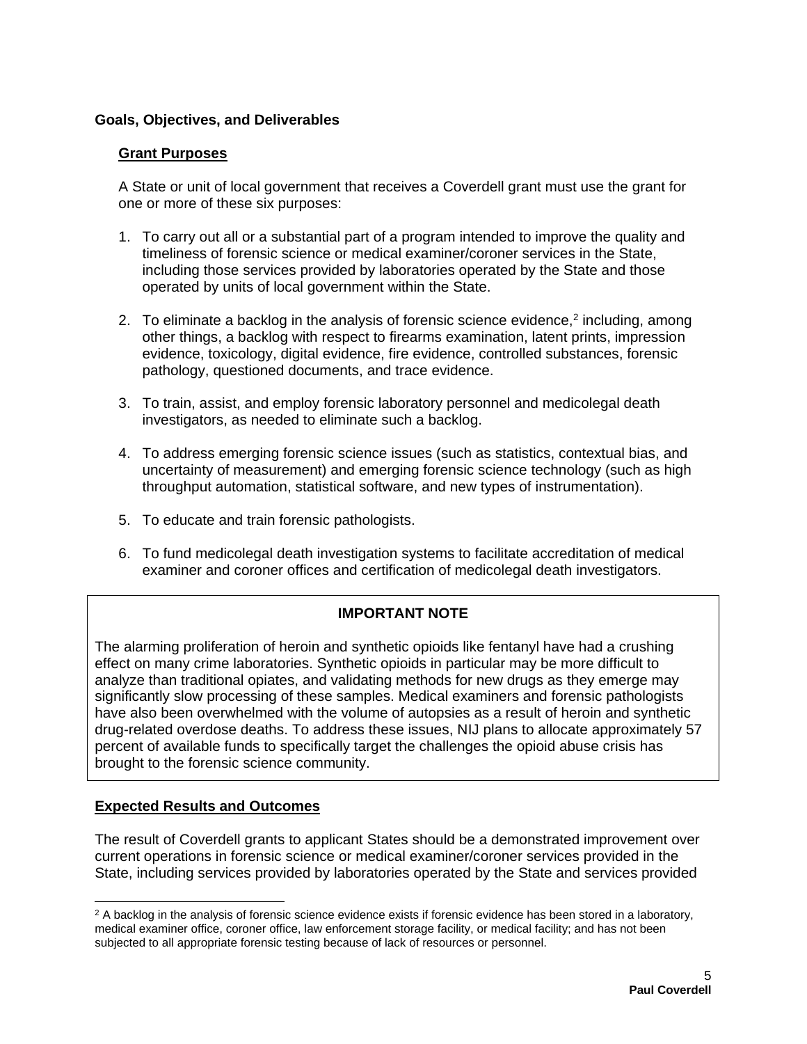**Goals, Objectives, and Deliverables**

**Grant Purposes**

A State or unit of local government that receives a Coverdell grant must use the grant for one or more of these six purposes:

1. To carry out all or a substantial part of a program intended to improve the quality and timeliness of forensic science or medical examiner/coroner services in the State, including those services provided by laboratories operated by the State and those operated by units of local government within the State.

2. To eliminate a backlog in the analysis of forensic science evidence,[2] including, among other things, a backlog with respect to firearms examination, latent prints, impression evidence, toxicology, digital evidence, fire evidence, controlled substances, forensic pathology, questioned documents, and trace evidence.

3. To train, assist, and employ forensic laboratory personnel and medicolegal death investigators, as needed to eliminate such a backlog.

4. To address emerging forensic science issues (such as statistics, contextual bias, and uncertainty of measurement) and emerging forensic science technology (such as high throughput automation, statistical software, and new types of instrumentation).

5. To educate and train forensic pathologists.

6. To fund medicolegal death investigation systems to facilitate accreditation of medical examiner and coroner offices and certification of medicolegal death investigators.

**IMPORTANT NOTE**

The alarming proliferation of heroin and synthetic opioids like fentanyl have had a crushing effect on many crime laboratories. Synthetic opioids in particular may be more difficult to analyze than traditional opiates, and validating methods for new drugs as they emerge may significantly slow processing of these samples. Medical examiners and forensic pathologists have also been overwhelmed with the volume of autopsies as a result of heroin and synthetic drug-related overdose deaths. To address these issues, NIJ plans to allocate approximately 57 percent of available funds to specifically target the challenges the opioid abuse crisis has brought to the forensic science community.

**Expected Results and Outcomes**

The result of Coverdell grants to applicant States should be a demonstrated improvement over current operations in forensic science or medical examiner/coroner services provided in the State, including services provided by laboratories operated by the State and services provided

[2] A backlog in the analysis of forensic science evidence exists if forensic evidence has been stored in a laboratory, medical examiner office, coroner office, law enforcement storage facility, or medical facility; and has not been subjected to all appropriate forensic testing because of lack of resources or personnel.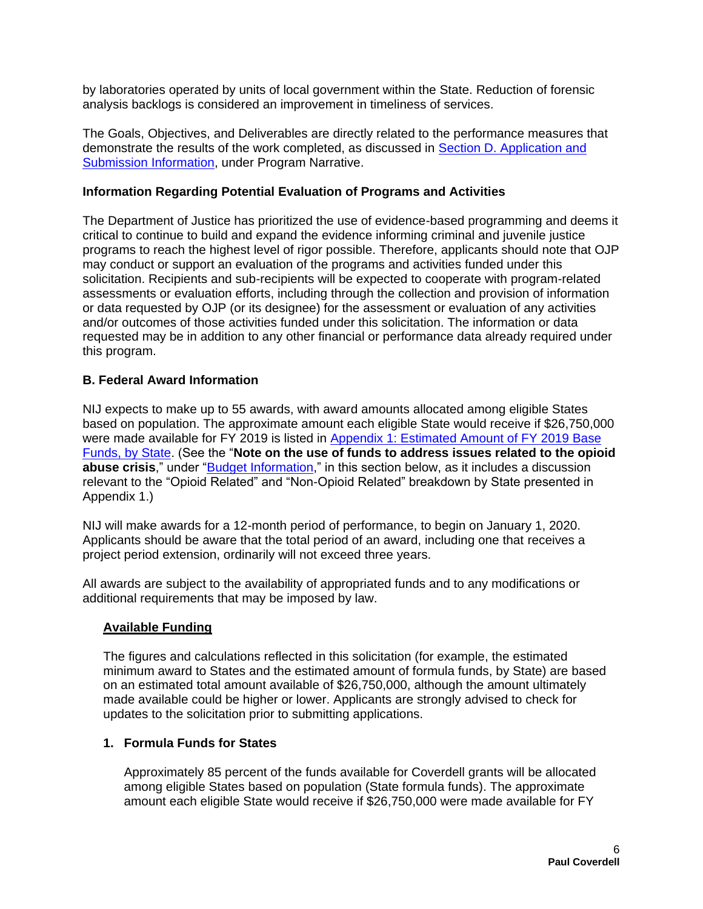by laboratories operated by units of local government within the State. Reduction of forensic analysis backlogs is considered an improvement in timeliness of services.

The Goals, Objectives, and Deliverables are directly related to the performance measures that demonstrate the results of the work completed, as discussed in Section D. Application and Submission Information, under Program Narrative.

**Information Regarding Potential Evaluation of Programs and Activities**

The Department of Justice has prioritized the use of evidence-based programming and deems it critical to continue to build and expand the evidence informing criminal and juvenile justice programs to reach the highest level of rigor possible. Therefore, applicants should note that OJP may conduct or support an evaluation of the programs and activities funded under this solicitation. Recipients and sub-recipients will be expected to cooperate with program-related assessments or evaluation efforts, including through the collection and provision of information or data requested by OJP (or its designee) for the assessment or evaluation of any activities and/or outcomes of those activities funded under this solicitation. The information or data requested may be in addition to any other financial or performance data already required under this program.

## B. Federal Award Information

NIJ expects to make up to 55 awards, with award amounts allocated among eligible States based on population. The approximate amount each eligible State would receive if $26,750,000 were made available for FY 2019 is listed in Appendix 1: Estimated Amount of FY 2019 Base Funds, by State. (See the "**Note on the use of funds to address issues related to the opioid abuse crisis**," under "Budget Information," in this section below, as it includes a discussion relevant to the "Opioid Related" and "Non-Opioid Related" breakdown by State presented in Appendix 1.)

NIJ will make awards for a 12-month period of performance, to begin on January 1, 2020. Applicants should be aware that the total period of an award, including one that receives a project period extension, ordinarily will not exceed three years.

All awards are subject to the availability of appropriated funds and to any modifications or additional requirements that may be imposed by law.

### Available Funding

The figures and calculations reflected in this solicitation (for example, the estimated minimum award to States and the estimated amount of formula funds, by State) are based on an estimated total amount available of $26,750,000, although the amount ultimately made available could be higher or lower. Applicants are strongly advised to check for updates to the solicitation prior to submitting applications.

#### 1. Formula Funds for States

Approximately 85 percent of the funds available for Coverdell grants will be allocated among eligible States based on population (State formula funds). The approximate amount each eligible State would receive if $26,750,000 were made available for FY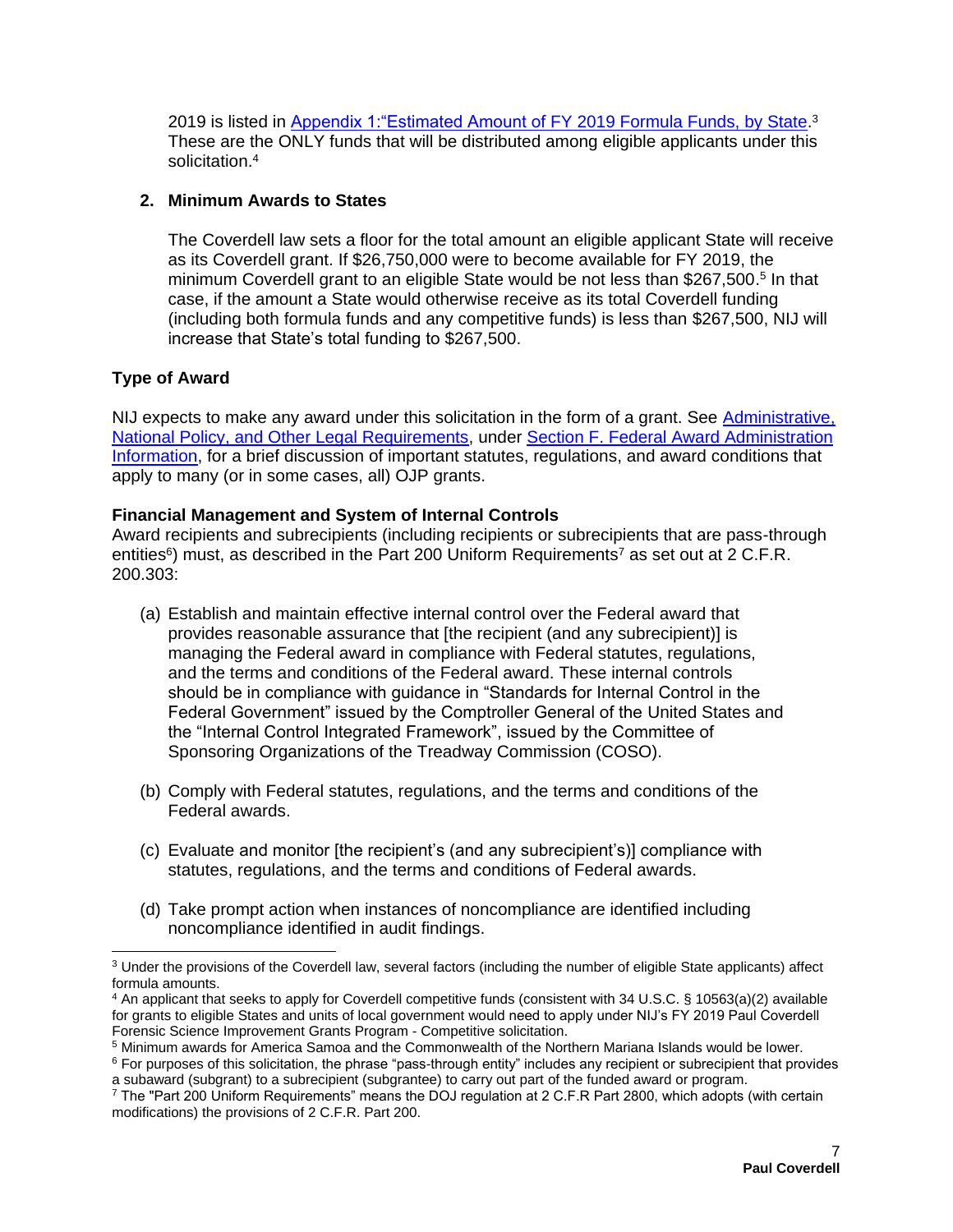2019 is listed in Appendix 1:"Estimated Amount of FY 2019 Formula Funds, by State.[3] These are the ONLY funds that will be distributed among eligible applicants under this solicitation.[4]

2. **Minimum Awards to States**

   The Coverdell law sets a floor for the total amount an eligible applicant State will receive as its Coverdell grant. If $26,750,000 were to become available for FY 2019, the minimum Coverdell grant to an eligible State would be not less than $267,500.[5] In that case, if the amount a State would otherwise receive as its total Coverdell funding (including both formula funds and any competitive funds) is less than $267,500, NIJ will increase that State's total funding to $267,500.

### Type of Award

NIJ expects to make any award under this solicitation in the form of a grant. See Administrative, National Policy, and Other Legal Requirements, under Section F. Federal Award Administration Information, for a brief discussion of important statutes, regulations, and award conditions that apply to many (or in some cases, all) OJP grants.

### Financial Management and System of Internal Controls

Award recipients and subrecipients (including recipients or subrecipients that are pass-through entities[6]) must, as described in the Part 200 Uniform Requirements[7] as set out at 2 C.F.R. 200.303:

(a) Establish and maintain effective internal control over the Federal award that provides reasonable assurance that [the recipient (and any subrecipient)] is managing the Federal award in compliance with Federal statutes, regulations, and the terms and conditions of the Federal award. These internal controls should be in compliance with guidance in "Standards for Internal Control in the Federal Government" issued by the Comptroller General of the United States and the "Internal Control Integrated Framework", issued by the Committee of Sponsoring Organizations of the Treadway Commission (COSO).

(b) Comply with Federal statutes, regulations, and the terms and conditions of the Federal awards.

(c) Evaluate and monitor [the recipient's (and any subrecipient's)] compliance with statutes, regulations, and the terms and conditions of Federal awards.

(d) Take prompt action when instances of noncompliance are identified including noncompliance identified in audit findings.

---

[3] Under the provisions of the Coverdell law, several factors (including the number of eligible State applicants) affect formula amounts.

[4] An applicant that seeks to apply for Coverdell competitive funds (consistent with 34 U.S.C. § 10563(a)(2) available for grants to eligible States and units of local government would need to apply under NIJ's FY 2019 Paul Coverdell Forensic Science Improvement Grants Program - Competitive solicitation.

[5] Minimum awards for America Samoa and the Commonwealth of the Northern Mariana Islands would be lower.

[6] For purposes of this solicitation, the phrase "pass-through entity" includes any recipient or subrecipient that provides a subaward (subgrant) to a subrecipient (subgrantee) to carry out part of the funded award or program.

[7] The "Part 200 Uniform Requirements" means the DOJ regulation at 2 C.F.R Part 2800, which adopts (with certain modifications) the provisions of 2 C.F.R. Part 200.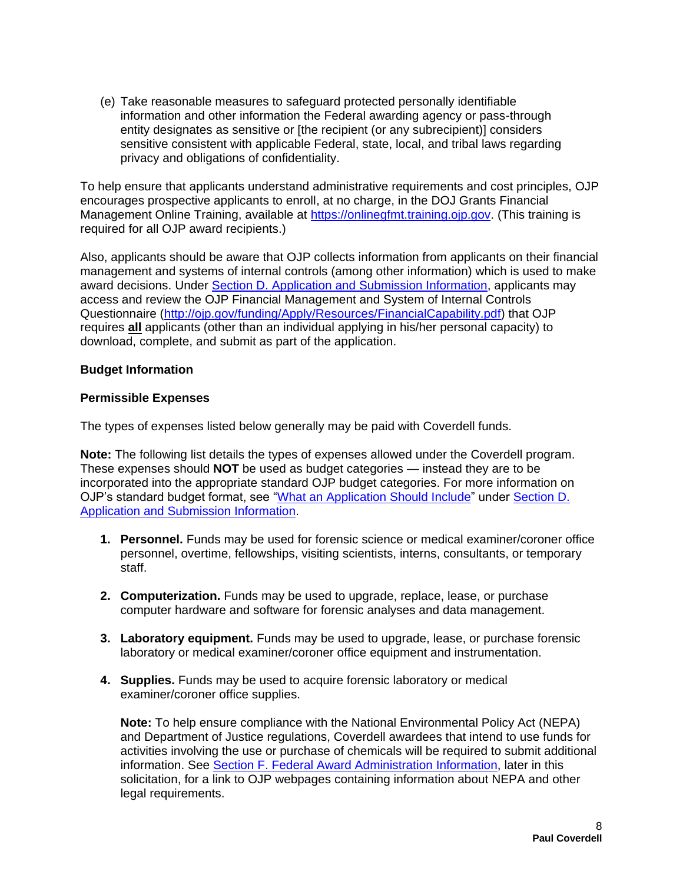(e) Take reasonable measures to safeguard protected personally identifiable information and other information the Federal awarding agency or pass-through entity designates as sensitive or [the recipient (or any subrecipient)] considers sensitive consistent with applicable Federal, state, local, and tribal laws regarding privacy and obligations of confidentiality.

To help ensure that applicants understand administrative requirements and cost principles, OJP encourages prospective applicants to enroll, at no charge, in the DOJ Grants Financial Management Online Training, available at https://onlinegfmt.training.ojp.gov. (This training is required for all OJP award recipients.)

Also, applicants should be aware that OJP collects information from applicants on their financial management and systems of internal controls (among other information) which is used to make award decisions. Under Section D. Application and Submission Information, applicants may access and review the OJP Financial Management and System of Internal Controls Questionnaire (http://ojp.gov/funding/Apply/Resources/FinancialCapability.pdf) that OJP requires **all** applicants (other than an individual applying in his/her personal capacity) to download, complete, and submit as part of the application.

**Budget Information**

**Permissible Expenses**

The types of expenses listed below generally may be paid with Coverdell funds.

**Note:** The following list details the types of expenses allowed under the Coverdell program. These expenses should **NOT** be used as budget categories — instead they are to be incorporated into the appropriate standard OJP budget categories. For more information on OJP's standard budget format, see "What an Application Should Include" under Section D. Application and Submission Information.

1. **Personnel.** Funds may be used for forensic science or medical examiner/coroner office personnel, overtime, fellowships, visiting scientists, interns, consultants, or temporary staff.

2. **Computerization.** Funds may be used to upgrade, replace, lease, or purchase computer hardware and software for forensic analyses and data management.

3. **Laboratory equipment.** Funds may be used to upgrade, lease, or purchase forensic laboratory or medical examiner/coroner office equipment and instrumentation.

4. **Supplies.** Funds may be used to acquire forensic laboratory or medical examiner/coroner office supplies.

   **Note:** To help ensure compliance with the National Environmental Policy Act (NEPA) and Department of Justice regulations, Coverdell awardees that intend to use funds for activities involving the use or purchase of chemicals will be required to submit additional information. See Section F. Federal Award Administration Information, later in this solicitation, for a link to OJP webpages containing information about NEPA and other legal requirements.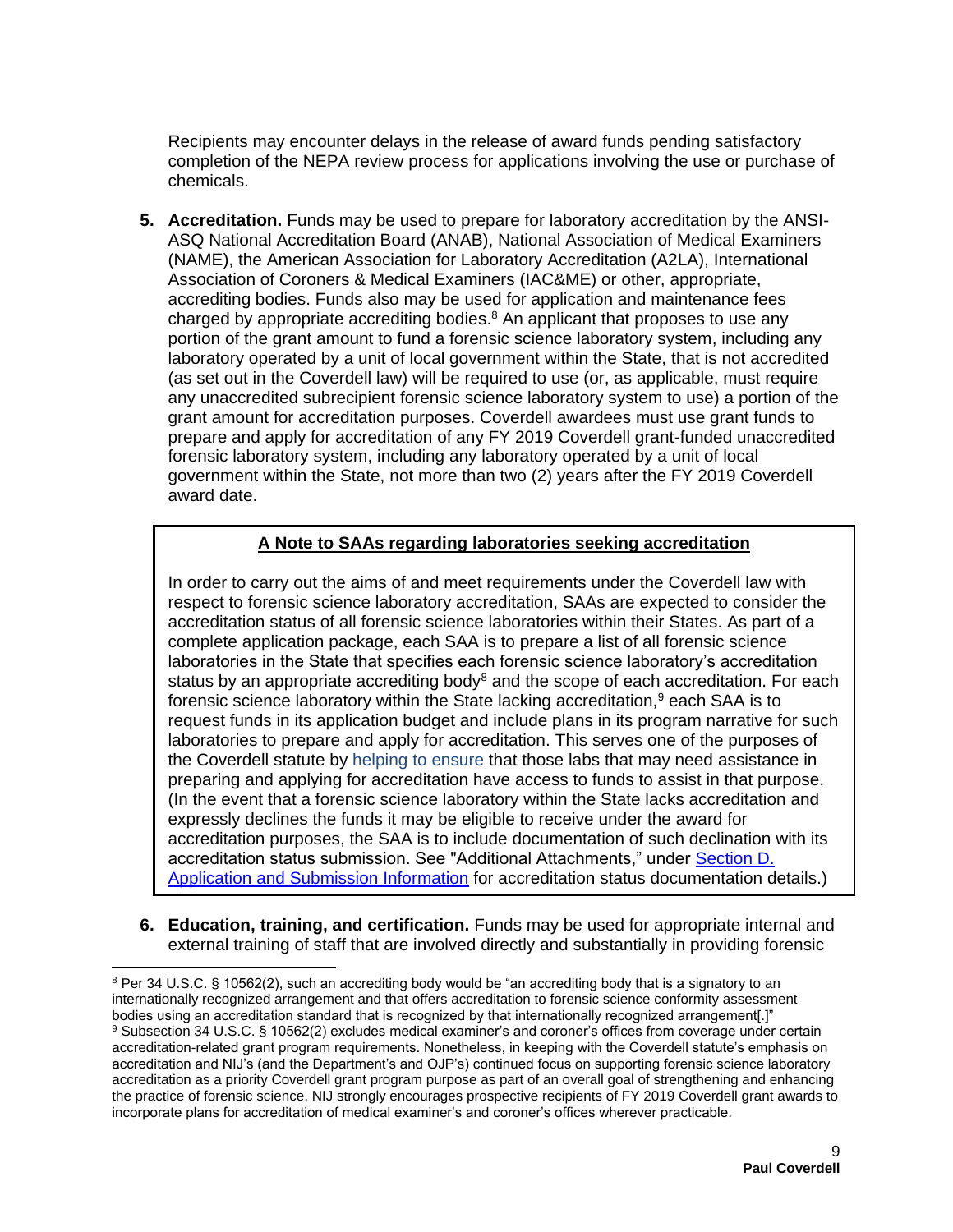Recipients may encounter delays in the release of award funds pending satisfactory completion of the NEPA review process for applications involving the use or purchase of chemicals.

5. **Accreditation.** Funds may be used to prepare for laboratory accreditation by the ANSI-ASQ National Accreditation Board (ANAB), National Association of Medical Examiners (NAME), the American Association for Laboratory Accreditation (A2LA), International Association of Coroners & Medical Examiners (IAC&ME) or other, appropriate, accrediting bodies. Funds also may be used for application and maintenance fees charged by appropriate accrediting bodies.[8] An applicant that proposes to use any portion of the grant amount to fund a forensic science laboratory system, including any laboratory operated by a unit of local government within the State, that is not accredited (as set out in the Coverdell law) will be required to use (or, as applicable, must require any unaccredited subrecipient forensic science laboratory system to use) a portion of the grant amount for accreditation purposes. Coverdell awardees must use grant funds to prepare and apply for accreditation of any FY 2019 Coverdell grant-funded unaccredited forensic laboratory system, including any laboratory operated by a unit of local government within the State, not more than two (2) years after the FY 2019 Coverdell award date.

**A Note to SAAs regarding laboratories seeking accreditation**

In order to carry out the aims of and meet requirements under the Coverdell law with respect to forensic science laboratory accreditation, SAAs are expected to consider the accreditation status of all forensic science laboratories within their States. As part of a complete application package, each SAA is to prepare a list of all forensic science laboratories in the State that specifies each forensic science laboratory's accreditation status by an appropriate accrediting body[8] and the scope of each accreditation. For each forensic science laboratory within the State lacking accreditation,[9] each SAA is to request funds in its application budget and include plans in its program narrative for such laboratories to prepare and apply for accreditation. This serves one of the purposes of the Coverdell statute by helping to ensure that those labs that may need assistance in preparing and applying for accreditation have access to funds to assist in that purpose. (In the event that a forensic science laboratory within the State lacks accreditation and expressly declines the funds it may be eligible to receive under the award for accreditation purposes, the SAA is to include documentation of such declination with its accreditation status submission. See "Additional Attachments," under Section D. Application and Submission Information for accreditation status documentation details.)

6. **Education, training, and certification.** Funds may be used for appropriate internal and external training of staff that are involved directly and substantially in providing forensic

---

[8] Per 34 U.S.C. § 10562(2), such an accrediting body would be "an accrediting body that is a signatory to an internationally recognized arrangement and that offers accreditation to forensic science conformity assessment bodies using an accreditation standard that is recognized by that internationally recognized arrangement[.]"

[9] Subsection 34 U.S.C. § 10562(2) excludes medical examiner's and coroner's offices from coverage under certain accreditation-related grant program requirements. Nonetheless, in keeping with the Coverdell statute's emphasis on accreditation and NIJ's (and the Department's and OJP's) continued focus on supporting forensic science laboratory accreditation as a priority Coverdell grant program purpose as part of an overall goal of strengthening and enhancing the practice of forensic science, NIJ strongly encourages prospective recipients of FY 2019 Coverdell grant awards to incorporate plans for accreditation of medical examiner's and coroner's offices wherever practicable.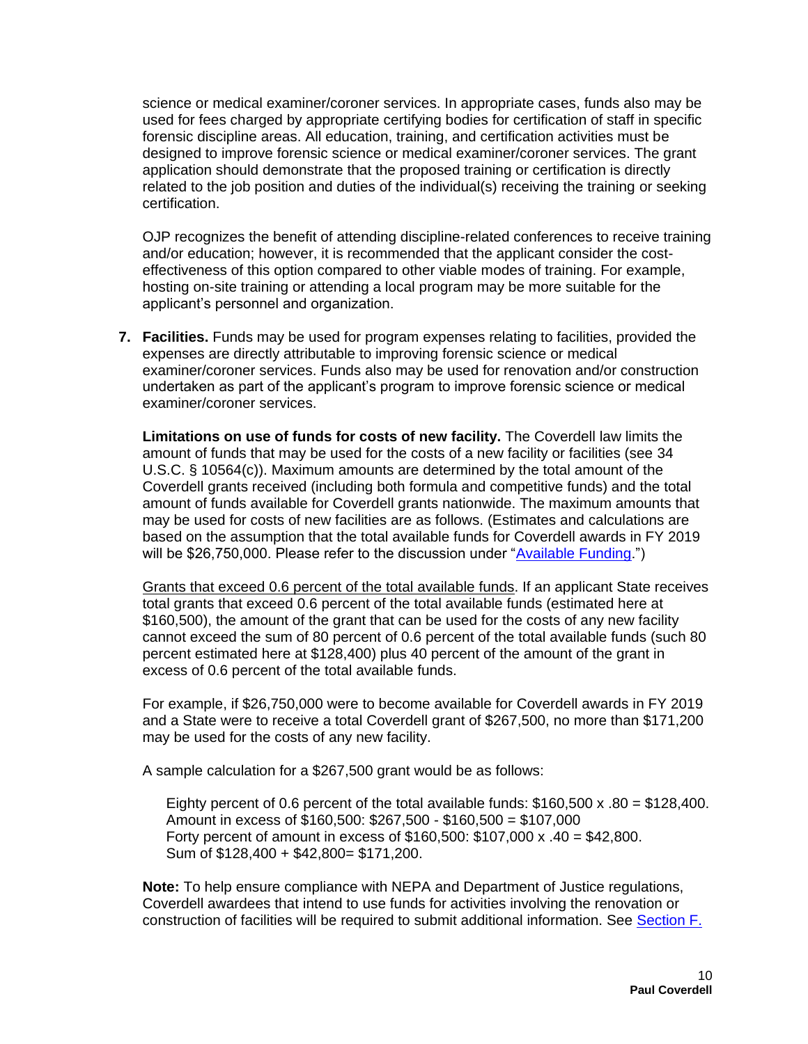science or medical examiner/coroner services. In appropriate cases, funds also may be used for fees charged by appropriate certifying bodies for certification of staff in specific forensic discipline areas. All education, training, and certification activities must be designed to improve forensic science or medical examiner/coroner services. The grant application should demonstrate that the proposed training or certification is directly related to the job position and duties of the individual(s) receiving the training or seeking certification.

OJP recognizes the benefit of attending discipline-related conferences to receive training and/or education; however, it is recommended that the applicant consider the cost-effectiveness of this option compared to other viable modes of training. For example, hosting on-site training or attending a local program may be more suitable for the applicant's personnel and organization.

7. **Facilities.** Funds may be used for program expenses relating to facilities, provided the expenses are directly attributable to improving forensic science or medical examiner/coroner services. Funds also may be used for renovation and/or construction undertaken as part of the applicant's program to improve forensic science or medical examiner/coroner services.

   **Limitations on use of funds for costs of new facility.** The Coverdell law limits the amount of funds that may be used for the costs of a new facility or facilities (see 34 U.S.C. § 10564(c)). Maximum amounts are determined by the total amount of the Coverdell grants received (including both formula and competitive funds) and the total amount of funds available for Coverdell grants nationwide. The maximum amounts that may be used for costs of new facilities are as follows. (Estimates and calculations are based on the assumption that the total available funds for Coverdell awards in FY 2019 will be $26,750,000. Please refer to the discussion under "Available Funding.")

   Grants that exceed 0.6 percent of the total available funds. If an applicant State receives total grants that exceed 0.6 percent of the total available funds (estimated here at $160,500), the amount of the grant that can be used for the costs of any new facility cannot exceed the sum of 80 percent of 0.6 percent of the total available funds (such 80 percent estimated here at $128,400) plus 40 percent of the amount of the grant in excess of 0.6 percent of the total available funds.

   For example, if $26,750,000 were to become available for Coverdell awards in FY 2019 and a State were to receive a total Coverdell grant of $267,500, no more than $171,200 may be used for the costs of any new facility.

   A sample calculation for a $267,500 grant would be as follows:

   Eighty percent of 0.6 percent of the total available funds: $160,500 x .80 = $128,400.
   Amount in excess of $160,500: $267,500 - $160,500 = $107,000
   Forty percent of amount in excess of $160,500: $107,000 x .40 = $42,800.
   Sum of $128,400 + $42,800= $171,200.

   **Note:** To help ensure compliance with NEPA and Department of Justice regulations, Coverdell awardees that intend to use funds for activities involving the renovation or construction of facilities will be required to submit additional information. See Section F.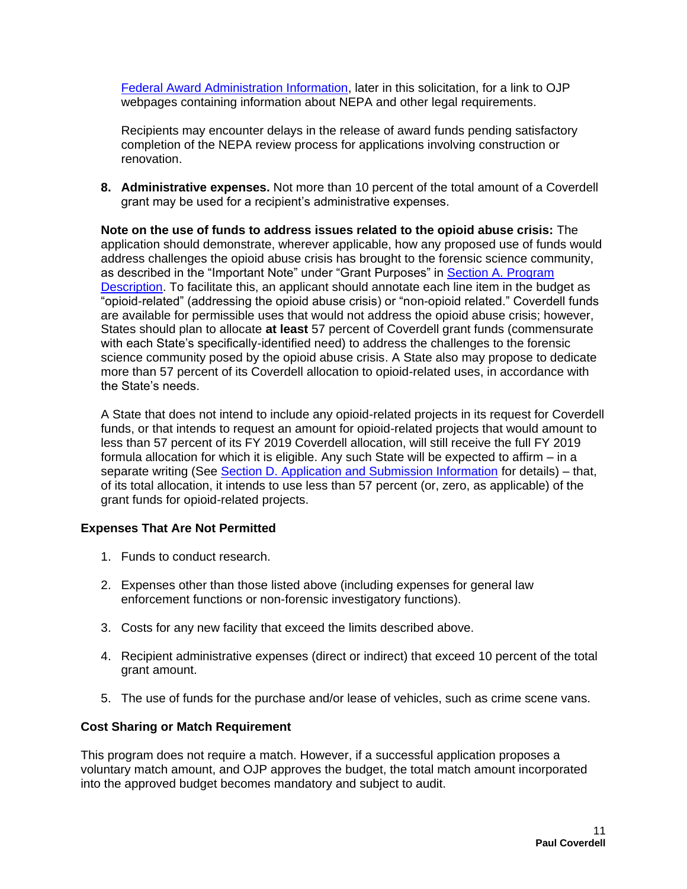Federal Award Administration Information, later in this solicitation, for a link to OJP webpages containing information about NEPA and other legal requirements.

Recipients may encounter delays in the release of award funds pending satisfactory completion of the NEPA review process for applications involving construction or renovation.

8. **Administrative expenses.** Not more than 10 percent of the total amount of a Coverdell grant may be used for a recipient's administrative expenses.

**Note on the use of funds to address issues related to the opioid abuse crisis:** The application should demonstrate, wherever applicable, how any proposed use of funds would address challenges the opioid abuse crisis has brought to the forensic science community, as described in the "Important Note" under "Grant Purposes" in Section A. Program Description. To facilitate this, an applicant should annotate each line item in the budget as "opioid-related" (addressing the opioid abuse crisis) or "non-opioid related." Coverdell funds are available for permissible uses that would not address the opioid abuse crisis; however, States should plan to allocate **at least** 57 percent of Coverdell grant funds (commensurate with each State's specifically-identified need) to address the challenges to the forensic science community posed by the opioid abuse crisis. A State also may propose to dedicate more than 57 percent of its Coverdell allocation to opioid-related uses, in accordance with the State's needs.

A State that does not intend to include any opioid-related projects in its request for Coverdell funds, or that intends to request an amount for opioid-related projects that would amount to less than 57 percent of its FY 2019 Coverdell allocation, will still receive the full FY 2019 formula allocation for which it is eligible. Any such State will be expected to affirm – in a separate writing (See Section D. Application and Submission Information for details) – that, of its total allocation, it intends to use less than 57 percent (or, zero, as applicable) of the grant funds for opioid-related projects.

### Expenses That Are Not Permitted

1. Funds to conduct research.

2. Expenses other than those listed above (including expenses for general law enforcement functions or non-forensic investigatory functions).

3. Costs for any new facility that exceed the limits described above.

4. Recipient administrative expenses (direct or indirect) that exceed 10 percent of the total grant amount.

5. The use of funds for the purchase and/or lease of vehicles, such as crime scene vans.

### Cost Sharing or Match Requirement

This program does not require a match. However, if a successful application proposes a voluntary match amount, and OJP approves the budget, the total match amount incorporated into the approved budget becomes mandatory and subject to audit.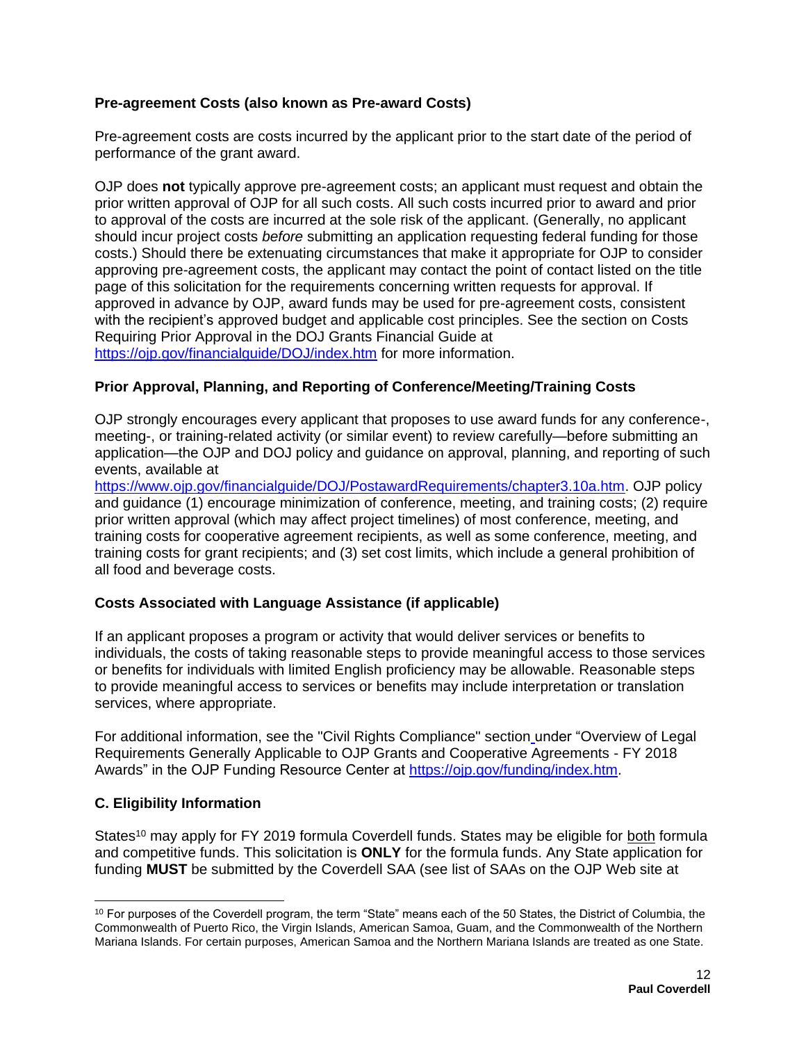**Pre-agreement Costs (also known as Pre-award Costs)**

Pre-agreement costs are costs incurred by the applicant prior to the start date of the period of performance of the grant award.

OJP does **not** typically approve pre-agreement costs; an applicant must request and obtain the prior written approval of OJP for all such costs. All such costs incurred prior to award and prior to approval of the costs are incurred at the sole risk of the applicant. (Generally, no applicant should incur project costs *before* submitting an application requesting federal funding for those costs.) Should there be extenuating circumstances that make it appropriate for OJP to consider approving pre-agreement costs, the applicant may contact the point of contact listed on the title page of this solicitation for the requirements concerning written requests for approval. If approved in advance by OJP, award funds may be used for pre-agreement costs, consistent with the recipient's approved budget and applicable cost principles. See the section on Costs Requiring Prior Approval in the DOJ Grants Financial Guide at https://ojp.gov/financialguide/DOJ/index.htm for more information.

**Prior Approval, Planning, and Reporting of Conference/Meeting/Training Costs**

OJP strongly encourages every applicant that proposes to use award funds for any conference-, meeting-, or training-related activity (or similar event) to review carefully—before submitting an application—the OJP and DOJ policy and guidance on approval, planning, and reporting of such events, available at https://www.ojp.gov/financialguide/DOJ/PostawardRequirements/chapter3.10a.htm. OJP policy and guidance (1) encourage minimization of conference, meeting, and training costs; (2) require prior written approval (which may affect project timelines) of most conference, meeting, and training costs for cooperative agreement recipients, as well as some conference, meeting, and training costs for grant recipients; and (3) set cost limits, which include a general prohibition of all food and beverage costs.

**Costs Associated with Language Assistance (if applicable)**

If an applicant proposes a program or activity that would deliver services or benefits to individuals, the costs of taking reasonable steps to provide meaningful access to those services or benefits for individuals with limited English proficiency may be allowable. Reasonable steps to provide meaningful access to services or benefits may include interpretation or translation services, where appropriate.

For additional information, see the "Civil Rights Compliance" section under "Overview of Legal Requirements Generally Applicable to OJP Grants and Cooperative Agreements - FY 2018 Awards" in the OJP Funding Resource Center at https://ojp.gov/funding/index.htm.

## C. Eligibility Information

States[10] may apply for FY 2019 formula Coverdell funds. States may be eligible for both formula and competitive funds. This solicitation is **ONLY** for the formula funds. Any State application for funding **MUST** be submitted by the Coverdell SAA (see list of SAAs on the OJP Web site at

[10] For purposes of the Coverdell program, the term "State" means each of the 50 States, the District of Columbia, the Commonwealth of Puerto Rico, the Virgin Islands, American Samoa, Guam, and the Commonwealth of the Northern Mariana Islands. For certain purposes, American Samoa and the Northern Mariana Islands are treated as one State.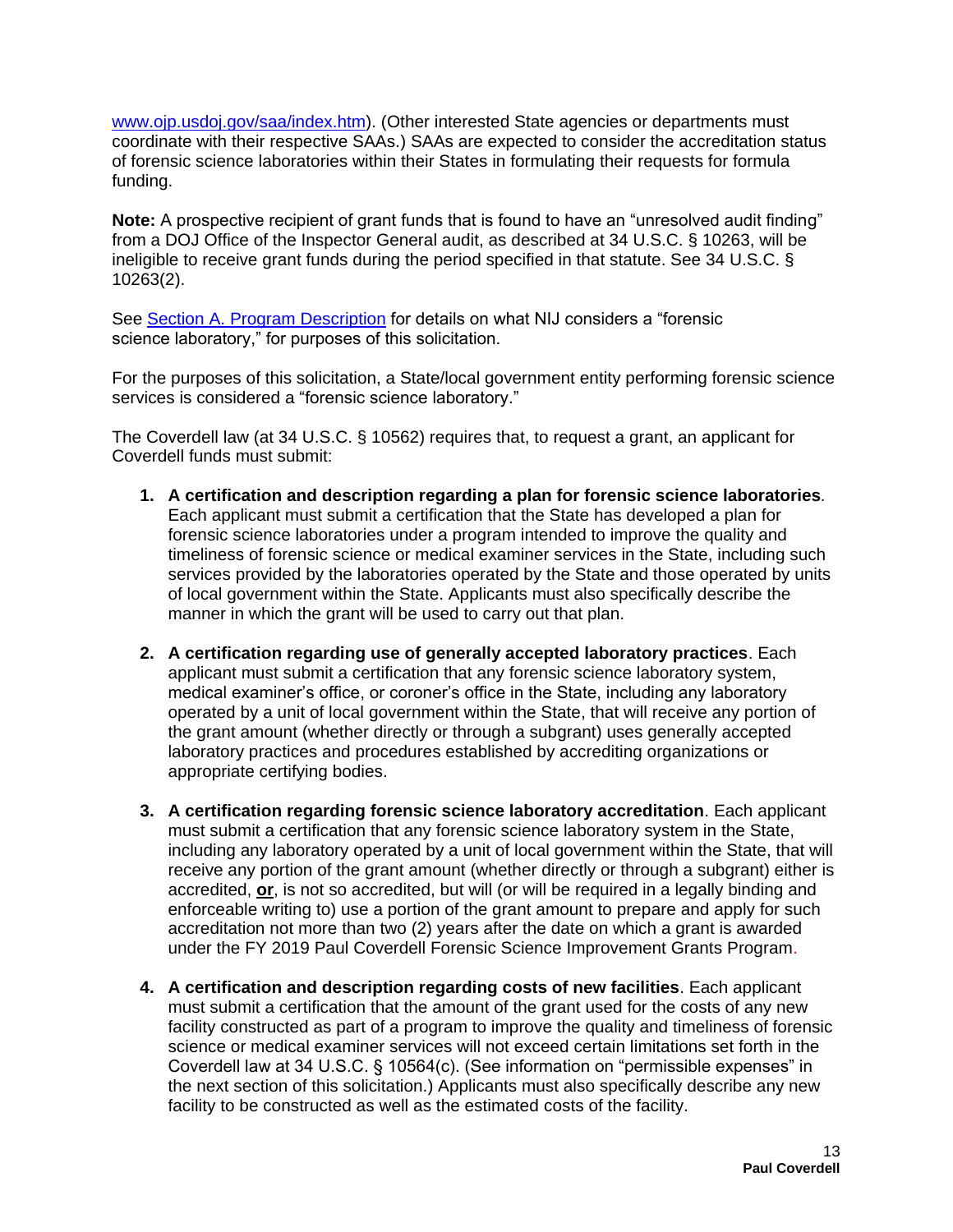www.ojp.usdoj.gov/saa/index.htm). (Other interested State agencies or departments must coordinate with their respective SAAs.) SAAs are expected to consider the accreditation status of forensic science laboratories within their States in formulating their requests for formula funding.

**Note:** A prospective recipient of grant funds that is found to have an "unresolved audit finding" from a DOJ Office of the Inspector General audit, as described at 34 U.S.C. § 10263, will be ineligible to receive grant funds during the period specified in that statute. See 34 U.S.C. § 10263(2).

See Section A. Program Description for details on what NIJ considers a "forensic science laboratory," for purposes of this solicitation.

For the purposes of this solicitation, a State/local government entity performing forensic science services is considered a "forensic science laboratory."

The Coverdell law (at 34 U.S.C. § 10562) requires that, to request a grant, an applicant for Coverdell funds must submit:

1. **A certification and description regarding a plan for forensic science laboratories**. Each applicant must submit a certification that the State has developed a plan for forensic science laboratories under a program intended to improve the quality and timeliness of forensic science or medical examiner services in the State, including such services provided by the laboratories operated by the State and those operated by units of local government within the State. Applicants must also specifically describe the manner in which the grant will be used to carry out that plan.

2. **A certification regarding use of generally accepted laboratory practices**. Each applicant must submit a certification that any forensic science laboratory system, medical examiner's office, or coroner's office in the State, including any laboratory operated by a unit of local government within the State, that will receive any portion of the grant amount (whether directly or through a subgrant) uses generally accepted laboratory practices and procedures established by accrediting organizations or appropriate certifying bodies.

3. **A certification regarding forensic science laboratory accreditation**. Each applicant must submit a certification that any forensic science laboratory system in the State, including any laboratory operated by a unit of local government within the State, that will receive any portion of the grant amount (whether directly or through a subgrant) either is accredited, **or**, is not so accredited, but will (or will be required in a legally binding and enforceable writing to) use a portion of the grant amount to prepare and apply for such accreditation not more than two (2) years after the date on which a grant is awarded under the FY 2019 Paul Coverdell Forensic Science Improvement Grants Program.

4. **A certification and description regarding costs of new facilities**. Each applicant must submit a certification that the amount of the grant used for the costs of any new facility constructed as part of a program to improve the quality and timeliness of forensic science or medical examiner services will not exceed certain limitations set forth in the Coverdell law at 34 U.S.C. § 10564(c). (See information on "permissible expenses" in the next section of this solicitation.) Applicants must also specifically describe any new facility to be constructed as well as the estimated costs of the facility.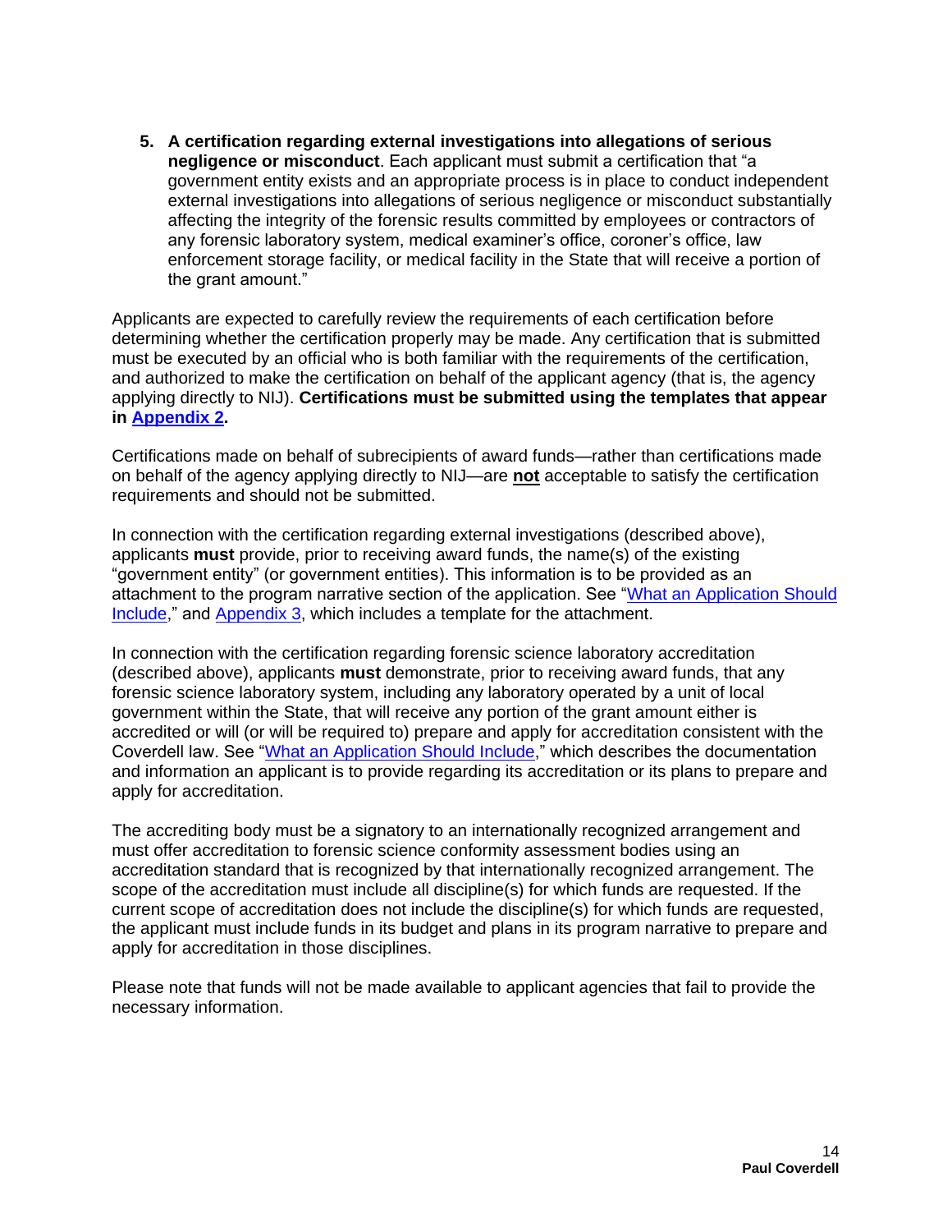5. **A certification regarding external investigations into allegations of serious negligence or misconduct**. Each applicant must submit a certification that "a government entity exists and an appropriate process is in place to conduct independent external investigations into allegations of serious negligence or misconduct substantially affecting the integrity of the forensic results committed by employees or contractors of any forensic laboratory system, medical examiner's office, coroner's office, law enforcement storage facility, or medical facility in the State that will receive a portion of the grant amount."

Applicants are expected to carefully review the requirements of each certification before determining whether the certification properly may be made. Any certification that is submitted must be executed by an official who is both familiar with the requirements of the certification, and authorized to make the certification on behalf of the applicant agency (that is, the agency applying directly to NIJ). **Certifications must be submitted using the templates that appear in Appendix 2.**

Certifications made on behalf of subrecipients of award funds—rather than certifications made on behalf of the agency applying directly to NIJ—are **not** acceptable to satisfy the certification requirements and should not be submitted.

In connection with the certification regarding external investigations (described above), applicants **must** provide, prior to receiving award funds, the name(s) of the existing "government entity" (or government entities). This information is to be provided as an attachment to the program narrative section of the application. See "What an Application Should Include," and Appendix 3, which includes a template for the attachment.

In connection with the certification regarding forensic science laboratory accreditation (described above), applicants **must** demonstrate, prior to receiving award funds, that any forensic science laboratory system, including any laboratory operated by a unit of local government within the State, that will receive any portion of the grant amount either is accredited or will (or will be required to) prepare and apply for accreditation consistent with the Coverdell law. See "What an Application Should Include," which describes the documentation and information an applicant is to provide regarding its accreditation or its plans to prepare and apply for accreditation.

The accrediting body must be a signatory to an internationally recognized arrangement and must offer accreditation to forensic science conformity assessment bodies using an accreditation standard that is recognized by that internationally recognized arrangement. The scope of the accreditation must include all discipline(s) for which funds are requested. If the current scope of accreditation does not include the discipline(s) for which funds are requested, the applicant must include funds in its budget and plans in its program narrative to prepare and apply for accreditation in those disciplines.

Please note that funds will not be made available to applicant agencies that fail to provide the necessary information.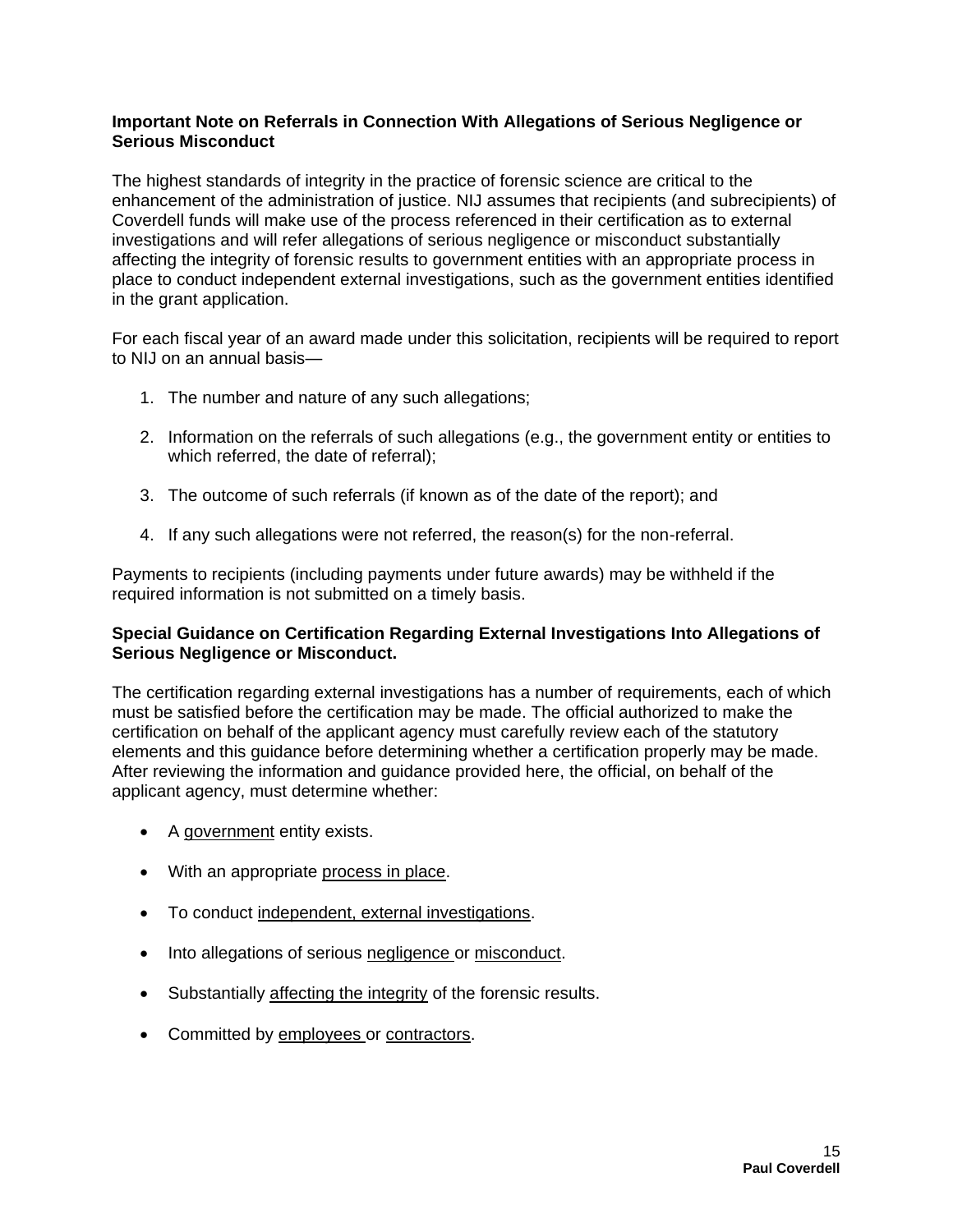**Important Note on Referrals in Connection With Allegations of Serious Negligence or Serious Misconduct**

The highest standards of integrity in the practice of forensic science are critical to the enhancement of the administration of justice. NIJ assumes that recipients (and subrecipients) of Coverdell funds will make use of the process referenced in their certification as to external investigations and will refer allegations of serious negligence or misconduct substantially affecting the integrity of forensic results to government entities with an appropriate process in place to conduct independent external investigations, such as the government entities identified in the grant application.

For each fiscal year of an award made under this solicitation, recipients will be required to report to NIJ on an annual basis—

1. The number and nature of any such allegations;
2. Information on the referrals of such allegations (e.g., the government entity or entities to which referred, the date of referral);
3. The outcome of such referrals (if known as of the date of the report); and
4. If any such allegations were not referred, the reason(s) for the non-referral.

Payments to recipients (including payments under future awards) may be withheld if the required information is not submitted on a timely basis.

**Special Guidance on Certification Regarding External Investigations Into Allegations of Serious Negligence or Misconduct.**

The certification regarding external investigations has a number of requirements, each of which must be satisfied before the certification may be made. The official authorized to make the certification on behalf of the applicant agency must carefully review each of the statutory elements and this guidance before determining whether a certification properly may be made. After reviewing the information and guidance provided here, the official, on behalf of the applicant agency, must determine whether:

- A government entity exists.
- With an appropriate process in place.
- To conduct independent, external investigations.
- Into allegations of serious negligence or misconduct.
- Substantially affecting the integrity of the forensic results.
- Committed by employees or contractors.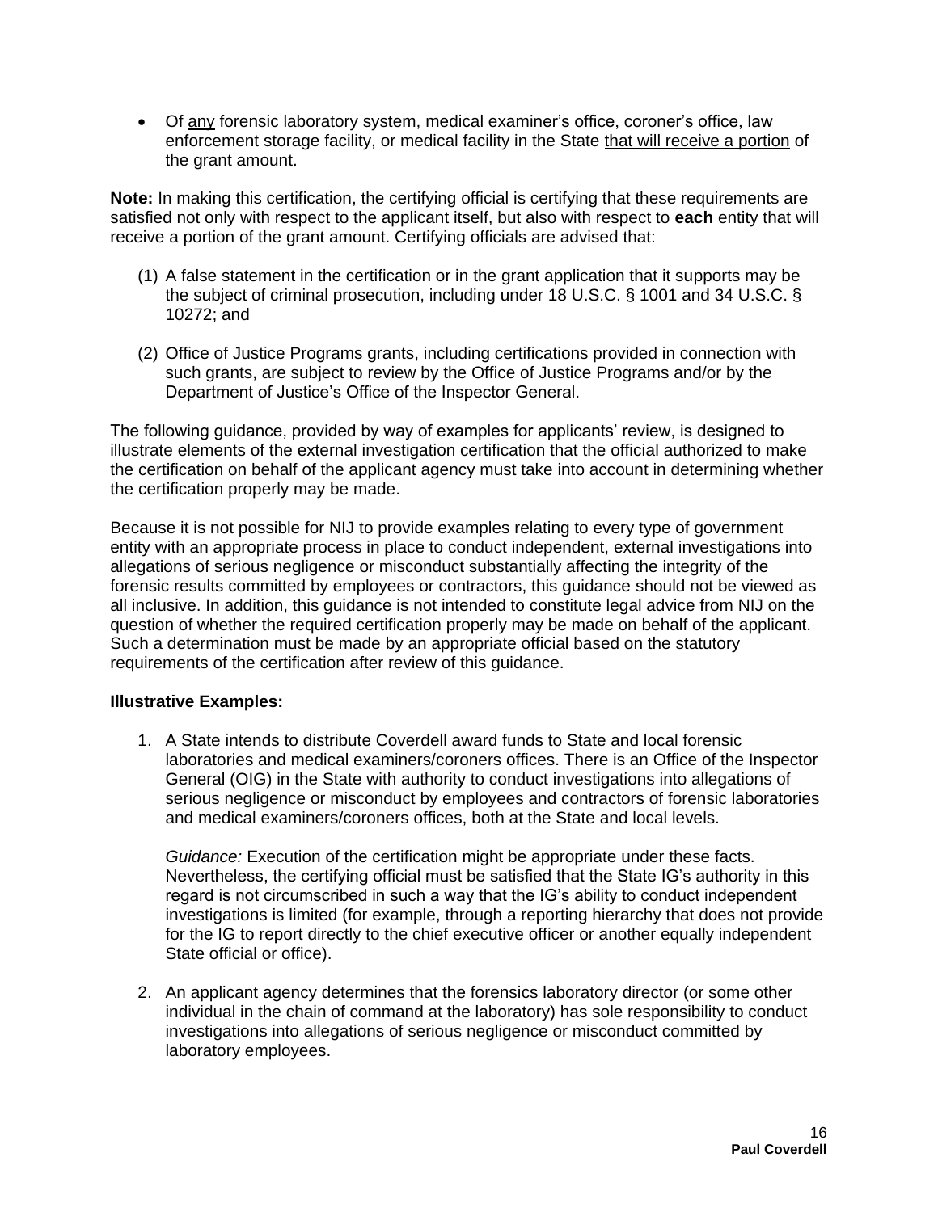- Of <u>any</u> forensic laboratory system, medical examiner's office, coroner's office, law enforcement storage facility, or medical facility in the State <u>that will receive a portion</u> of the grant amount.

**Note:** In making this certification, the certifying official is certifying that these requirements are satisfied not only with respect to the applicant itself, but also with respect to **each** entity that will receive a portion of the grant amount. Certifying officials are advised that:

(1) A false statement in the certification or in the grant application that it supports may be the subject of criminal prosecution, including under 18 U.S.C. § 1001 and 34 U.S.C. § 10272; and

(2) Office of Justice Programs grants, including certifications provided in connection with such grants, are subject to review by the Office of Justice Programs and/or by the Department of Justice's Office of the Inspector General.

The following guidance, provided by way of examples for applicants' review, is designed to illustrate elements of the external investigation certification that the official authorized to make the certification on behalf of the applicant agency must take into account in determining whether the certification properly may be made.

Because it is not possible for NIJ to provide examples relating to every type of government entity with an appropriate process in place to conduct independent, external investigations into allegations of serious negligence or misconduct substantially affecting the integrity of the forensic results committed by employees or contractors, this guidance should not be viewed as all inclusive. In addition, this guidance is not intended to constitute legal advice from NIJ on the question of whether the required certification properly may be made on behalf of the applicant. Such a determination must be made by an appropriate official based on the statutory requirements of the certification after review of this guidance.

**Illustrative Examples:**

1. A State intends to distribute Coverdell award funds to State and local forensic laboratories and medical examiners/coroners offices. There is an Office of the Inspector General (OIG) in the State with authority to conduct investigations into allegations of serious negligence or misconduct by employees and contractors of forensic laboratories and medical examiners/coroners offices, both at the State and local levels.

   *Guidance:* Execution of the certification might be appropriate under these facts. Nevertheless, the certifying official must be satisfied that the State IG's authority in this regard is not circumscribed in such a way that the IG's ability to conduct independent investigations is limited (for example, through a reporting hierarchy that does not provide for the IG to report directly to the chief executive officer or another equally independent State official or office).

2. An applicant agency determines that the forensics laboratory director (or some other individual in the chain of command at the laboratory) has sole responsibility to conduct investigations into allegations of serious negligence or misconduct committed by laboratory employees.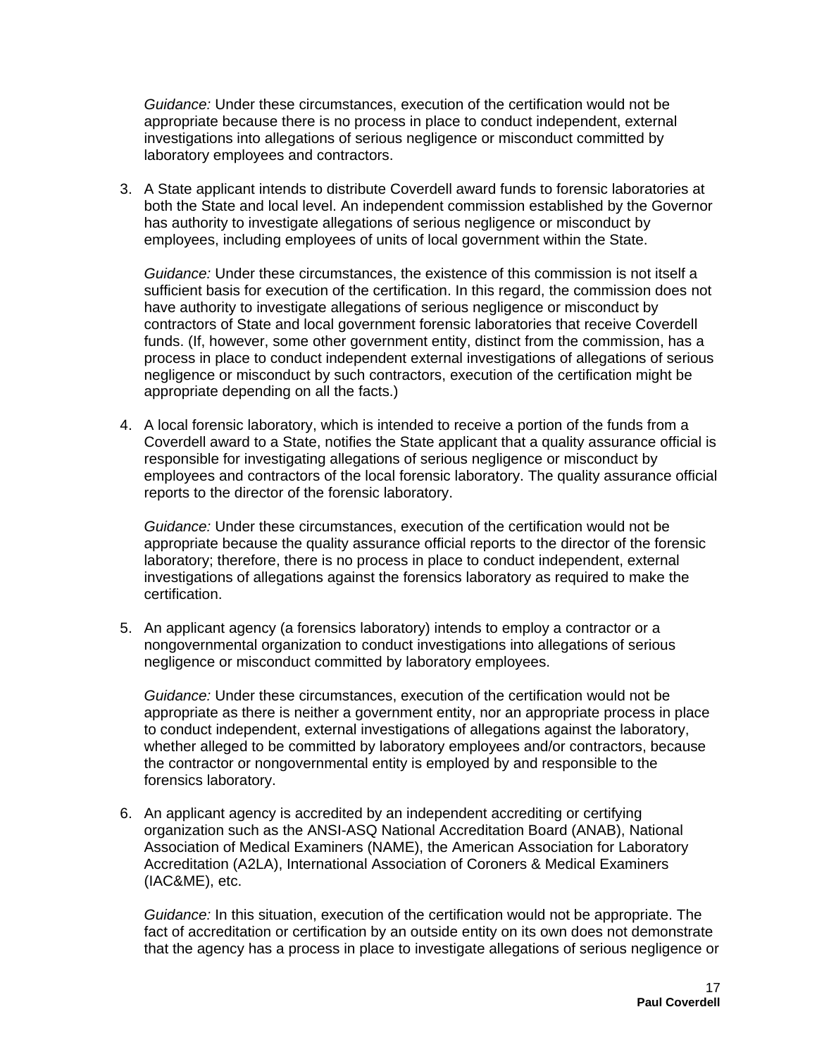*Guidance:* Under these circumstances, execution of the certification would not be appropriate because there is no process in place to conduct independent, external investigations into allegations of serious negligence or misconduct committed by laboratory employees and contractors.

3. A State applicant intends to distribute Coverdell award funds to forensic laboratories at both the State and local level. An independent commission established by the Governor has authority to investigate allegations of serious negligence or misconduct by employees, including employees of units of local government within the State.

   *Guidance:* Under these circumstances, the existence of this commission is not itself a sufficient basis for execution of the certification. In this regard, the commission does not have authority to investigate allegations of serious negligence or misconduct by contractors of State and local government forensic laboratories that receive Coverdell funds. (If, however, some other government entity, distinct from the commission, has a process in place to conduct independent external investigations of allegations of serious negligence or misconduct by such contractors, execution of the certification might be appropriate depending on all the facts.)

4. A local forensic laboratory, which is intended to receive a portion of the funds from a Coverdell award to a State, notifies the State applicant that a quality assurance official is responsible for investigating allegations of serious negligence or misconduct by employees and contractors of the local forensic laboratory. The quality assurance official reports to the director of the forensic laboratory.

   *Guidance:* Under these circumstances, execution of the certification would not be appropriate because the quality assurance official reports to the director of the forensic laboratory; therefore, there is no process in place to conduct independent, external investigations of allegations against the forensics laboratory as required to make the certification.

5. An applicant agency (a forensics laboratory) intends to employ a contractor or a nongovernmental organization to conduct investigations into allegations of serious negligence or misconduct committed by laboratory employees.

   *Guidance:* Under these circumstances, execution of the certification would not be appropriate as there is neither a government entity, nor an appropriate process in place to conduct independent, external investigations of allegations against the laboratory, whether alleged to be committed by laboratory employees and/or contractors, because the contractor or nongovernmental entity is employed by and responsible to the forensics laboratory.

6. An applicant agency is accredited by an independent accrediting or certifying organization such as the ANSI-ASQ National Accreditation Board (ANAB), National Association of Medical Examiners (NAME), the American Association for Laboratory Accreditation (A2LA), International Association of Coroners & Medical Examiners (IAC&ME), etc.

   *Guidance:* In this situation, execution of the certification would not be appropriate. The fact of accreditation or certification by an outside entity on its own does not demonstrate that the agency has a process in place to investigate allegations of serious negligence or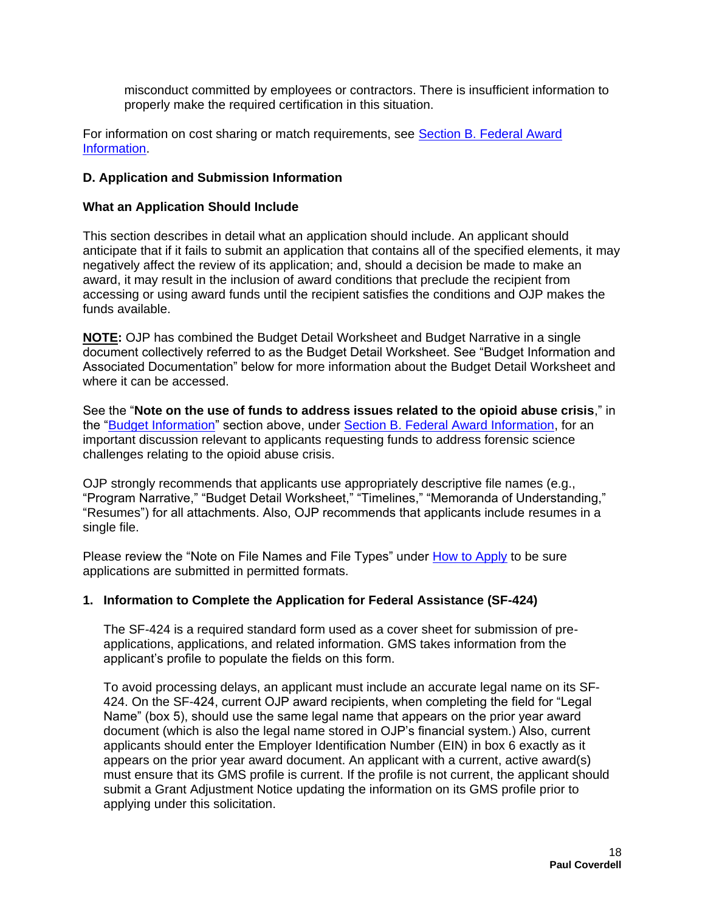misconduct committed by employees or contractors. There is insufficient information to properly make the required certification in this situation.

For information on cost sharing or match requirements, see Section B. Federal Award Information.

## D. Application and Submission Information

### What an Application Should Include

This section describes in detail what an application should include. An applicant should anticipate that if it fails to submit an application that contains all of the specified elements, it may negatively affect the review of its application; and, should a decision be made to make an award, it may result in the inclusion of award conditions that preclude the recipient from accessing or using award funds until the recipient satisfies the conditions and OJP makes the funds available.

**NOTE:** OJP has combined the Budget Detail Worksheet and Budget Narrative in a single document collectively referred to as the Budget Detail Worksheet. See "Budget Information and Associated Documentation" below for more information about the Budget Detail Worksheet and where it can be accessed.

See the "**Note on the use of funds to address issues related to the opioid abuse crisis**," in the "Budget Information" section above, under Section B. Federal Award Information, for an important discussion relevant to applicants requesting funds to address forensic science challenges relating to the opioid abuse crisis.

OJP strongly recommends that applicants use appropriately descriptive file names (e.g., "Program Narrative," "Budget Detail Worksheet," "Timelines," "Memoranda of Understanding," "Resumes") for all attachments. Also, OJP recommends that applicants include resumes in a single file.

Please review the "Note on File Names and File Types" under How to Apply to be sure applications are submitted in permitted formats.

### 1. Information to Complete the Application for Federal Assistance (SF-424)

The SF-424 is a required standard form used as a cover sheet for submission of pre-applications, applications, and related information. GMS takes information from the applicant's profile to populate the fields on this form.

To avoid processing delays, an applicant must include an accurate legal name on its SF-424. On the SF-424, current OJP award recipients, when completing the field for "Legal Name" (box 5), should use the same legal name that appears on the prior year award document (which is also the legal name stored in OJP's financial system.) Also, current applicants should enter the Employer Identification Number (EIN) in box 6 exactly as it appears on the prior year award document. An applicant with a current, active award(s) must ensure that its GMS profile is current. If the profile is not current, the applicant should submit a Grant Adjustment Notice updating the information on its GMS profile prior to applying under this solicitation.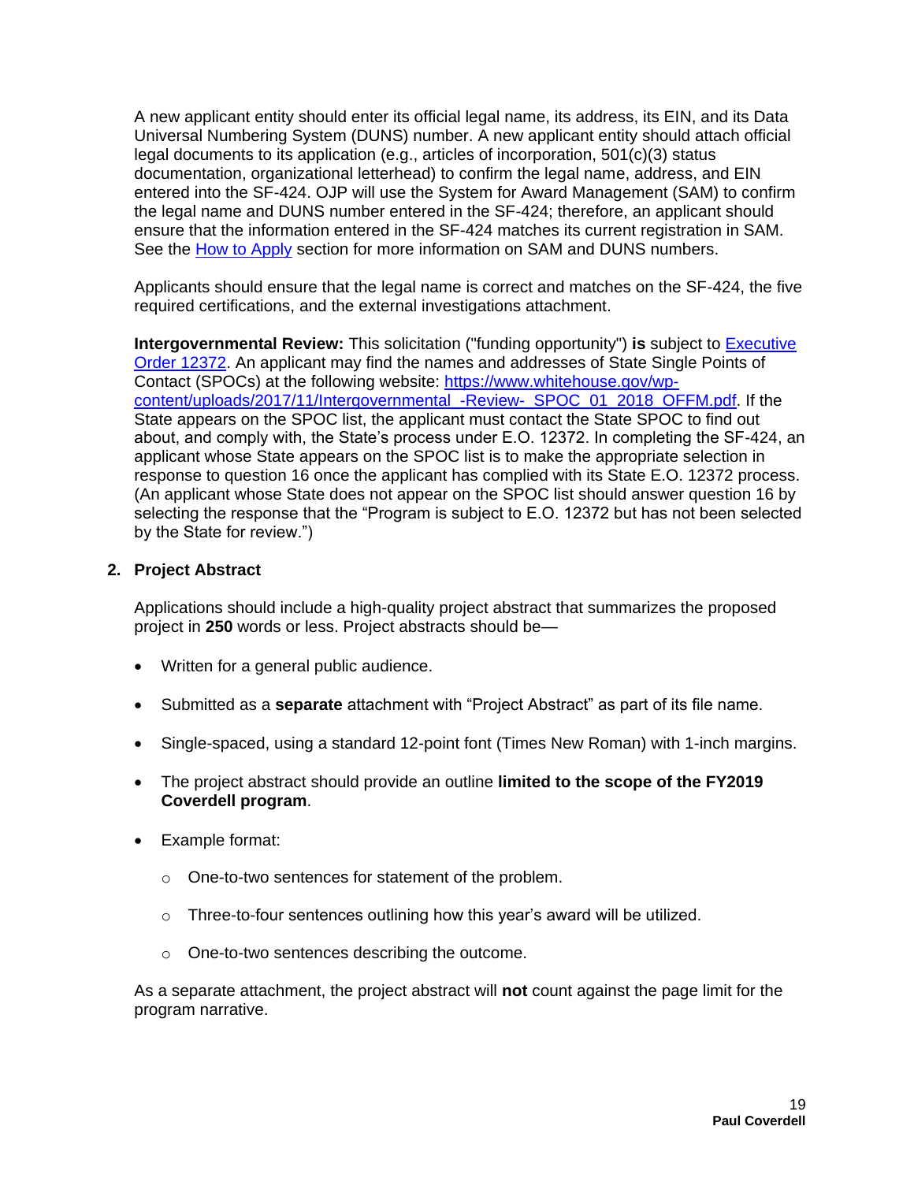A new applicant entity should enter its official legal name, its address, its EIN, and its Data Universal Numbering System (DUNS) number. A new applicant entity should attach official legal documents to its application (e.g., articles of incorporation, 501(c)(3) status documentation, organizational letterhead) to confirm the legal name, address, and EIN entered into the SF-424. OJP will use the System for Award Management (SAM) to confirm the legal name and DUNS number entered in the SF-424; therefore, an applicant should ensure that the information entered in the SF-424 matches its current registration in SAM. See the [How to Apply](#) section for more information on SAM and DUNS numbers.

Applicants should ensure that the legal name is correct and matches on the SF-424, the five required certifications, and the external investigations attachment.

**Intergovernmental Review:** This solicitation ("funding opportunity") **is** subject to [Executive Order 12372](#). An applicant may find the names and addresses of State Single Points of Contact (SPOCs) at the following website: [https://www.whitehouse.gov/wp-content/uploads/2017/11/Intergovernmental_-Review-_SPOC_01_2018_OFFM.pdf](https://www.whitehouse.gov/wp-content/uploads/2017/11/Intergovernmental_-Review-_SPOC_01_2018_OFFM.pdf). If the State appears on the SPOC list, the applicant must contact the State SPOC to find out about, and comply with, the State's process under E.O. 12372. In completing the SF-424, an applicant whose State appears on the SPOC list is to make the appropriate selection in response to question 16 once the applicant has complied with its State E.O. 12372 process. (An applicant whose State does not appear on the SPOC list should answer question 16 by selecting the response that the "Program is subject to E.O. 12372 but has not been selected by the State for review.")

2. **Project Abstract**

Applications should include a high-quality project abstract that summarizes the proposed project in **250** words or less. Project abstracts should be—

- Written for a general public audience.
- Submitted as a **separate** attachment with "Project Abstract" as part of its file name.
- Single-spaced, using a standard 12-point font (Times New Roman) with 1-inch margins.
- The project abstract should provide an outline **limited to the scope of the FY2019 Coverdell program**.
- Example format:
  - One-to-two sentences for statement of the problem.
  - Three-to-four sentences outlining how this year's award will be utilized.
  - One-to-two sentences describing the outcome.

As a separate attachment, the project abstract will **not** count against the page limit for the program narrative.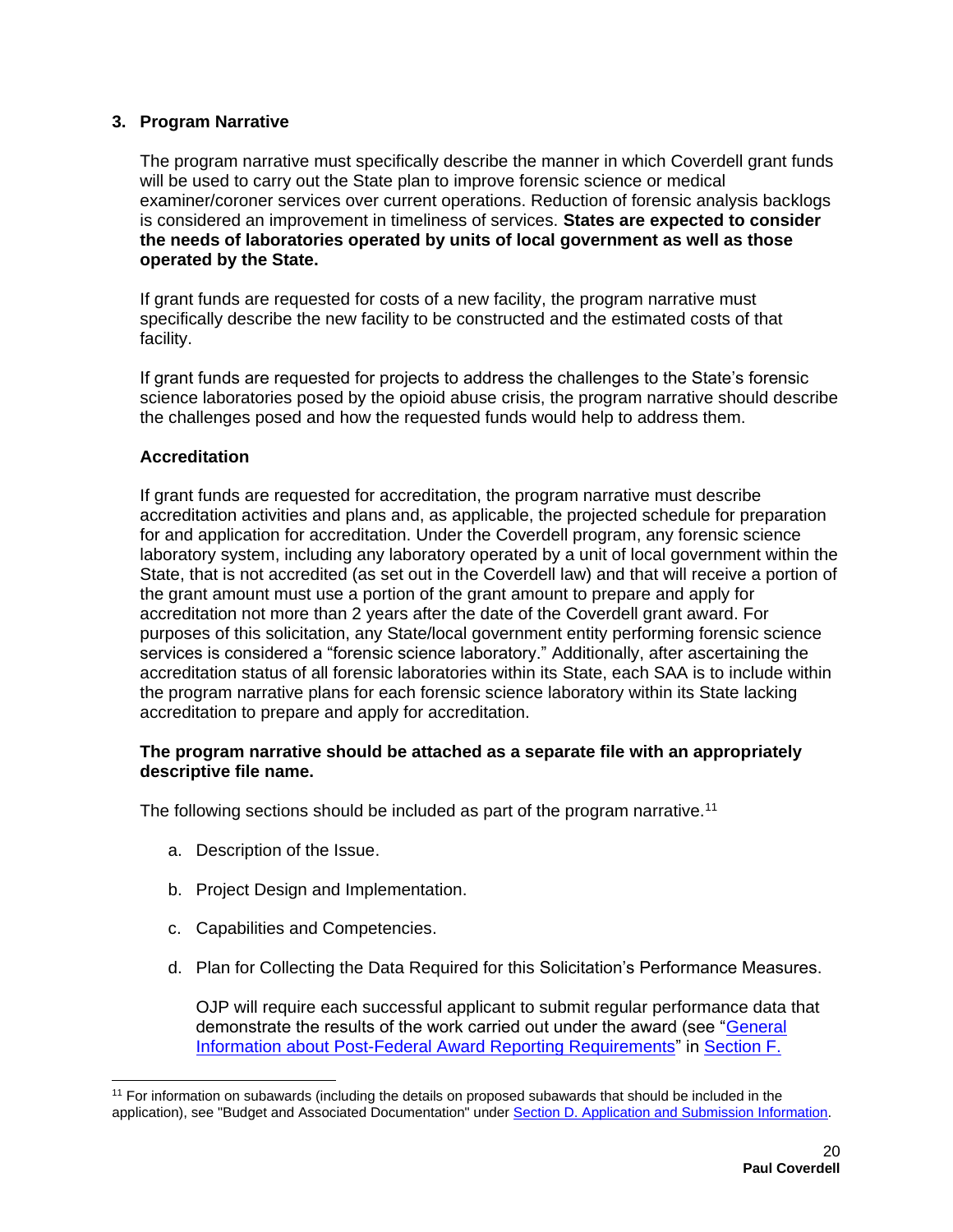### 3. Program Narrative

The program narrative must specifically describe the manner in which Coverdell grant funds will be used to carry out the State plan to improve forensic science or medical examiner/coroner services over current operations. Reduction of forensic analysis backlogs is considered an improvement in timeliness of services. **States are expected to consider the needs of laboratories operated by units of local government as well as those operated by the State.**

If grant funds are requested for costs of a new facility, the program narrative must specifically describe the new facility to be constructed and the estimated costs of that facility.

If grant funds are requested for projects to address the challenges to the State's forensic science laboratories posed by the opioid abuse crisis, the program narrative should describe the challenges posed and how the requested funds would help to address them.

#### Accreditation

If grant funds are requested for accreditation, the program narrative must describe accreditation activities and plans and, as applicable, the projected schedule for preparation for and application for accreditation. Under the Coverdell program, any forensic science laboratory system, including any laboratory operated by a unit of local government within the State, that is not accredited (as set out in the Coverdell law) and that will receive a portion of the grant amount must use a portion of the grant amount to prepare and apply for accreditation not more than 2 years after the date of the Coverdell grant award. For purposes of this solicitation, any State/local government entity performing forensic science services is considered a "forensic science laboratory." Additionally, after ascertaining the accreditation status of all forensic laboratories within its State, each SAA is to include within the program narrative plans for each forensic science laboratory within its State lacking accreditation to prepare and apply for accreditation.

**The program narrative should be attached as a separate file with an appropriately descriptive file name.**

The following sections should be included as part of the program narrative.[11]

a. Description of the Issue.

b. Project Design and Implementation.

c. Capabilities and Competencies.

d. Plan for Collecting the Data Required for this Solicitation's Performance Measures.

   OJP will require each successful applicant to submit regular performance data that demonstrate the results of the work carried out under the award (see "General Information about Post-Federal Award Reporting Requirements" in Section F.

[11] For information on subawards (including the details on proposed subawards that should be included in the application), see "Budget and Associated Documentation" under Section D. Application and Submission Information.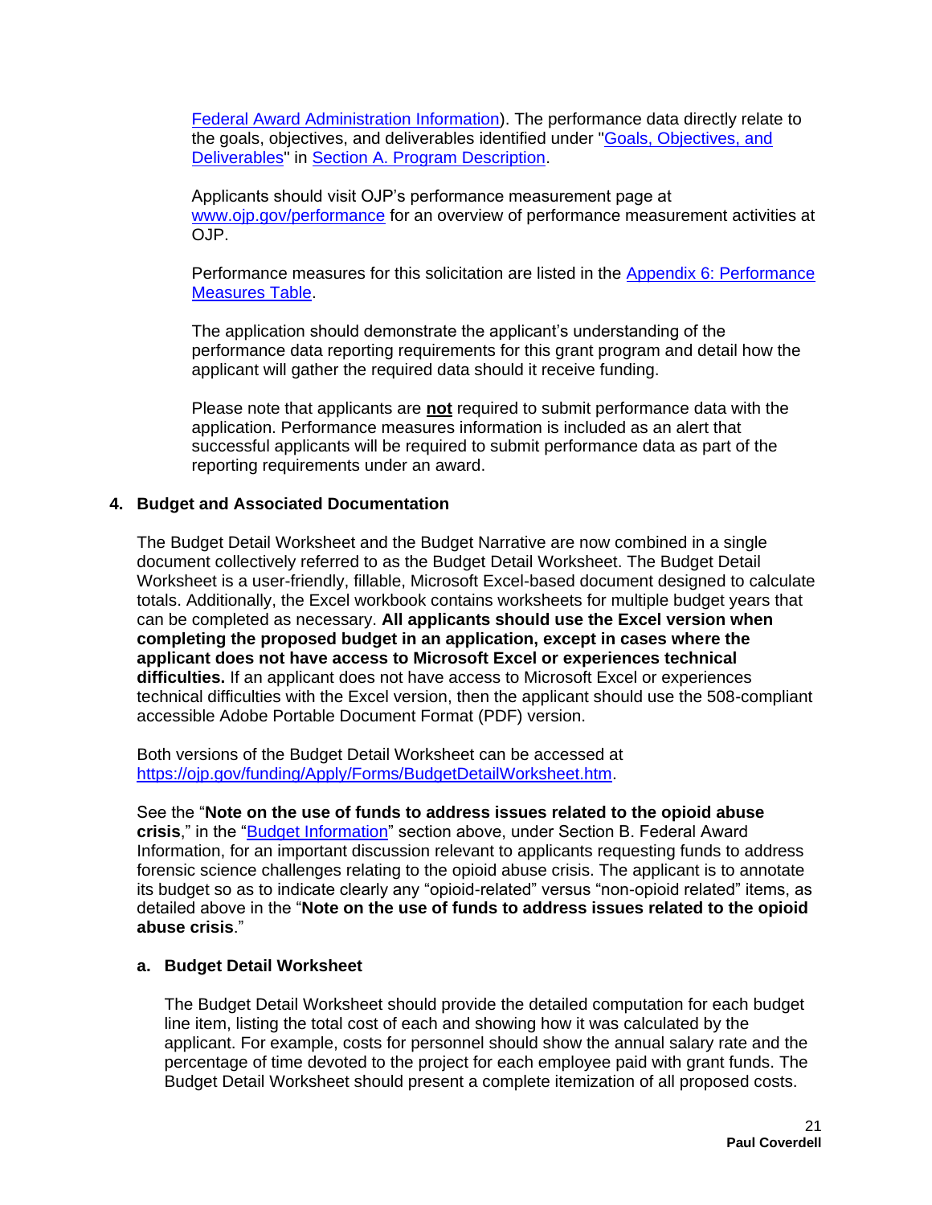Federal Award Administration Information). The performance data directly relate to the goals, objectives, and deliverables identified under "Goals, Objectives, and Deliverables" in Section A. Program Description.

Applicants should visit OJP's performance measurement page at www.ojp.gov/performance for an overview of performance measurement activities at OJP.

Performance measures for this solicitation are listed in the Appendix 6: Performance Measures Table.

The application should demonstrate the applicant's understanding of the performance data reporting requirements for this grant program and detail how the applicant will gather the required data should it receive funding.

Please note that applicants are **not** required to submit performance data with the application. Performance measures information is included as an alert that successful applicants will be required to submit performance data as part of the reporting requirements under an award.

### 4. Budget and Associated Documentation

The Budget Detail Worksheet and the Budget Narrative are now combined in a single document collectively referred to as the Budget Detail Worksheet. The Budget Detail Worksheet is a user-friendly, fillable, Microsoft Excel-based document designed to calculate totals. Additionally, the Excel workbook contains worksheets for multiple budget years that can be completed as necessary. **All applicants should use the Excel version when completing the proposed budget in an application, except in cases where the applicant does not have access to Microsoft Excel or experiences technical difficulties.** If an applicant does not have access to Microsoft Excel or experiences technical difficulties with the Excel version, then the applicant should use the 508-compliant accessible Adobe Portable Document Format (PDF) version.

Both versions of the Budget Detail Worksheet can be accessed at https://ojp.gov/funding/Apply/Forms/BudgetDetailWorksheet.htm.

See the "**Note on the use of funds to address issues related to the opioid abuse crisis**," in the "Budget Information" section above, under Section B. Federal Award Information, for an important discussion relevant to applicants requesting funds to address forensic science challenges relating to the opioid abuse crisis. The applicant is to annotate its budget so as to indicate clearly any "opioid-related" versus "non-opioid related" items, as detailed above in the "**Note on the use of funds to address issues related to the opioid abuse crisis**."

#### a. Budget Detail Worksheet

The Budget Detail Worksheet should provide the detailed computation for each budget line item, listing the total cost of each and showing how it was calculated by the applicant. For example, costs for personnel should show the annual salary rate and the percentage of time devoted to the project for each employee paid with grant funds. The Budget Detail Worksheet should present a complete itemization of all proposed costs.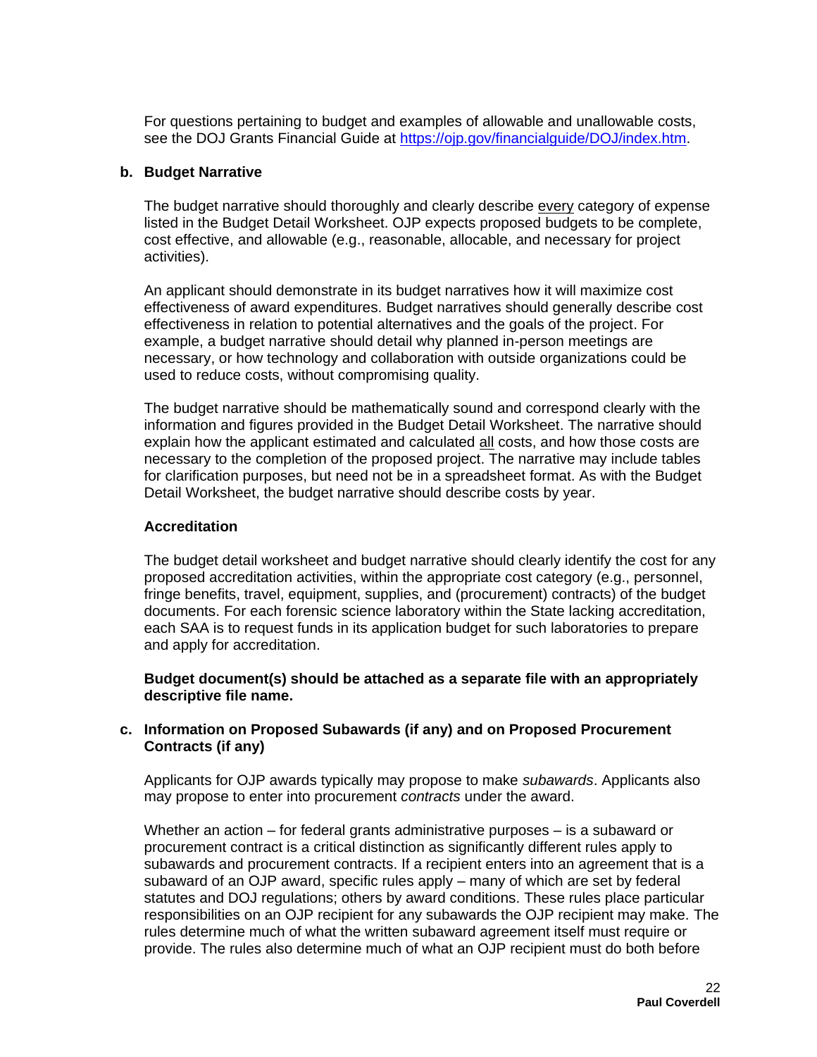For questions pertaining to budget and examples of allowable and unallowable costs, see the DOJ Grants Financial Guide at https://ojp.gov/financialguide/DOJ/index.htm.

**b. Budget Narrative**

The budget narrative should thoroughly and clearly describe every category of expense listed in the Budget Detail Worksheet. OJP expects proposed budgets to be complete, cost effective, and allowable (e.g., reasonable, allocable, and necessary for project activities).

An applicant should demonstrate in its budget narratives how it will maximize cost effectiveness of award expenditures. Budget narratives should generally describe cost effectiveness in relation to potential alternatives and the goals of the project. For example, a budget narrative should detail why planned in-person meetings are necessary, or how technology and collaboration with outside organizations could be used to reduce costs, without compromising quality.

The budget narrative should be mathematically sound and correspond clearly with the information and figures provided in the Budget Detail Worksheet. The narrative should explain how the applicant estimated and calculated all costs, and how those costs are necessary to the completion of the proposed project. The narrative may include tables for clarification purposes, but need not be in a spreadsheet format. As with the Budget Detail Worksheet, the budget narrative should describe costs by year.

**Accreditation**

The budget detail worksheet and budget narrative should clearly identify the cost for any proposed accreditation activities, within the appropriate cost category (e.g., personnel, fringe benefits, travel, equipment, supplies, and (procurement) contracts) of the budget documents. For each forensic science laboratory within the State lacking accreditation, each SAA is to request funds in its application budget for such laboratories to prepare and apply for accreditation.

**Budget document(s) should be attached as a separate file with an appropriately descriptive file name.**

**c. Information on Proposed Subawards (if any) and on Proposed Procurement Contracts (if any)**

Applicants for OJP awards typically may propose to make *subawards*. Applicants also may propose to enter into procurement *contracts* under the award.

Whether an action – for federal grants administrative purposes – is a subaward or procurement contract is a critical distinction as significantly different rules apply to subawards and procurement contracts. If a recipient enters into an agreement that is a subaward of an OJP award, specific rules apply – many of which are set by federal statutes and DOJ regulations; others by award conditions. These rules place particular responsibilities on an OJP recipient for any subawards the OJP recipient may make. The rules determine much of what the written subaward agreement itself must require or provide. The rules also determine much of what an OJP recipient must do both before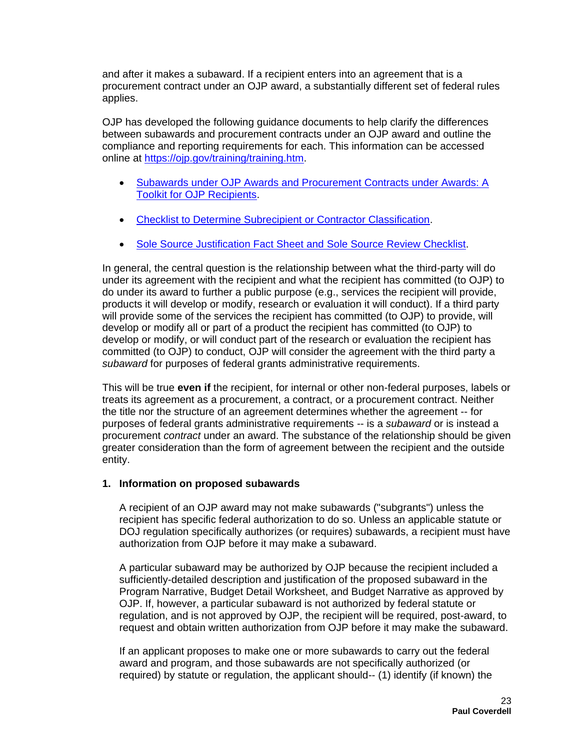and after it makes a subaward. If a recipient enters into an agreement that is a procurement contract under an OJP award, a substantially different set of federal rules applies.

OJP has developed the following guidance documents to help clarify the differences between subawards and procurement contracts under an OJP award and outline the compliance and reporting requirements for each. This information can be accessed online at [https://ojp.gov/training/training.htm](https://ojp.gov/training/training.htm).

- [Subawards under OJP Awards and Procurement Contracts under Awards: A Toolkit for OJP Recipients](https://ojp.gov/training/training.htm).
- [Checklist to Determine Subrecipient or Contractor Classification](https://ojp.gov/training/training.htm).
- [Sole Source Justification Fact Sheet and Sole Source Review Checklist](https://ojp.gov/training/training.htm).

In general, the central question is the relationship between what the third-party will do under its agreement with the recipient and what the recipient has committed (to OJP) to do under its award to further a public purpose (e.g., services the recipient will provide, products it will develop or modify, research or evaluation it will conduct). If a third party will provide some of the services the recipient has committed (to OJP) to provide, will develop or modify all or part of a product the recipient has committed (to OJP) to develop or modify, or will conduct part of the research or evaluation the recipient has committed (to OJP) to conduct, OJP will consider the agreement with the third party a *subaward* for purposes of federal grants administrative requirements.

This will be true **even if** the recipient, for internal or other non-federal purposes, labels or treats its agreement as a procurement, a contract, or a procurement contract. Neither the title nor the structure of an agreement determines whether the agreement -- for purposes of federal grants administrative requirements -- is a *subaward* or is instead a procurement *contract* under an award. The substance of the relationship should be given greater consideration than the form of agreement between the recipient and the outside entity.

**1. Information on proposed subawards**

A recipient of an OJP award may not make subawards ("subgrants") unless the recipient has specific federal authorization to do so. Unless an applicable statute or DOJ regulation specifically authorizes (or requires) subawards, a recipient must have authorization from OJP before it may make a subaward.

A particular subaward may be authorized by OJP because the recipient included a sufficiently-detailed description and justification of the proposed subaward in the Program Narrative, Budget Detail Worksheet, and Budget Narrative as approved by OJP. If, however, a particular subaward is not authorized by federal statute or regulation, and is not approved by OJP, the recipient will be required, post-award, to request and obtain written authorization from OJP before it may make the subaward.

If an applicant proposes to make one or more subawards to carry out the federal award and program, and those subawards are not specifically authorized (or required) by statute or regulation, the applicant should-- (1) identify (if known) the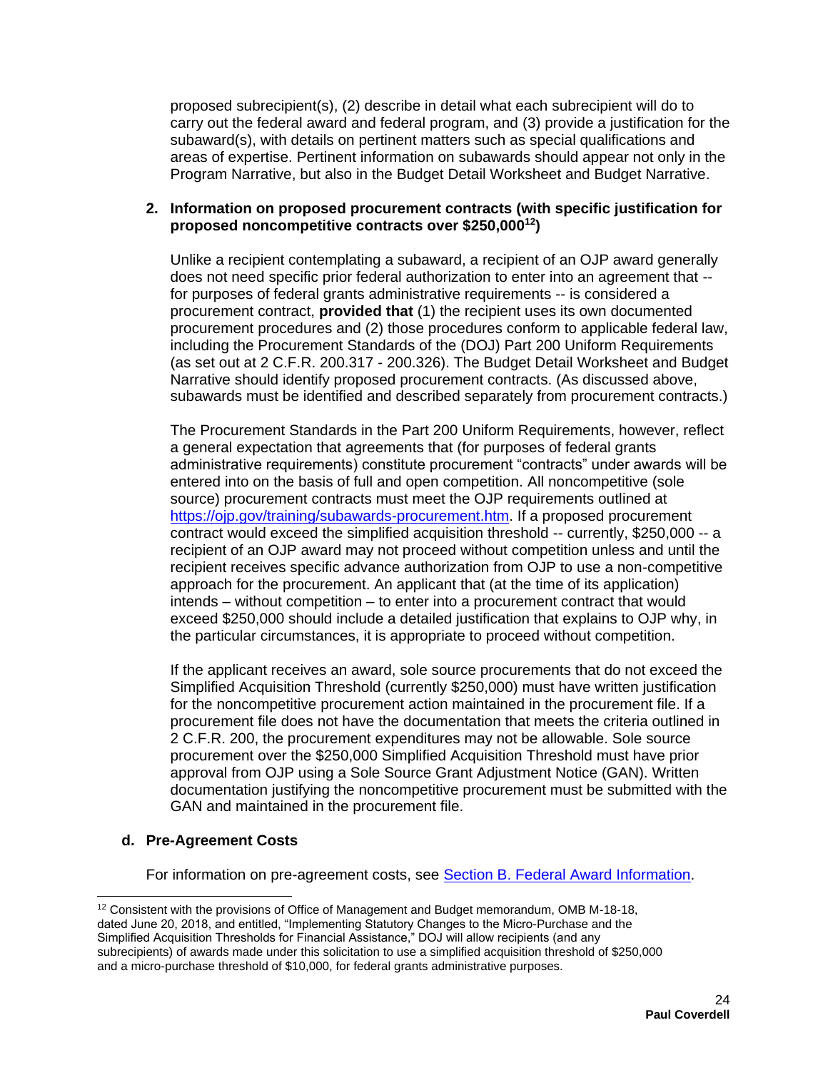proposed subrecipient(s), (2) describe in detail what each subrecipient will do to carry out the federal award and federal program, and (3) provide a justification for the subaward(s), with details on pertinent matters such as special qualifications and areas of expertise. Pertinent information on subawards should appear not only in the Program Narrative, but also in the Budget Detail Worksheet and Budget Narrative.

**2. Information on proposed procurement contracts (with specific justification for proposed noncompetitive contracts over $250,000[12])**

Unlike a recipient contemplating a subaward, a recipient of an OJP award generally does not need specific prior federal authorization to enter into an agreement that -- for purposes of federal grants administrative requirements -- is considered a procurement contract, **provided that** (1) the recipient uses its own documented procurement procedures and (2) those procedures conform to applicable federal law, including the Procurement Standards of the (DOJ) Part 200 Uniform Requirements (as set out at 2 C.F.R. 200.317 - 200.326). The Budget Detail Worksheet and Budget Narrative should identify proposed procurement contracts. (As discussed above, subawards must be identified and described separately from procurement contracts.)

The Procurement Standards in the Part 200 Uniform Requirements, however, reflect a general expectation that agreements that (for purposes of federal grants administrative requirements) constitute procurement "contracts" under awards will be entered into on the basis of full and open competition. All noncompetitive (sole source) procurement contracts must meet the OJP requirements outlined at https://ojp.gov/training/subawards-procurement.htm. If a proposed procurement contract would exceed the simplified acquisition threshold -- currently, $250,000 -- a recipient of an OJP award may not proceed without competition unless and until the recipient receives specific advance authorization from OJP to use a non-competitive approach for the procurement. An applicant that (at the time of its application) intends – without competition – to enter into a procurement contract that would exceed $250,000 should include a detailed justification that explains to OJP why, in the particular circumstances, it is appropriate to proceed without competition.

If the applicant receives an award, sole source procurements that do not exceed the Simplified Acquisition Threshold (currently $250,000) must have written justification for the noncompetitive procurement action maintained in the procurement file. If a procurement file does not have the documentation that meets the criteria outlined in 2 C.F.R. 200, the procurement expenditures may not be allowable. Sole source procurement over the $250,000 Simplified Acquisition Threshold must have prior approval from OJP using a Sole Source Grant Adjustment Notice (GAN). Written documentation justifying the noncompetitive procurement must be submitted with the GAN and maintained in the procurement file.

**d. Pre-Agreement Costs**

For information on pre-agreement costs, see Section B. Federal Award Information.

---

[12] Consistent with the provisions of Office of Management and Budget memorandum, OMB M-18-18, dated June 20, 2018, and entitled, "Implementing Statutory Changes to the Micro-Purchase and the Simplified Acquisition Thresholds for Financial Assistance," DOJ will allow recipients (and any subrecipients) of awards made under this solicitation to use a simplified acquisition threshold of $250,000 and a micro-purchase threshold of $10,000, for federal grants administrative purposes.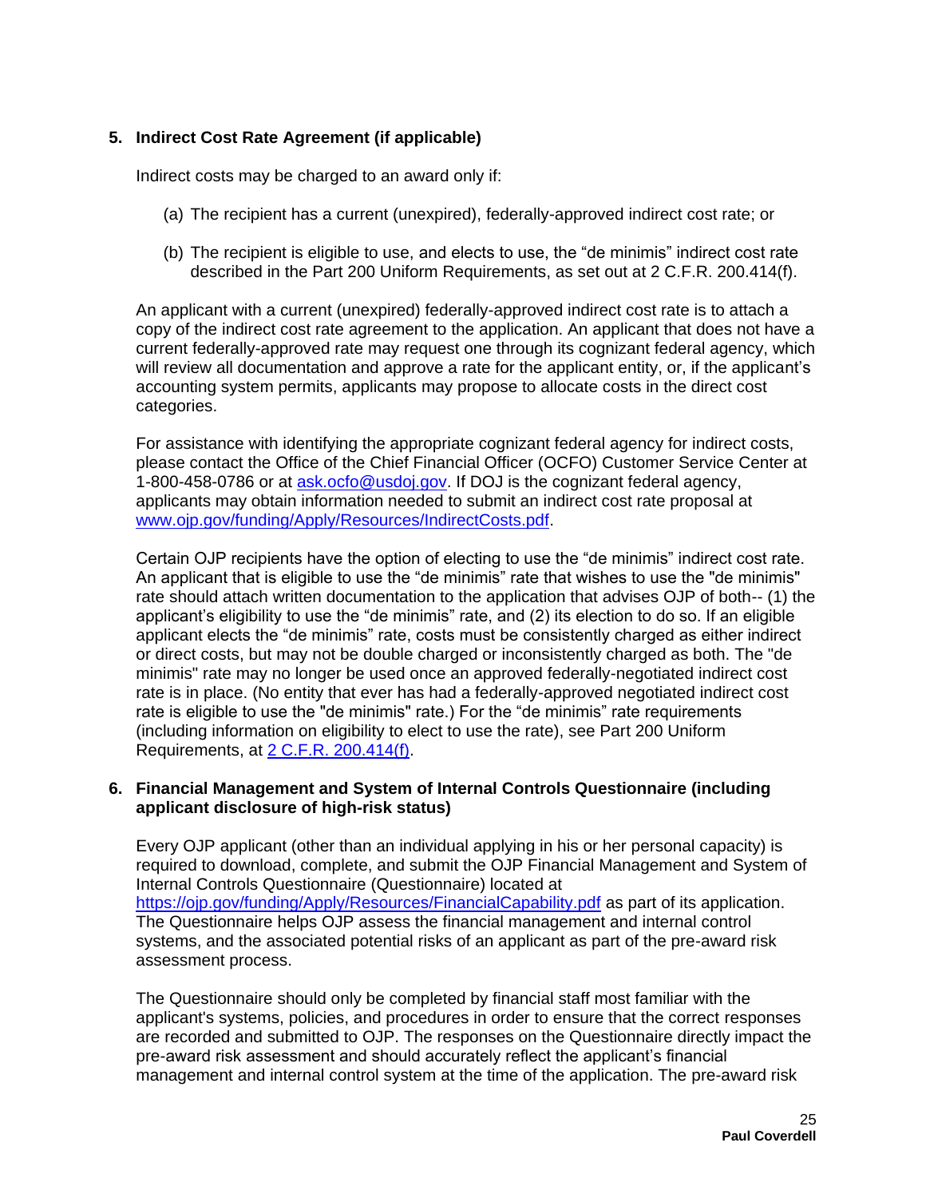**5. Indirect Cost Rate Agreement (if applicable)**

Indirect costs may be charged to an award only if:

(a) The recipient has a current (unexpired), federally-approved indirect cost rate; or

(b) The recipient is eligible to use, and elects to use, the "de minimis" indirect cost rate described in the Part 200 Uniform Requirements, as set out at 2 C.F.R. 200.414(f).

An applicant with a current (unexpired) federally-approved indirect cost rate is to attach a copy of the indirect cost rate agreement to the application. An applicant that does not have a current federally-approved rate may request one through its cognizant federal agency, which will review all documentation and approve a rate for the applicant entity, or, if the applicant's accounting system permits, applicants may propose to allocate costs in the direct cost categories.

For assistance with identifying the appropriate cognizant federal agency for indirect costs, please contact the Office of the Chief Financial Officer (OCFO) Customer Service Center at 1-800-458-0786 or at [ask.ocfo@usdoj.gov](mailto:ask.ocfo@usdoj.gov). If DOJ is the cognizant federal agency, applicants may obtain information needed to submit an indirect cost rate proposal at [www.ojp.gov/funding/Apply/Resources/IndirectCosts.pdf](http://www.ojp.gov/funding/Apply/Resources/IndirectCosts.pdf).

Certain OJP recipients have the option of electing to use the "de minimis" indirect cost rate. An applicant that is eligible to use the "de minimis" rate that wishes to use the "de minimis" rate should attach written documentation to the application that advises OJP of both-- (1) the applicant's eligibility to use the "de minimis" rate, and (2) its election to do so. If an eligible applicant elects the "de minimis" rate, costs must be consistently charged as either indirect or direct costs, but may not be double charged or inconsistently charged as both. The "de minimis" rate may no longer be used once an approved federally-negotiated indirect cost rate is in place. (No entity that ever has had a federally-approved negotiated indirect cost rate is eligible to use the "de minimis" rate.) For the "de minimis" rate requirements (including information on eligibility to elect to use the rate), see Part 200 Uniform Requirements, at 2 C.F.R. 200.414(f).

**6. Financial Management and System of Internal Controls Questionnaire (including applicant disclosure of high-risk status)**

Every OJP applicant (other than an individual applying in his or her personal capacity) is required to download, complete, and submit the OJP Financial Management and System of Internal Controls Questionnaire (Questionnaire) located at [https://ojp.gov/funding/Apply/Resources/FinancialCapability.pdf](https://ojp.gov/funding/Apply/Resources/FinancialCapability.pdf) as part of its application. The Questionnaire helps OJP assess the financial management and internal control systems, and the associated potential risks of an applicant as part of the pre-award risk assessment process.

The Questionnaire should only be completed by financial staff most familiar with the applicant's systems, policies, and procedures in order to ensure that the correct responses are recorded and submitted to OJP. The responses on the Questionnaire directly impact the pre-award risk assessment and should accurately reflect the applicant's financial management and internal control system at the time of the application. The pre-award risk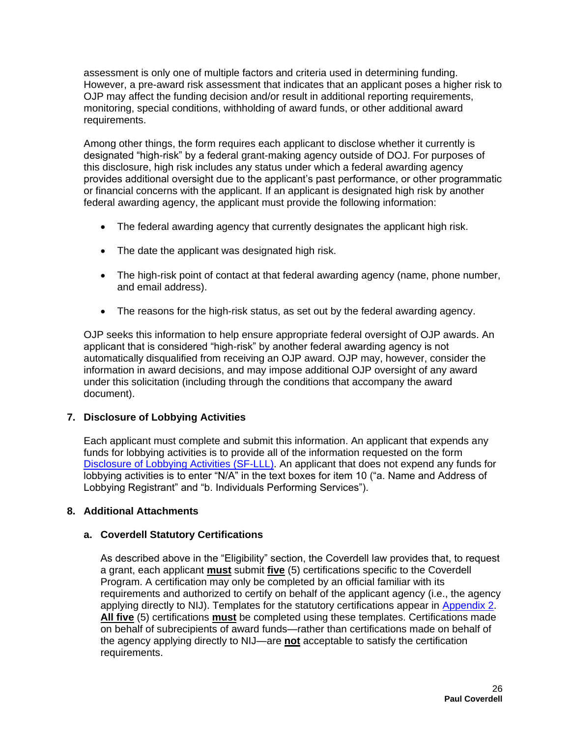assessment is only one of multiple factors and criteria used in determining funding. However, a pre-award risk assessment that indicates that an applicant poses a higher risk to OJP may affect the funding decision and/or result in additional reporting requirements, monitoring, special conditions, withholding of award funds, or other additional award requirements.

Among other things, the form requires each applicant to disclose whether it currently is designated "high-risk" by a federal grant-making agency outside of DOJ. For purposes of this disclosure, high risk includes any status under which a federal awarding agency provides additional oversight due to the applicant's past performance, or other programmatic or financial concerns with the applicant. If an applicant is designated high risk by another federal awarding agency, the applicant must provide the following information:

- The federal awarding agency that currently designates the applicant high risk.
- The date the applicant was designated high risk.
- The high-risk point of contact at that federal awarding agency (name, phone number, and email address).
- The reasons for the high-risk status, as set out by the federal awarding agency.

OJP seeks this information to help ensure appropriate federal oversight of OJP awards. An applicant that is considered "high-risk" by another federal awarding agency is not automatically disqualified from receiving an OJP award. OJP may, however, consider the information in award decisions, and may impose additional OJP oversight of any award under this solicitation (including through the conditions that accompany the award document).

### 7. Disclosure of Lobbying Activities

Each applicant must complete and submit this information. An applicant that expends any funds for lobbying activities is to provide all of the information requested on the form Disclosure of Lobbying Activities (SF-LLL). An applicant that does not expend any funds for lobbying activities is to enter "N/A" in the text boxes for item 10 ("a. Name and Address of Lobbying Registrant" and "b. Individuals Performing Services").

### 8. Additional Attachments

#### a. Coverdell Statutory Certifications

As described above in the "Eligibility" section, the Coverdell law provides that, to request a grant, each applicant **must** submit **five** (5) certifications specific to the Coverdell Program. A certification may only be completed by an official familiar with its requirements and authorized to certify on behalf of the applicant agency (i.e., the agency applying directly to NIJ). Templates for the statutory certifications appear in Appendix 2. **All five** (5) certifications **must** be completed using these templates. Certifications made on behalf of subrecipients of award funds—rather than certifications made on behalf of the agency applying directly to NIJ—are **not** acceptable to satisfy the certification requirements.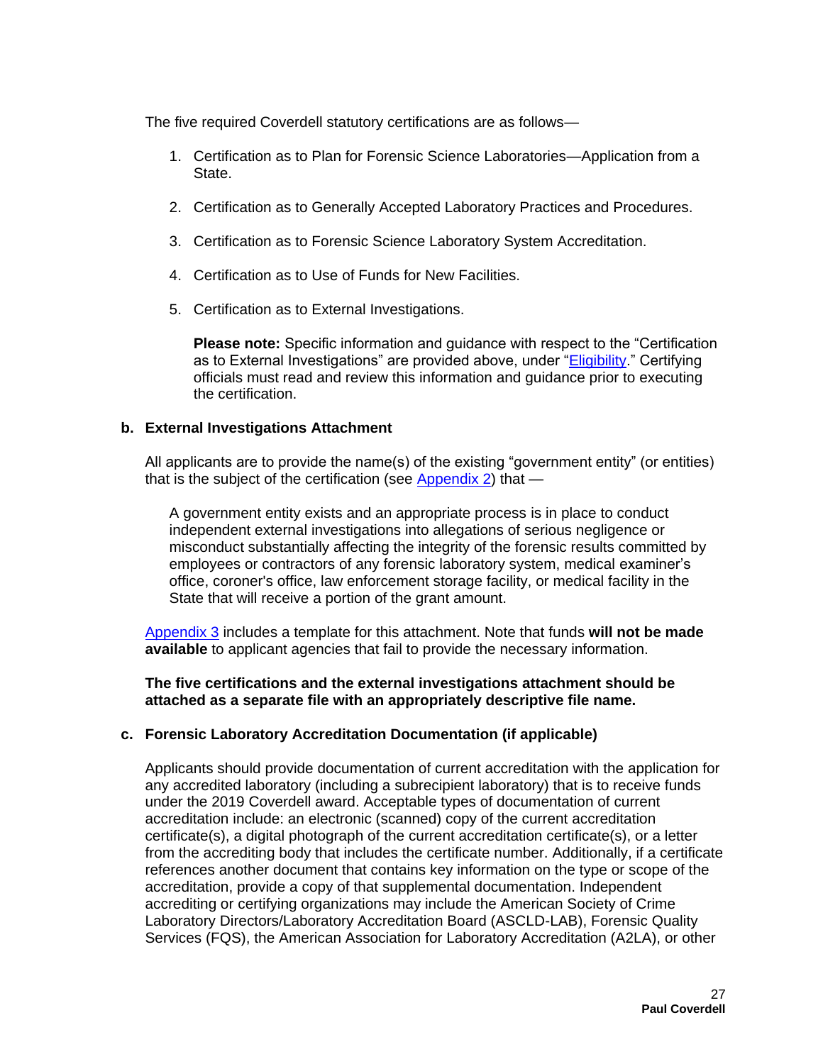The five required Coverdell statutory certifications are as follows—

1. Certification as to Plan for Forensic Science Laboratories—Application from a State.
2. Certification as to Generally Accepted Laboratory Practices and Procedures.
3. Certification as to Forensic Science Laboratory System Accreditation.
4. Certification as to Use of Funds for New Facilities.
5. Certification as to External Investigations.

   **Please note:** Specific information and guidance with respect to the "Certification as to External Investigations" are provided above, under "Eligibility." Certifying officials must read and review this information and guidance prior to executing the certification.

**b. External Investigations Attachment**

All applicants are to provide the name(s) of the existing "government entity" (or entities) that is the subject of the certification (see Appendix 2) that —

> A government entity exists and an appropriate process is in place to conduct independent external investigations into allegations of serious negligence or misconduct substantially affecting the integrity of the forensic results committed by employees or contractors of any forensic laboratory system, medical examiner's office, coroner's office, law enforcement storage facility, or medical facility in the State that will receive a portion of the grant amount.

Appendix 3 includes a template for this attachment. Note that funds **will not be made available** to applicant agencies that fail to provide the necessary information.

**The five certifications and the external investigations attachment should be attached as a separate file with an appropriately descriptive file name.**

**c. Forensic Laboratory Accreditation Documentation (if applicable)**

Applicants should provide documentation of current accreditation with the application for any accredited laboratory (including a subrecipient laboratory) that is to receive funds under the 2019 Coverdell award. Acceptable types of documentation of current accreditation include: an electronic (scanned) copy of the current accreditation certificate(s), a digital photograph of the current accreditation certificate(s), or a letter from the accrediting body that includes the certificate number. Additionally, if a certificate references another document that contains key information on the type or scope of the accreditation, provide a copy of that supplemental documentation. Independent accrediting or certifying organizations may include the American Society of Crime Laboratory Directors/Laboratory Accreditation Board (ASCLD-LAB), Forensic Quality Services (FQS), the American Association for Laboratory Accreditation (A2LA), or other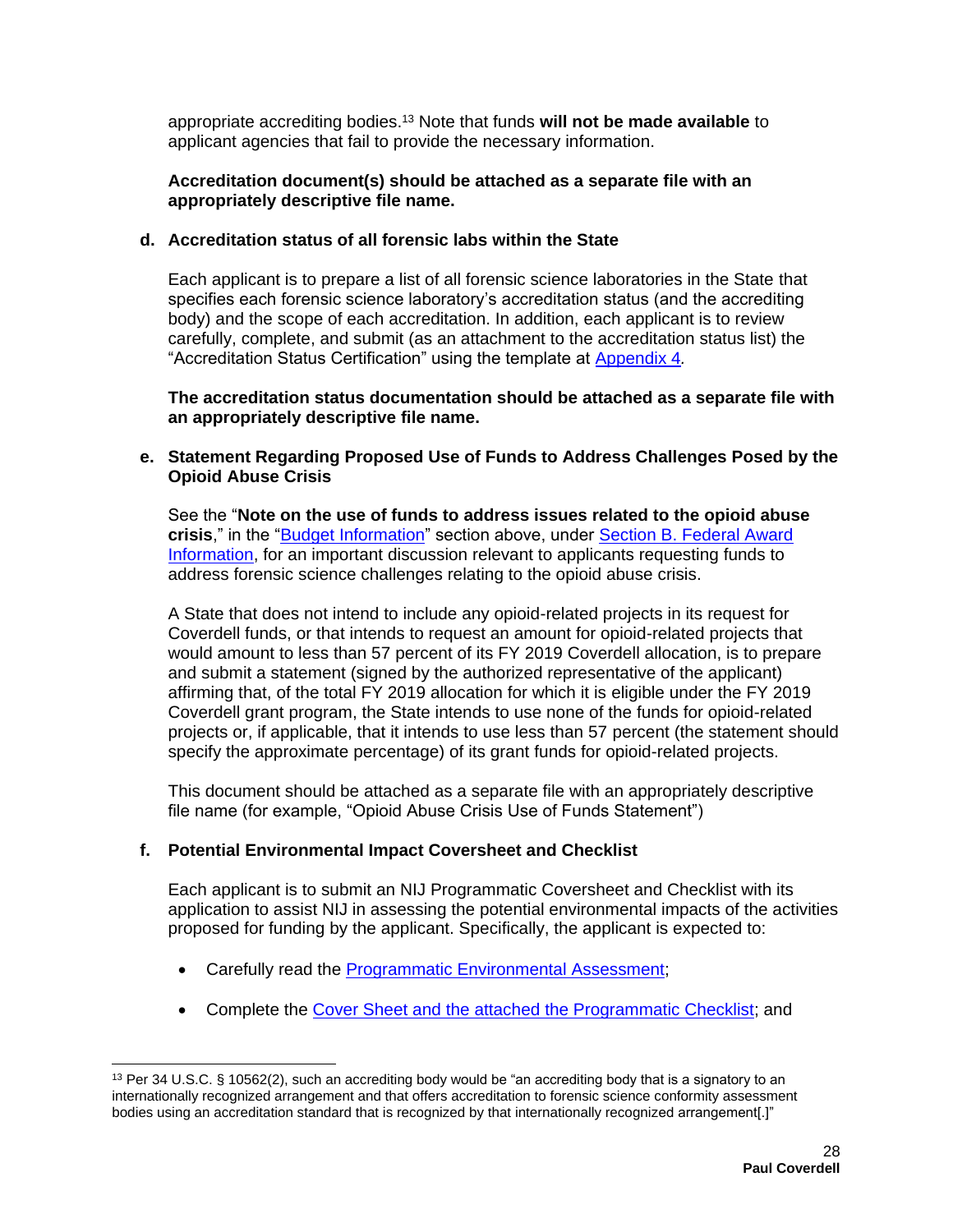appropriate accrediting bodies.[13] Note that funds **will not be made available** to applicant agencies that fail to provide the necessary information.

**Accreditation document(s) should be attached as a separate file with an appropriately descriptive file name.**

**d. Accreditation status of all forensic labs within the State**

Each applicant is to prepare a list of all forensic science laboratories in the State that specifies each forensic science laboratory's accreditation status (and the accrediting body) and the scope of each accreditation. In addition, each applicant is to review carefully, complete, and submit (as an attachment to the accreditation status list) the "Accreditation Status Certification" using the template at Appendix 4.

**The accreditation status documentation should be attached as a separate file with an appropriately descriptive file name.**

**e. Statement Regarding Proposed Use of Funds to Address Challenges Posed by the Opioid Abuse Crisis**

See the "**Note on the use of funds to address issues related to the opioid abuse crisis**," in the "Budget Information" section above, under Section B. Federal Award Information, for an important discussion relevant to applicants requesting funds to address forensic science challenges relating to the opioid abuse crisis.

A State that does not intend to include any opioid-related projects in its request for Coverdell funds, or that intends to request an amount for opioid-related projects that would amount to less than 57 percent of its FY 2019 Coverdell allocation, is to prepare and submit a statement (signed by the authorized representative of the applicant) affirming that, of the total FY 2019 allocation for which it is eligible under the FY 2019 Coverdell grant program, the State intends to use none of the funds for opioid-related projects or, if applicable, that it intends to use less than 57 percent (the statement should specify the approximate percentage) of its grant funds for opioid-related projects.

This document should be attached as a separate file with an appropriately descriptive file name (for example, "Opioid Abuse Crisis Use of Funds Statement")

**f. Potential Environmental Impact Coversheet and Checklist**

Each applicant is to submit an NIJ Programmatic Coversheet and Checklist with its application to assist NIJ in assessing the potential environmental impacts of the activities proposed for funding by the applicant. Specifically, the applicant is expected to:

- Carefully read the Programmatic Environmental Assessment;
- Complete the Cover Sheet and the attached the Programmatic Checklist; and

[13] Per 34 U.S.C. § 10562(2), such an accrediting body would be "an accrediting body that is a signatory to an internationally recognized arrangement and that offers accreditation to forensic science conformity assessment bodies using an accreditation standard that is recognized by that internationally recognized arrangement[.]"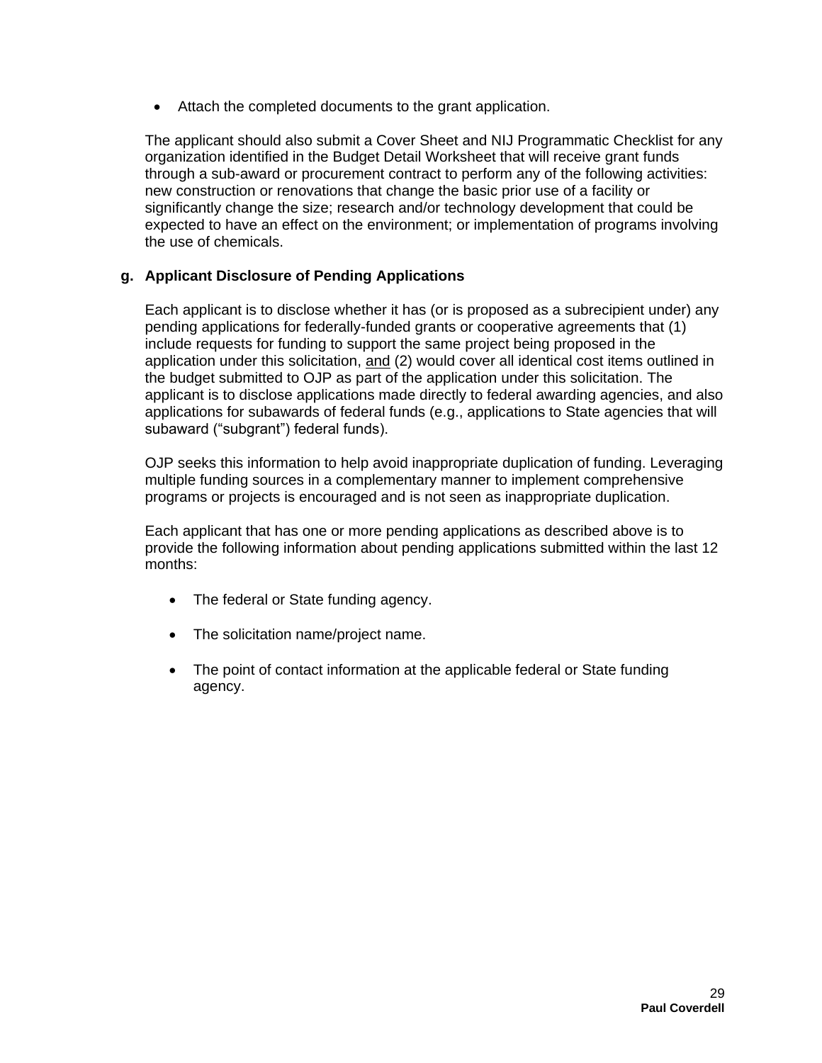- Attach the completed documents to the grant application.

The applicant should also submit a Cover Sheet and NIJ Programmatic Checklist for any organization identified in the Budget Detail Worksheet that will receive grant funds through a sub-award or procurement contract to perform any of the following activities: new construction or renovations that change the basic prior use of a facility or significantly change the size; research and/or technology development that could be expected to have an effect on the environment; or implementation of programs involving the use of chemicals.

**g. Applicant Disclosure of Pending Applications**

Each applicant is to disclose whether it has (or is proposed as a subrecipient under) any pending applications for federally-funded grants or cooperative agreements that (1) include requests for funding to support the same project being proposed in the application under this solicitation, and (2) would cover all identical cost items outlined in the budget submitted to OJP as part of the application under this solicitation. The applicant is to disclose applications made directly to federal awarding agencies, and also applications for subawards of federal funds (e.g., applications to State agencies that will subaward ("subgrant") federal funds).

OJP seeks this information to help avoid inappropriate duplication of funding. Leveraging multiple funding sources in a complementary manner to implement comprehensive programs or projects is encouraged and is not seen as inappropriate duplication.

Each applicant that has one or more pending applications as described above is to provide the following information about pending applications submitted within the last 12 months:

- The federal or State funding agency.
- The solicitation name/project name.
- The point of contact information at the applicable federal or State funding agency.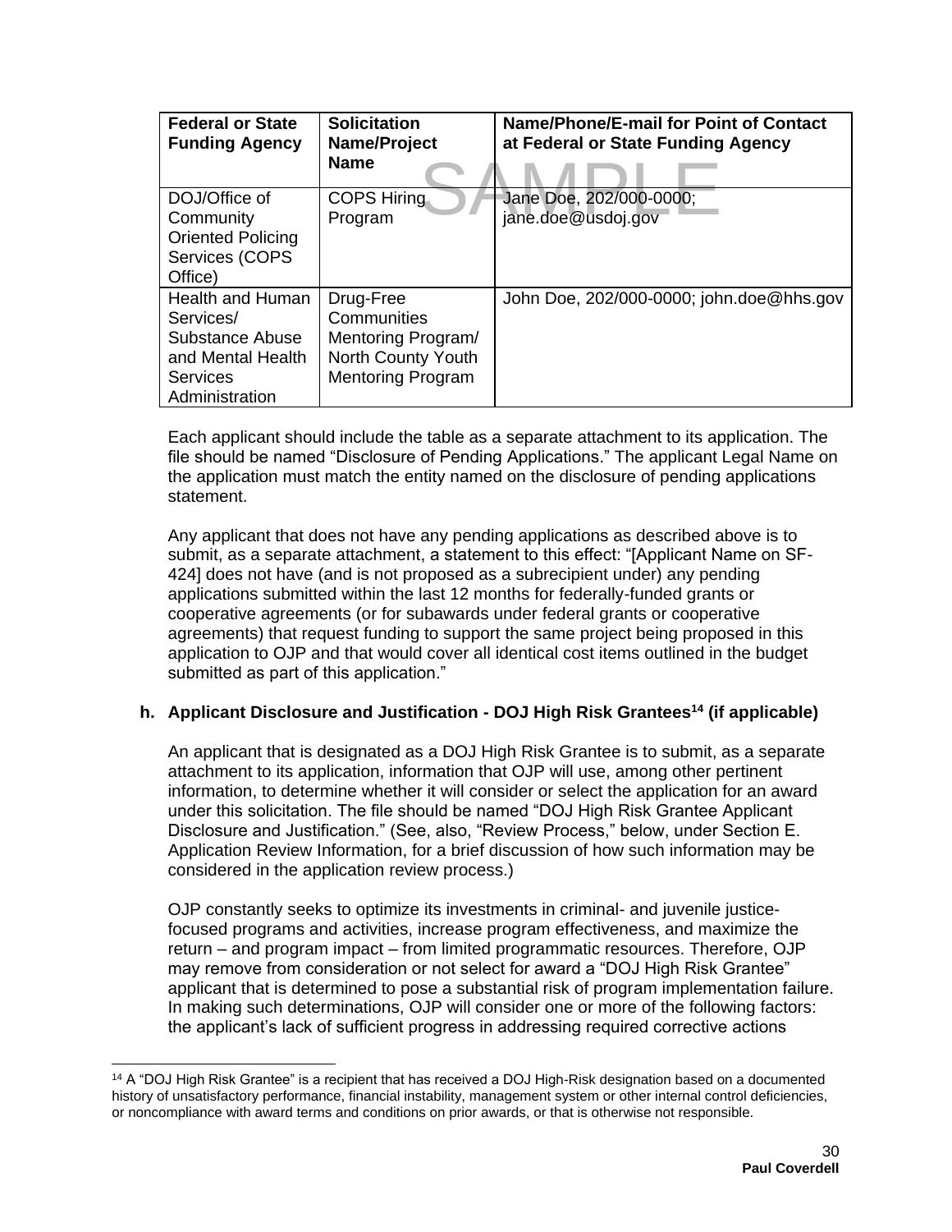| Federal or State Funding Agency | Solicitation Name/Project Name | Name/Phone/E-mail for Point of Contact at Federal or State Funding Agency |
|---|---|---|
| DOJ/Office of Community Oriented Policing Services (COPS Office) | COPS Hiring Program | Jane Doe, 202/000-0000; jane.doe@usdoj.gov |
| Health and Human Services/ Substance Abuse and Mental Health Services Administration | Drug-Free Communities Mentoring Program/ North County Youth Mentoring Program | John Doe, 202/000-0000; john.doe@hhs.gov |

Each applicant should include the table as a separate attachment to its application. The file should be named "Disclosure of Pending Applications." The applicant Legal Name on the application must match the entity named on the disclosure of pending applications statement.

Any applicant that does not have any pending applications as described above is to submit, as a separate attachment, a statement to this effect: "[Applicant Name on SF-424] does not have (and is not proposed as a subrecipient under) any pending applications submitted within the last 12 months for federally-funded grants or cooperative agreements (or for subawards under federal grants or cooperative agreements) that request funding to support the same project being proposed in this application to OJP and that would cover all identical cost items outlined in the budget submitted as part of this application."

**h. Applicant Disclosure and Justification - DOJ High Risk Grantees[14] (if applicable)**

An applicant that is designated as a DOJ High Risk Grantee is to submit, as a separate attachment to its application, information that OJP will use, among other pertinent information, to determine whether it will consider or select the application for an award under this solicitation. The file should be named "DOJ High Risk Grantee Applicant Disclosure and Justification." (See, also, "Review Process," below, under Section E. Application Review Information, for a brief discussion of how such information may be considered in the application review process.)

OJP constantly seeks to optimize its investments in criminal- and juvenile justice-focused programs and activities, increase program effectiveness, and maximize the return – and program impact – from limited programmatic resources. Therefore, OJP may remove from consideration or not select for award a "DOJ High Risk Grantee" applicant that is determined to pose a substantial risk of program implementation failure. In making such determinations, OJP will consider one or more of the following factors: the applicant's lack of sufficient progress in addressing required corrective actions

[14] A "DOJ High Risk Grantee" is a recipient that has received a DOJ High-Risk designation based on a documented history of unsatisfactory performance, financial instability, management system or other internal control deficiencies, or noncompliance with award terms and conditions on prior awards, or that is otherwise not responsible.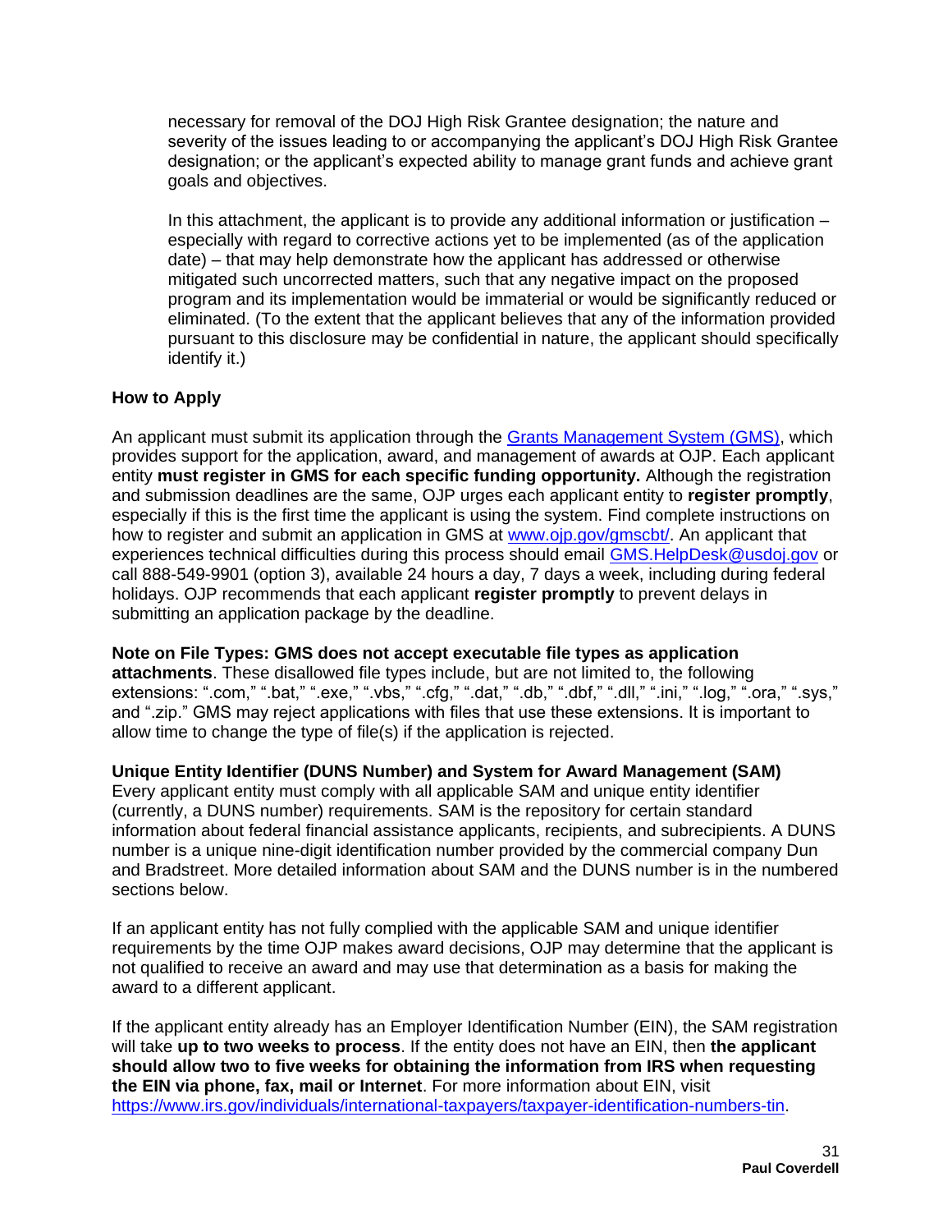necessary for removal of the DOJ High Risk Grantee designation; the nature and severity of the issues leading to or accompanying the applicant's DOJ High Risk Grantee designation; or the applicant's expected ability to manage grant funds and achieve grant goals and objectives.

In this attachment, the applicant is to provide any additional information or justification – especially with regard to corrective actions yet to be implemented (as of the application date) – that may help demonstrate how the applicant has addressed or otherwise mitigated such uncorrected matters, such that any negative impact on the proposed program and its implementation would be immaterial or would be significantly reduced or eliminated. (To the extent that the applicant believes that any of the information provided pursuant to this disclosure may be confidential in nature, the applicant should specifically identify it.)

### How to Apply

An applicant must submit its application through the [Grants Management System (GMS)](), which provides support for the application, award, and management of awards at OJP. Each applicant entity **must register in GMS for each specific funding opportunity.** Although the registration and submission deadlines are the same, OJP urges each applicant entity to **register promptly**, especially if this is the first time the applicant is using the system. Find complete instructions on how to register and submit an application in GMS at [www.ojp.gov/gmscbt/](www.ojp.gov/gmscbt/). An applicant that experiences technical difficulties during this process should email [GMS.HelpDesk@usdoj.gov](mailto:GMS.HelpDesk@usdoj.gov) or call 888-549-9901 (option 3), available 24 hours a day, 7 days a week, including during federal holidays. OJP recommends that each applicant **register promptly** to prevent delays in submitting an application package by the deadline.

**Note on File Types: GMS does not accept executable file types as application attachments**. These disallowed file types include, but are not limited to, the following extensions: ".com," ".bat," ".exe," ".vbs," ".cfg," ".dat," ".db," ".dbf," ".dll," ".ini," ".log," ".ora," ".sys," and ".zip." GMS may reject applications with files that use these extensions. It is important to allow time to change the type of file(s) if the application is rejected.

**Unique Entity Identifier (DUNS Number) and System for Award Management (SAM)**
Every applicant entity must comply with all applicable SAM and unique entity identifier (currently, a DUNS number) requirements. SAM is the repository for certain standard information about federal financial assistance applicants, recipients, and subrecipients. A DUNS number is a unique nine-digit identification number provided by the commercial company Dun and Bradstreet. More detailed information about SAM and the DUNS number is in the numbered sections below.

If an applicant entity has not fully complied with the applicable SAM and unique identifier requirements by the time OJP makes award decisions, OJP may determine that the applicant is not qualified to receive an award and may use that determination as a basis for making the award to a different applicant.

If the applicant entity already has an Employer Identification Number (EIN), the SAM registration will take **up to two weeks to process**. If the entity does not have an EIN, then **the applicant should allow two to five weeks for obtaining the information from IRS when requesting the EIN via phone, fax, mail or Internet**. For more information about EIN, visit [https://www.irs.gov/individuals/international-taxpayers/taxpayer-identification-numbers-tin](https://www.irs.gov/individuals/international-taxpayers/taxpayer-identification-numbers-tin).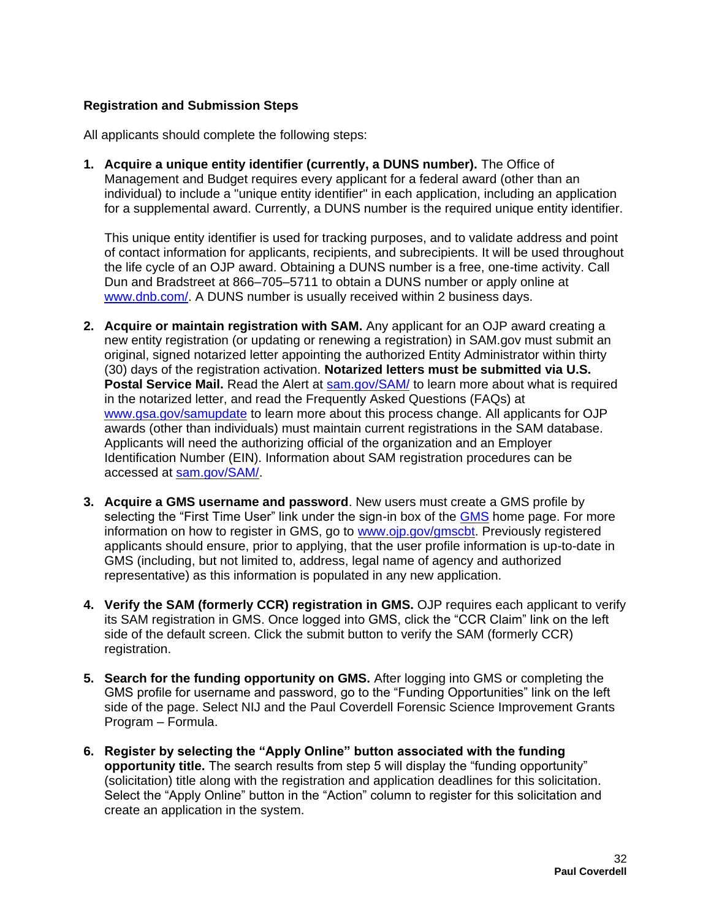**Registration and Submission Steps**

All applicants should complete the following steps:

1. **Acquire a unique entity identifier (currently, a DUNS number).** The Office of Management and Budget requires every applicant for a federal award (other than an individual) to include a "unique entity identifier" in each application, including an application for a supplemental award. Currently, a DUNS number is the required unique entity identifier.

   This unique entity identifier is used for tracking purposes, and to validate address and point of contact information for applicants, recipients, and subrecipients. It will be used throughout the life cycle of an OJP award. Obtaining a DUNS number is a free, one-time activity. Call Dun and Bradstreet at 866–705–5711 to obtain a DUNS number or apply online at www.dnb.com/. A DUNS number is usually received within 2 business days.

2. **Acquire or maintain registration with SAM.** Any applicant for an OJP award creating a new entity registration (or updating or renewing a registration) in SAM.gov must submit an original, signed notarized letter appointing the authorized Entity Administrator within thirty (30) days of the registration activation. **Notarized letters must be submitted via U.S. Postal Service Mail.** Read the Alert at sam.gov/SAM/ to learn more about what is required in the notarized letter, and read the Frequently Asked Questions (FAQs) at www.gsa.gov/samupdate to learn more about this process change. All applicants for OJP awards (other than individuals) must maintain current registrations in the SAM database. Applicants will need the authorizing official of the organization and an Employer Identification Number (EIN). Information about SAM registration procedures can be accessed at sam.gov/SAM/.

3. **Acquire a GMS username and password**. New users must create a GMS profile by selecting the "First Time User" link under the sign-in box of the GMS home page. For more information on how to register in GMS, go to www.ojp.gov/gmscbt. Previously registered applicants should ensure, prior to applying, that the user profile information is up-to-date in GMS (including, but not limited to, address, legal name of agency and authorized representative) as this information is populated in any new application.

4. **Verify the SAM (formerly CCR) registration in GMS.** OJP requires each applicant to verify its SAM registration in GMS. Once logged into GMS, click the "CCR Claim" link on the left side of the default screen. Click the submit button to verify the SAM (formerly CCR) registration.

5. **Search for the funding opportunity on GMS.** After logging into GMS or completing the GMS profile for username and password, go to the "Funding Opportunities" link on the left side of the page. Select NIJ and the Paul Coverdell Forensic Science Improvement Grants Program – Formula.

6. **Register by selecting the "Apply Online" button associated with the funding opportunity title.** The search results from step 5 will display the "funding opportunity" (solicitation) title along with the registration and application deadlines for this solicitation. Select the "Apply Online" button in the "Action" column to register for this solicitation and create an application in the system.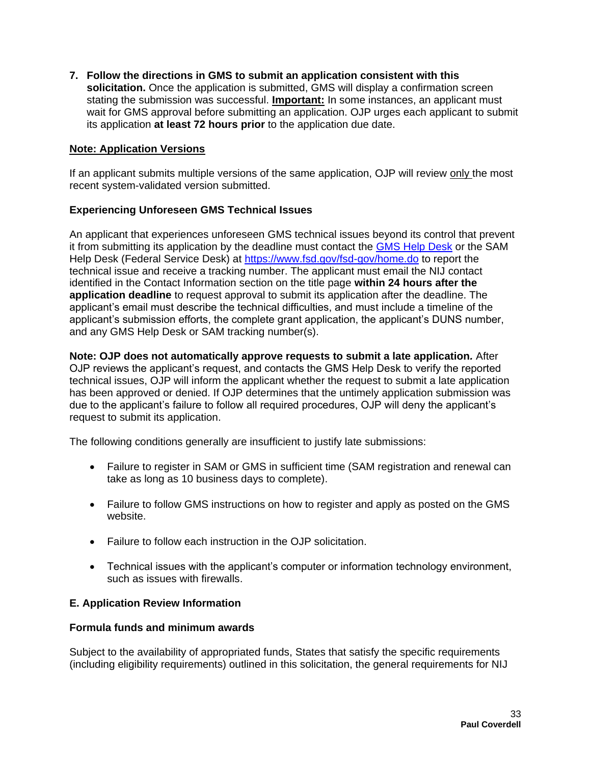7. **Follow the directions in GMS to submit an application consistent with this solicitation.** Once the application is submitted, GMS will display a confirmation screen stating the submission was successful. **Important:** In some instances, an applicant must wait for GMS approval before submitting an application. OJP urges each applicant to submit its application **at least 72 hours prior** to the application due date.

**Note: Application Versions**

If an applicant submits multiple versions of the same application, OJP will review only the most recent system-validated version submitted.

**Experiencing Unforeseen GMS Technical Issues**

An applicant that experiences unforeseen GMS technical issues beyond its control that prevent it from submitting its application by the deadline must contact the GMS Help Desk or the SAM Help Desk (Federal Service Desk) at https://www.fsd.gov/fsd-gov/home.do to report the technical issue and receive a tracking number. The applicant must email the NIJ contact identified in the Contact Information section on the title page **within 24 hours after the application deadline** to request approval to submit its application after the deadline. The applicant's email must describe the technical difficulties, and must include a timeline of the applicant's submission efforts, the complete grant application, the applicant's DUNS number, and any GMS Help Desk or SAM tracking number(s).

**Note: OJP does not automatically approve requests to submit a late application.** After OJP reviews the applicant's request, and contacts the GMS Help Desk to verify the reported technical issues, OJP will inform the applicant whether the request to submit a late application has been approved or denied. If OJP determines that the untimely application submission was due to the applicant's failure to follow all required procedures, OJP will deny the applicant's request to submit its application.

The following conditions generally are insufficient to justify late submissions:

- Failure to register in SAM or GMS in sufficient time (SAM registration and renewal can take as long as 10 business days to complete).
- Failure to follow GMS instructions on how to register and apply as posted on the GMS website.
- Failure to follow each instruction in the OJP solicitation.
- Technical issues with the applicant's computer or information technology environment, such as issues with firewalls.

**E. Application Review Information**

**Formula funds and minimum awards**

Subject to the availability of appropriated funds, States that satisfy the specific requirements (including eligibility requirements) outlined in this solicitation, the general requirements for NIJ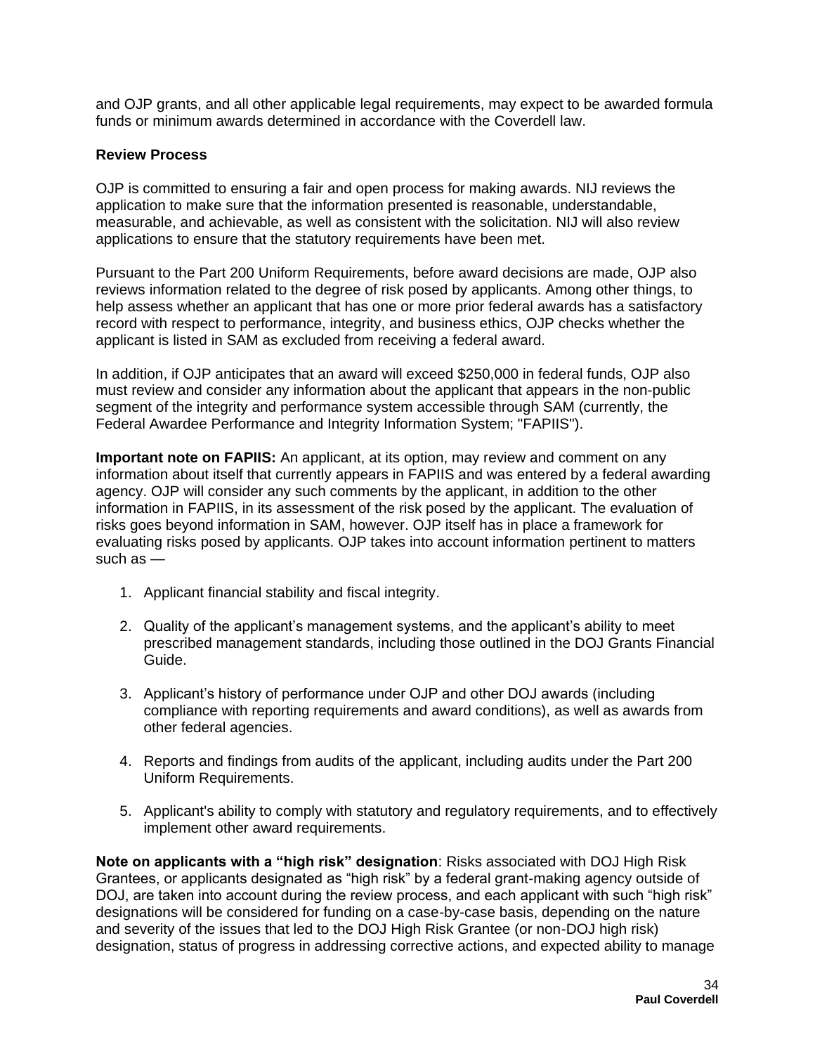and OJP grants, and all other applicable legal requirements, may expect to be awarded formula funds or minimum awards determined in accordance with the Coverdell law.

**Review Process**

OJP is committed to ensuring a fair and open process for making awards. NIJ reviews the application to make sure that the information presented is reasonable, understandable, measurable, and achievable, as well as consistent with the solicitation. NIJ will also review applications to ensure that the statutory requirements have been met.

Pursuant to the Part 200 Uniform Requirements, before award decisions are made, OJP also reviews information related to the degree of risk posed by applicants. Among other things, to help assess whether an applicant that has one or more prior federal awards has a satisfactory record with respect to performance, integrity, and business ethics, OJP checks whether the applicant is listed in SAM as excluded from receiving a federal award.

In addition, if OJP anticipates that an award will exceed $250,000 in federal funds, OJP also must review and consider any information about the applicant that appears in the non-public segment of the integrity and performance system accessible through SAM (currently, the Federal Awardee Performance and Integrity Information System; "FAPIIS").

**Important note on FAPIIS:** An applicant, at its option, may review and comment on any information about itself that currently appears in FAPIIS and was entered by a federal awarding agency. OJP will consider any such comments by the applicant, in addition to the other information in FAPIIS, in its assessment of the risk posed by the applicant. The evaluation of risks goes beyond information in SAM, however. OJP itself has in place a framework for evaluating risks posed by applicants. OJP takes into account information pertinent to matters such as —

1. Applicant financial stability and fiscal integrity.
2. Quality of the applicant's management systems, and the applicant's ability to meet prescribed management standards, including those outlined in the DOJ Grants Financial Guide.
3. Applicant's history of performance under OJP and other DOJ awards (including compliance with reporting requirements and award conditions), as well as awards from other federal agencies.
4. Reports and findings from audits of the applicant, including audits under the Part 200 Uniform Requirements.
5. Applicant's ability to comply with statutory and regulatory requirements, and to effectively implement other award requirements.

**Note on applicants with a "high risk" designation**: Risks associated with DOJ High Risk Grantees, or applicants designated as "high risk" by a federal grant-making agency outside of DOJ, are taken into account during the review process, and each applicant with such "high risk" designations will be considered for funding on a case-by-case basis, depending on the nature and severity of the issues that led to the DOJ High Risk Grantee (or non-DOJ high risk) designation, status of progress in addressing corrective actions, and expected ability to manage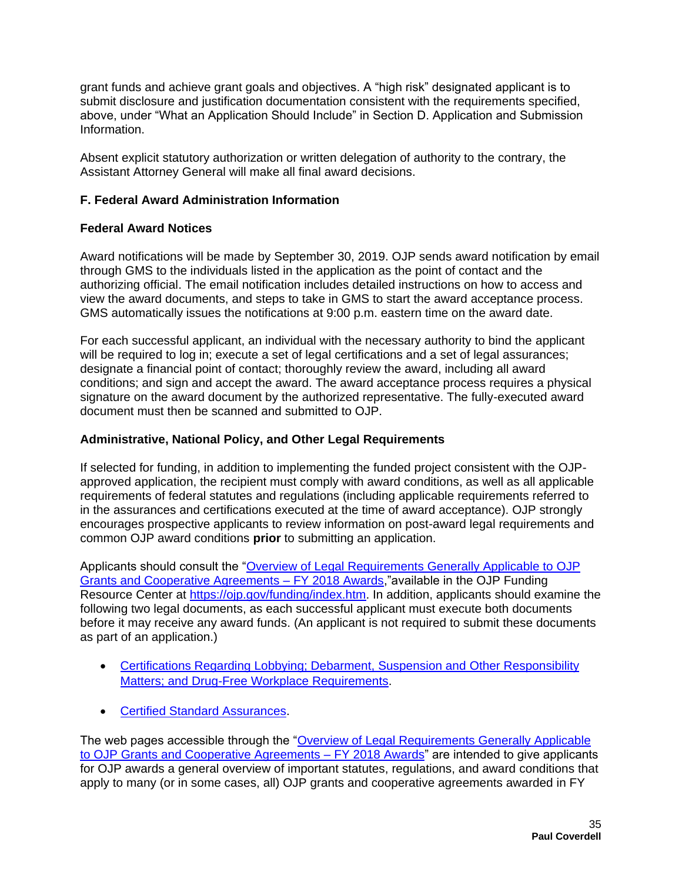grant funds and achieve grant goals and objectives. A "high risk" designated applicant is to submit disclosure and justification documentation consistent with the requirements specified, above, under "What an Application Should Include" in Section D. Application and Submission Information.

Absent explicit statutory authorization or written delegation of authority to the contrary, the Assistant Attorney General will make all final award decisions.

## F. Federal Award Administration Information

### Federal Award Notices

Award notifications will be made by September 30, 2019. OJP sends award notification by email through GMS to the individuals listed in the application as the point of contact and the authorizing official. The email notification includes detailed instructions on how to access and view the award documents, and steps to take in GMS to start the award acceptance process. GMS automatically issues the notifications at 9:00 p.m. eastern time on the award date.

For each successful applicant, an individual with the necessary authority to bind the applicant will be required to log in; execute a set of legal certifications and a set of legal assurances; designate a financial point of contact; thoroughly review the award, including all award conditions; and sign and accept the award. The award acceptance process requires a physical signature on the award document by the authorized representative. The fully-executed award document must then be scanned and submitted to OJP.

### Administrative, National Policy, and Other Legal Requirements

If selected for funding, in addition to implementing the funded project consistent with the OJP-approved application, the recipient must comply with award conditions, as well as all applicable requirements of federal statutes and regulations (including applicable requirements referred to in the assurances and certifications executed at the time of award acceptance). OJP strongly encourages prospective applicants to review information on post-award legal requirements and common OJP award conditions **prior** to submitting an application.

Applicants should consult the "Overview of Legal Requirements Generally Applicable to OJP Grants and Cooperative Agreements – FY 2018 Awards,"available in the OJP Funding Resource Center at https://ojp.gov/funding/index.htm. In addition, applicants should examine the following two legal documents, as each successful applicant must execute both documents before it may receive any award funds. (An applicant is not required to submit these documents as part of an application.)

- Certifications Regarding Lobbying; Debarment, Suspension and Other Responsibility Matters; and Drug-Free Workplace Requirements.
- Certified Standard Assurances.

The web pages accessible through the "Overview of Legal Requirements Generally Applicable to OJP Grants and Cooperative Agreements – FY 2018 Awards" are intended to give applicants for OJP awards a general overview of important statutes, regulations, and award conditions that apply to many (or in some cases, all) OJP grants and cooperative agreements awarded in FY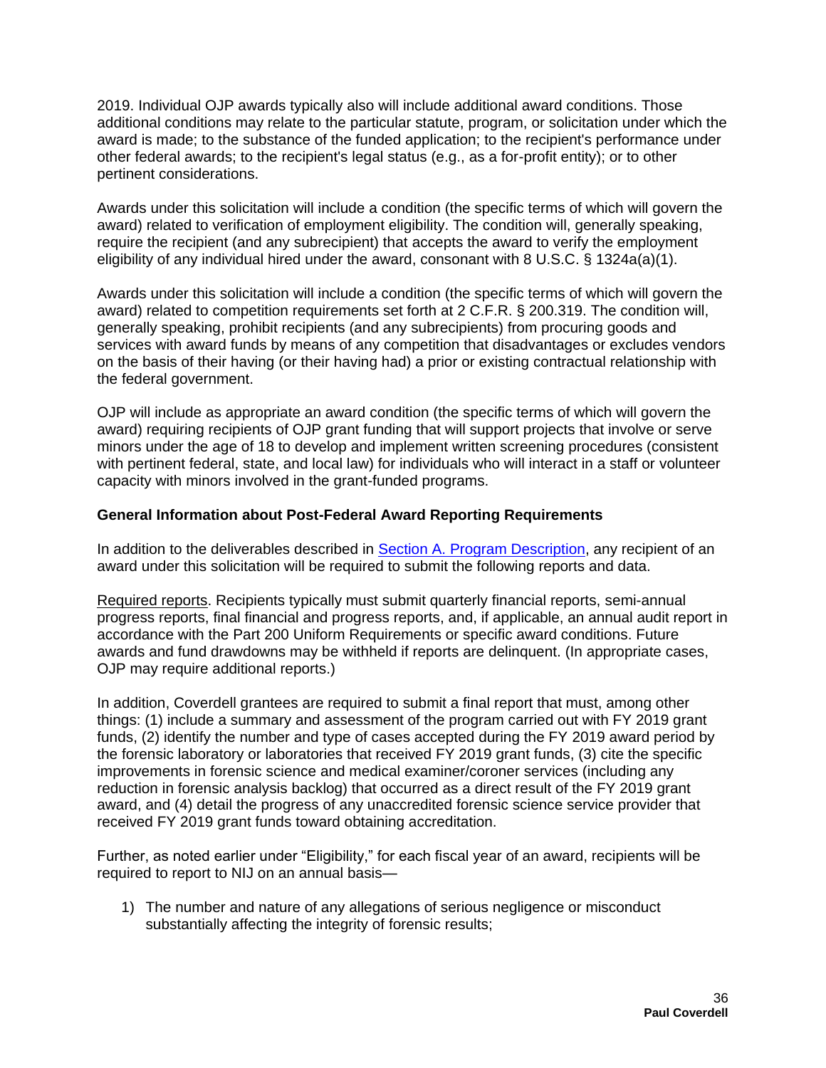2019. Individual OJP awards typically also will include additional award conditions. Those additional conditions may relate to the particular statute, program, or solicitation under which the award is made; to the substance of the funded application; to the recipient's performance under other federal awards; to the recipient's legal status (e.g., as a for-profit entity); or to other pertinent considerations.

Awards under this solicitation will include a condition (the specific terms of which will govern the award) related to verification of employment eligibility. The condition will, generally speaking, require the recipient (and any subrecipient) that accepts the award to verify the employment eligibility of any individual hired under the award, consonant with 8 U.S.C. § 1324a(a)(1).

Awards under this solicitation will include a condition (the specific terms of which will govern the award) related to competition requirements set forth at 2 C.F.R. § 200.319. The condition will, generally speaking, prohibit recipients (and any subrecipients) from procuring goods and services with award funds by means of any competition that disadvantages or excludes vendors on the basis of their having (or their having had) a prior or existing contractual relationship with the federal government.

OJP will include as appropriate an award condition (the specific terms of which will govern the award) requiring recipients of OJP grant funding that will support projects that involve or serve minors under the age of 18 to develop and implement written screening procedures (consistent with pertinent federal, state, and local law) for individuals who will interact in a staff or volunteer capacity with minors involved in the grant-funded programs.

**General Information about Post-Federal Award Reporting Requirements**

In addition to the deliverables described in Section A. Program Description, any recipient of an award under this solicitation will be required to submit the following reports and data.

Required reports. Recipients typically must submit quarterly financial reports, semi-annual progress reports, final financial and progress reports, and, if applicable, an annual audit report in accordance with the Part 200 Uniform Requirements or specific award conditions. Future awards and fund drawdowns may be withheld if reports are delinquent. (In appropriate cases, OJP may require additional reports.)

In addition, Coverdell grantees are required to submit a final report that must, among other things: (1) include a summary and assessment of the program carried out with FY 2019 grant funds, (2) identify the number and type of cases accepted during the FY 2019 award period by the forensic laboratory or laboratories that received FY 2019 grant funds, (3) cite the specific improvements in forensic science and medical examiner/coroner services (including any reduction in forensic analysis backlog) that occurred as a direct result of the FY 2019 grant award, and (4) detail the progress of any unaccredited forensic science service provider that received FY 2019 grant funds toward obtaining accreditation.

Further, as noted earlier under "Eligibility," for each fiscal year of an award, recipients will be required to report to NIJ on an annual basis—

1) The number and nature of any allegations of serious negligence or misconduct substantially affecting the integrity of forensic results;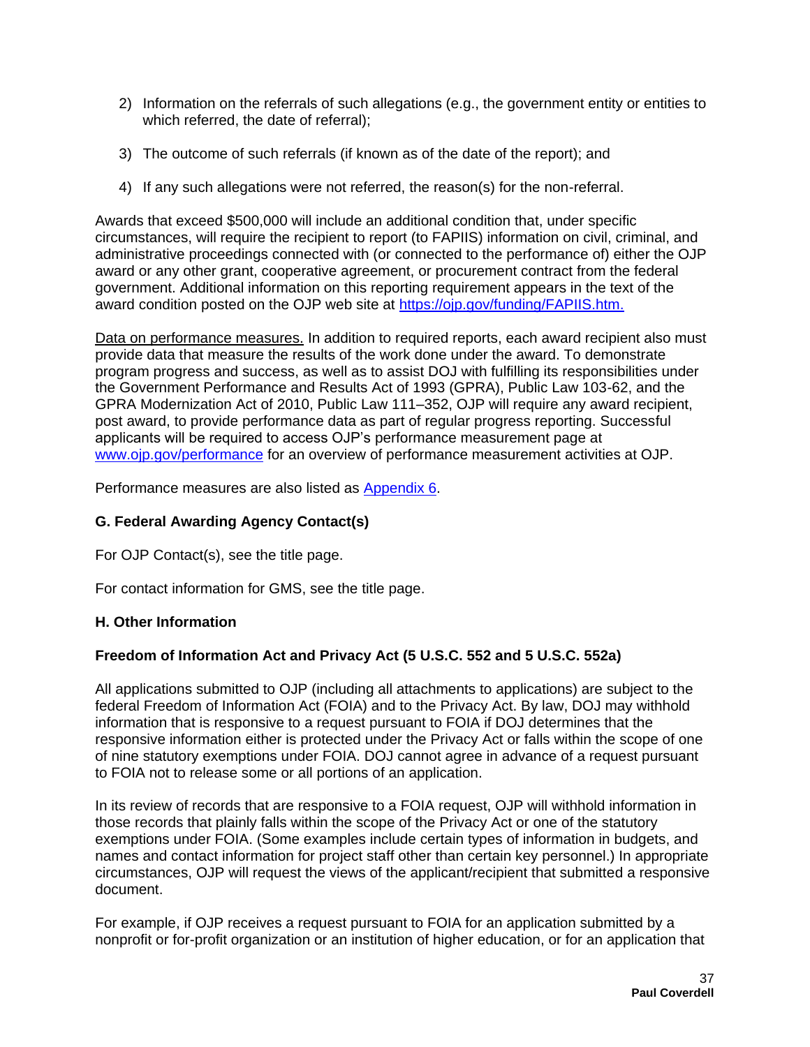2) Information on the referrals of such allegations (e.g., the government entity or entities to which referred, the date of referral);

3) The outcome of such referrals (if known as of the date of the report); and

4) If any such allegations were not referred, the reason(s) for the non-referral.

Awards that exceed $500,000 will include an additional condition that, under specific circumstances, will require the recipient to report (to FAPIIS) information on civil, criminal, and administrative proceedings connected with (or connected to the performance of) either the OJP award or any other grant, cooperative agreement, or procurement contract from the federal government. Additional information on this reporting requirement appears in the text of the award condition posted on the OJP web site at https://ojp.gov/funding/FAPIIS.htm.

Data on performance measures. In addition to required reports, each award recipient also must provide data that measure the results of the work done under the award. To demonstrate program progress and success, as well as to assist DOJ with fulfilling its responsibilities under the Government Performance and Results Act of 1993 (GPRA), Public Law 103-62, and the GPRA Modernization Act of 2010, Public Law 111–352, OJP will require any award recipient, post award, to provide performance data as part of regular progress reporting. Successful applicants will be required to access OJP's performance measurement page at www.ojp.gov/performance for an overview of performance measurement activities at OJP.

Performance measures are also listed as Appendix 6.

### G. Federal Awarding Agency Contact(s)

For OJP Contact(s), see the title page.

For contact information for GMS, see the title page.

### H. Other Information

#### Freedom of Information Act and Privacy Act (5 U.S.C. 552 and 5 U.S.C. 552a)

All applications submitted to OJP (including all attachments to applications) are subject to the federal Freedom of Information Act (FOIA) and to the Privacy Act. By law, DOJ may withhold information that is responsive to a request pursuant to FOIA if DOJ determines that the responsive information either is protected under the Privacy Act or falls within the scope of one of nine statutory exemptions under FOIA. DOJ cannot agree in advance of a request pursuant to FOIA not to release some or all portions of an application.

In its review of records that are responsive to a FOIA request, OJP will withhold information in those records that plainly falls within the scope of the Privacy Act or one of the statutory exemptions under FOIA. (Some examples include certain types of information in budgets, and names and contact information for project staff other than certain key personnel.) In appropriate circumstances, OJP will request the views of the applicant/recipient that submitted a responsive document.

For example, if OJP receives a request pursuant to FOIA for an application submitted by a nonprofit or for-profit organization or an institution of higher education, or for an application that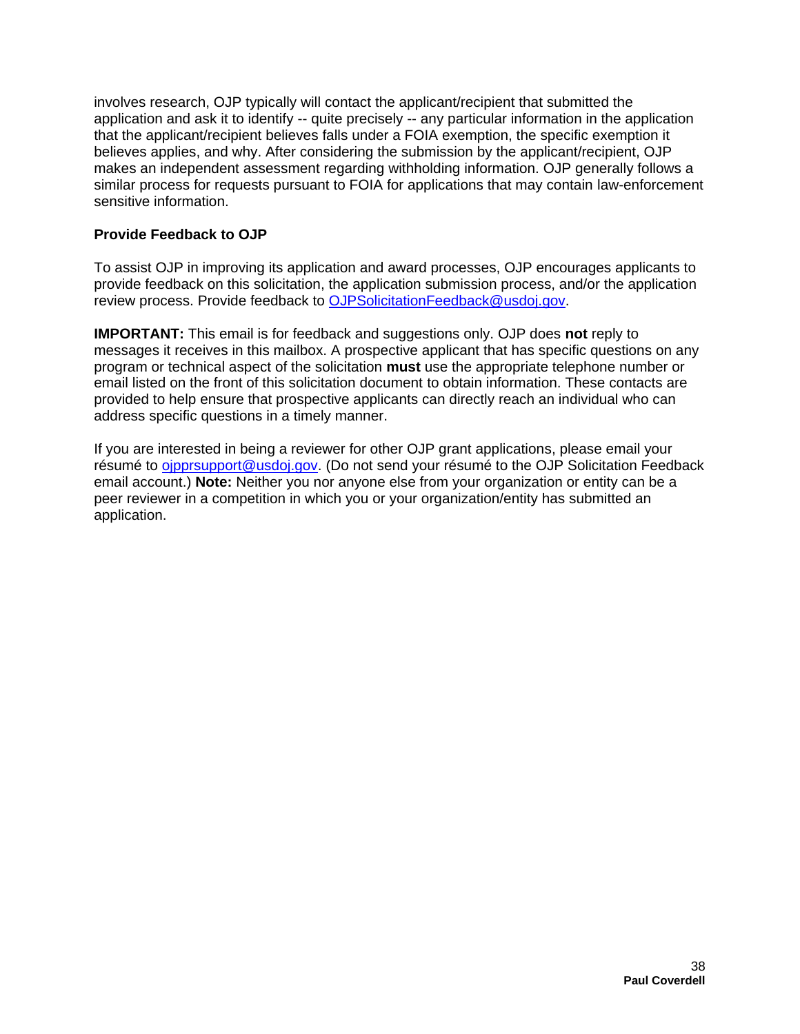involves research, OJP typically will contact the applicant/recipient that submitted the application and ask it to identify -- quite precisely -- any particular information in the application that the applicant/recipient believes falls under a FOIA exemption, the specific exemption it believes applies, and why. After considering the submission by the applicant/recipient, OJP makes an independent assessment regarding withholding information. OJP generally follows a similar process for requests pursuant to FOIA for applications that may contain law-enforcement sensitive information.

**Provide Feedback to OJP**

To assist OJP in improving its application and award processes, OJP encourages applicants to provide feedback on this solicitation, the application submission process, and/or the application review process. Provide feedback to OJPSolicitationFeedback@usdoj.gov.

**IMPORTANT:** This email is for feedback and suggestions only. OJP does **not** reply to messages it receives in this mailbox. A prospective applicant that has specific questions on any program or technical aspect of the solicitation **must** use the appropriate telephone number or email listed on the front of this solicitation document to obtain information. These contacts are provided to help ensure that prospective applicants can directly reach an individual who can address specific questions in a timely manner.

If you are interested in being a reviewer for other OJP grant applications, please email your résumé to ojpprsupport@usdoj.gov. (Do not send your résumé to the OJP Solicitation Feedback email account.) **Note:** Neither you nor anyone else from your organization or entity can be a peer reviewer in a competition in which you or your organization/entity has submitted an application.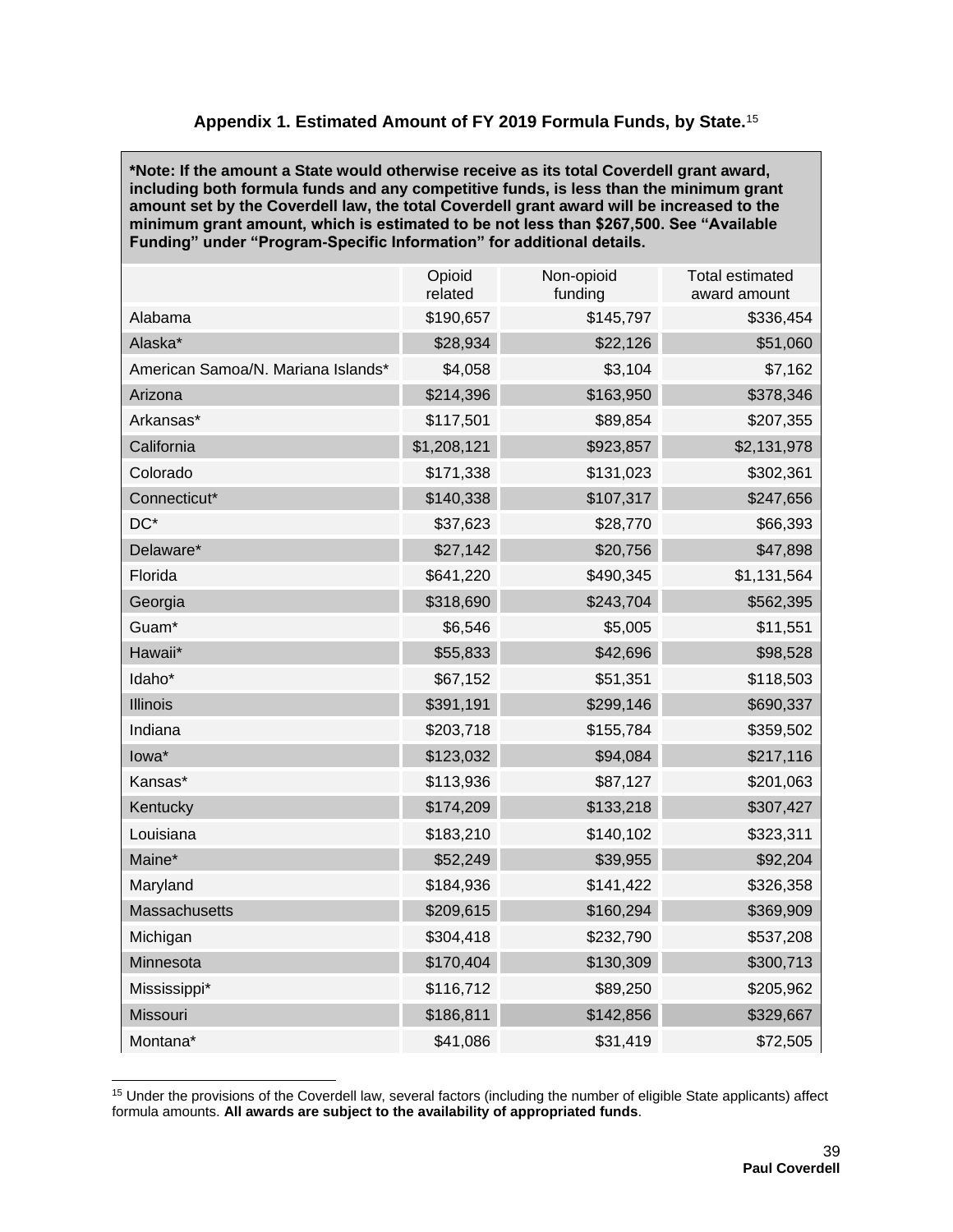### Appendix 1. Estimated Amount of FY 2019 Formula Funds, by State.[15]

**\*Note: If the amount a State would otherwise receive as its total Coverdell grant award, including both formula funds and any competitive funds, is less than the minimum grant amount set by the Coverdell law, the total Coverdell grant award will be increased to the minimum grant amount, which is estimated to be not less than $267,500. See "Available Funding" under "Program-Specific Information" for additional details.**

| | Opioid related | Non-opioid funding | Total estimated award amount |
|---|---|---|---|
| Alabama | $190,657 | $145,797 | $336,454 |
| Alaska* | $28,934 | $22,126 | $51,060 |
| American Samoa/N. Mariana Islands* | $4,058 | $3,104 | $7,162 |
| Arizona | $214,396 | $163,950 | $378,346 |
| Arkansas* | $117,501 | $89,854 | $207,355 |
| California | $1,208,121 | $923,857 | $2,131,978 |
| Colorado | $171,338 | $131,023 | $302,361 |
| Connecticut* | $140,338 | $107,317 | $247,656 |
| DC* | $37,623 | $28,770 | $66,393 |
| Delaware* | $27,142 | $20,756 | $47,898 |
| Florida | $641,220 | $490,345 | $1,131,564 |
| Georgia | $318,690 | $243,704 | $562,395 |
| Guam* | $6,546 | $5,005 | $11,551 |
| Hawaii* | $55,833 | $42,696 | $98,528 |
| Idaho* | $67,152 | $51,351 | $118,503 |
| Illinois | $391,191 | $299,146 | $690,337 |
| Indiana | $203,718 | $155,784 | $359,502 |
| Iowa* | $123,032 | $94,084 | $217,116 |
| Kansas* | $113,936 | $87,127 | $201,063 |
| Kentucky | $174,209 | $133,218 | $307,427 |
| Louisiana | $183,210 | $140,102 | $323,311 |
| Maine* | $52,249 | $39,955 | $92,204 |
| Maryland | $184,936 | $141,422 | $326,358 |
| Massachusetts | $209,615 | $160,294 | $369,909 |
| Michigan | $304,418 | $232,790 | $537,208 |
| Minnesota | $170,404 | $130,309 | $300,713 |
| Mississippi* | $116,712 | $89,250 | $205,962 |
| Missouri | $186,811 | $142,856 | $329,667 |
| Montana* | $41,086 | $31,419 | $72,505 |

[15] Under the provisions of the Coverdell law, several factors (including the number of eligible State applicants) affect formula amounts. **All awards are subject to the availability of appropriated funds**.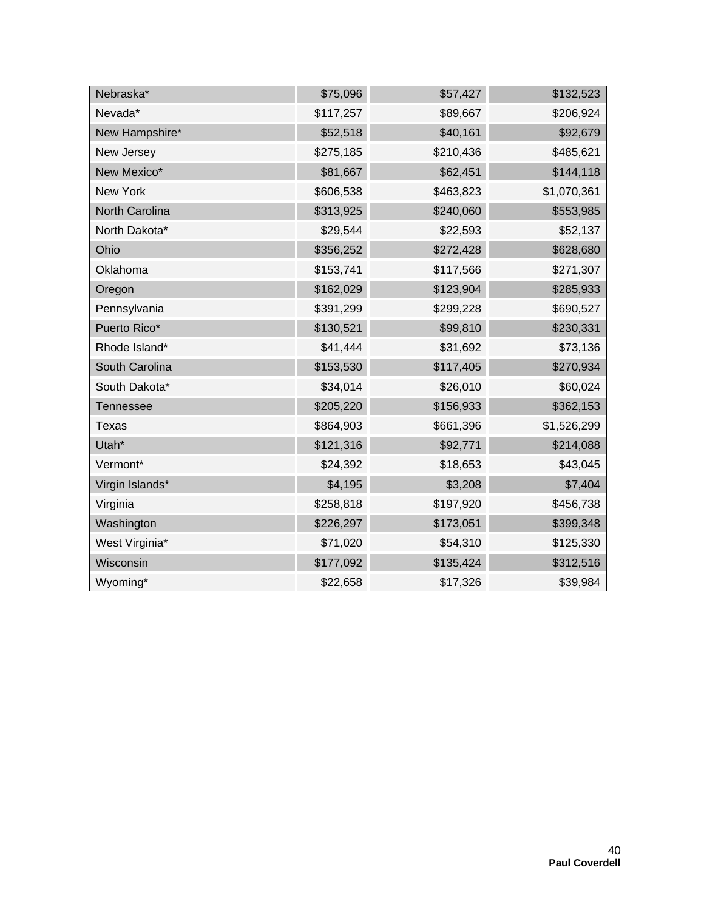| | | | |
|---|---|---|---|
| Nebraska* | $75,096 | $57,427 | $132,523 |
| Nevada* | $117,257 | $89,667 | $206,924 |
| New Hampshire* | $52,518 | $40,161 | $92,679 |
| New Jersey | $275,185 | $210,436 | $485,621 |
| New Mexico* | $81,667 | $62,451 | $144,118 |
| New York | $606,538 | $463,823 | $1,070,361 |
| North Carolina | $313,925 | $240,060 | $553,985 |
| North Dakota* | $29,544 | $22,593 | $52,137 |
| Ohio | $356,252 | $272,428 | $628,680 |
| Oklahoma | $153,741 | $117,566 | $271,307 |
| Oregon | $162,029 | $123,904 | $285,933 |
| Pennsylvania | $391,299 | $299,228 | $690,527 |
| Puerto Rico* | $130,521 | $99,810 | $230,331 |
| Rhode Island* | $41,444 | $31,692 | $73,136 |
| South Carolina | $153,530 | $117,405 | $270,934 |
| South Dakota* | $34,014 | $26,010 | $60,024 |
| Tennessee | $205,220 | $156,933 | $362,153 |
| Texas | $864,903 | $661,396 | $1,526,299 |
| Utah* | $121,316 | $92,771 | $214,088 |
| Vermont* | $24,392 | $18,653 | $43,045 |
| Virgin Islands* | $4,195 | $3,208 | $7,404 |
| Virginia | $258,818 | $197,920 | $456,738 |
| Washington | $226,297 | $173,051 | $399,348 |
| West Virginia* | $71,020 | $54,310 | $125,330 |
| Wisconsin | $177,092 | $135,424 | $312,516 |
| Wyoming* | $22,658 | $17,326 | $39,984 |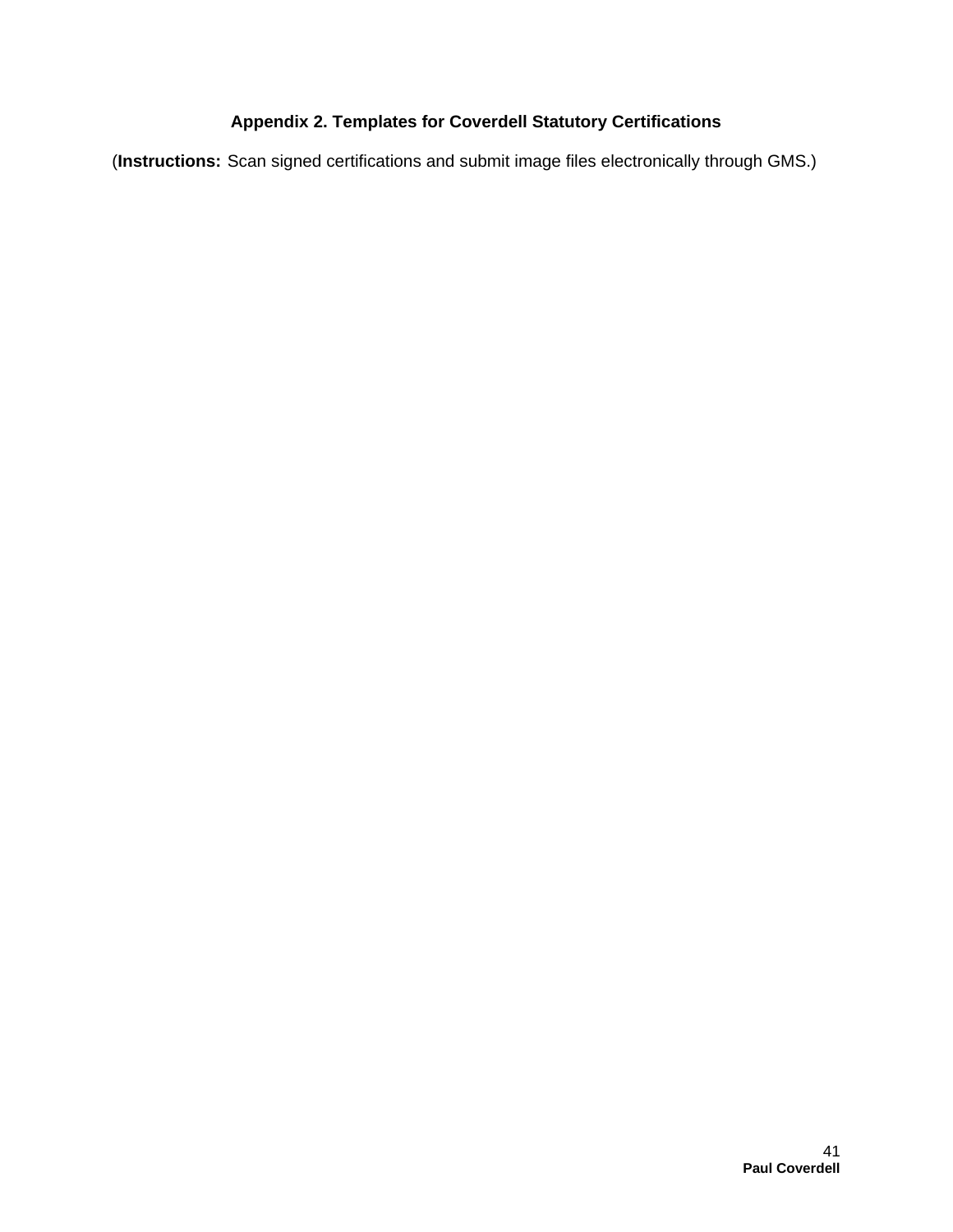# Appendix 2. Templates for Coverdell Statutory Certifications

(**Instructions:** Scan signed certifications and submit image files electronically through GMS.)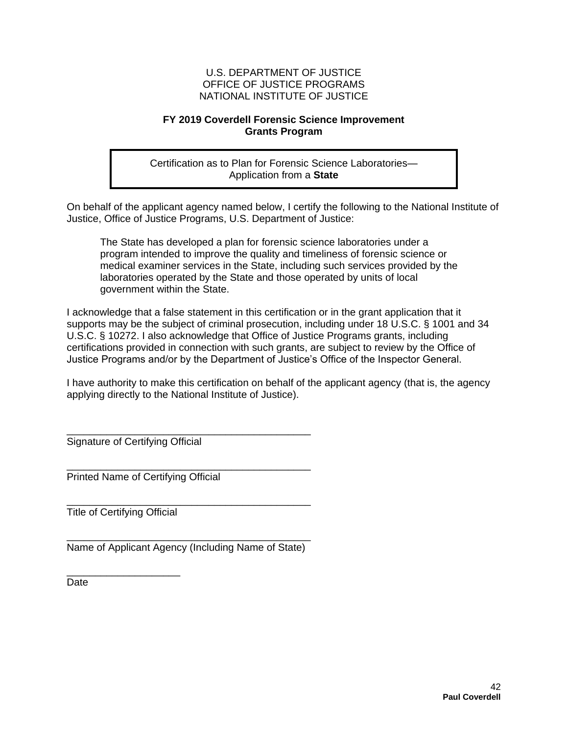U.S. DEPARTMENT OF JUSTICE
OFFICE OF JUSTICE PROGRAMS
NATIONAL INSTITUTE OF JUSTICE

**FY 2019 Coverdell Forensic Science Improvement Grants Program**

Certification as to Plan for Forensic Science Laboratories—
Application from a **State**

On behalf of the applicant agency named below, I certify the following to the National Institute of Justice, Office of Justice Programs, U.S. Department of Justice:

> The State has developed a plan for forensic science laboratories under a program intended to improve the quality and timeliness of forensic science or medical examiner services in the State, including such services provided by the laboratories operated by the State and those operated by units of local government within the State.

I acknowledge that a false statement in this certification or in the grant application that it supports may be the subject of criminal prosecution, including under 18 U.S.C. § 1001 and 34 U.S.C. § 10272. I also acknowledge that Office of Justice Programs grants, including certifications provided in connection with such grants, are subject to review by the Office of Justice Programs and/or by the Department of Justice's Office of the Inspector General.

I have authority to make this certification on behalf of the applicant agency (that is, the agency applying directly to the National Institute of Justice).

______________________________________________
Signature of Certifying Official

______________________________________________
Printed Name of Certifying Official

______________________________________________
Title of Certifying Official

______________________________________________
Name of Applicant Agency (Including Name of State)

_____________________
Date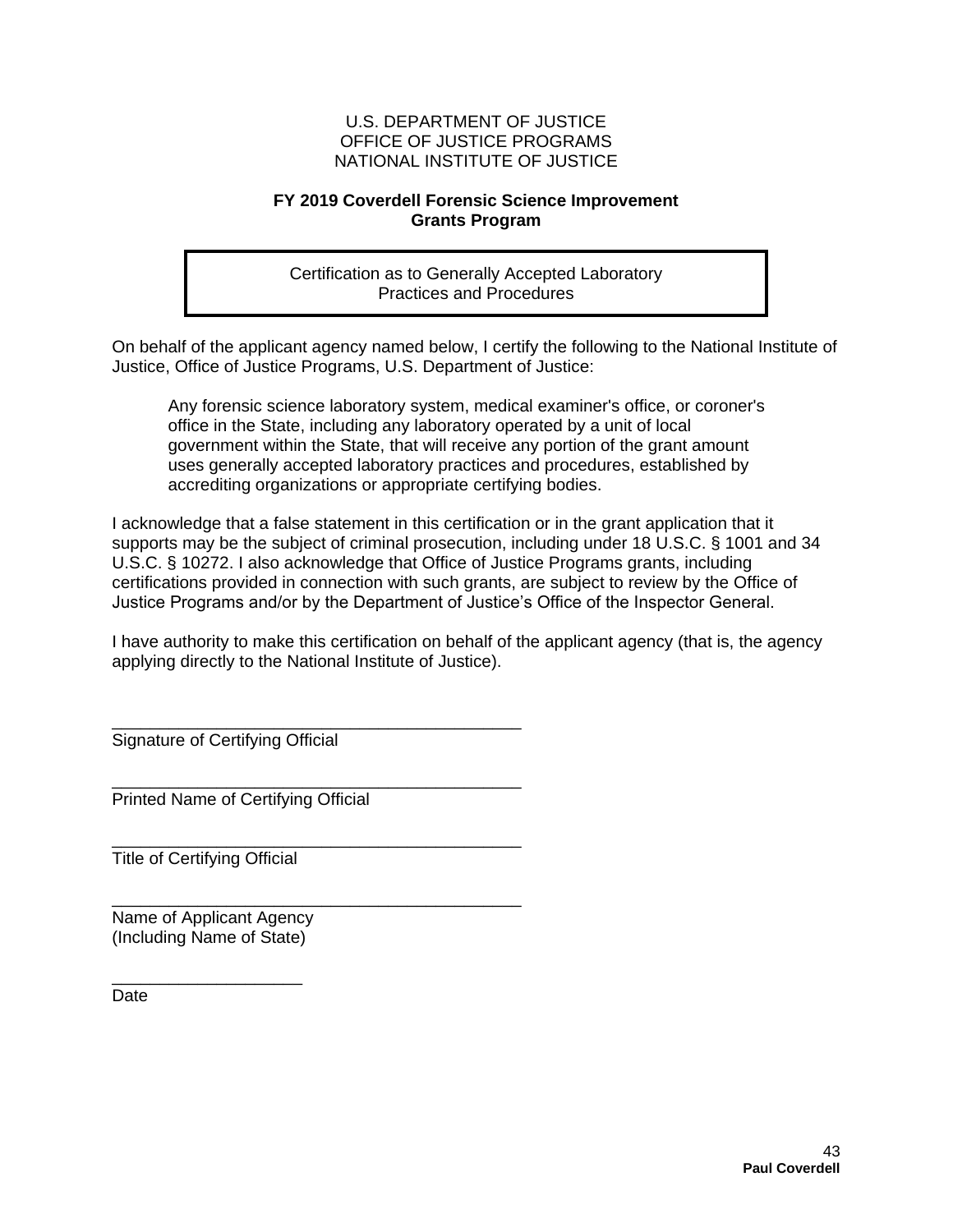U.S. DEPARTMENT OF JUSTICE
OFFICE OF JUSTICE PROGRAMS
NATIONAL INSTITUTE OF JUSTICE

**FY 2019 Coverdell Forensic Science Improvement Grants Program**

Certification as to Generally Accepted Laboratory Practices and Procedures

On behalf of the applicant agency named below, I certify the following to the National Institute of Justice, Office of Justice Programs, U.S. Department of Justice:

> Any forensic science laboratory system, medical examiner's office, or coroner's office in the State, including any laboratory operated by a unit of local government within the State, that will receive any portion of the grant amount uses generally accepted laboratory practices and procedures, established by accrediting organizations or appropriate certifying bodies.

I acknowledge that a false statement in this certification or in the grant application that it supports may be the subject of criminal prosecution, including under 18 U.S.C. § 1001 and 34 U.S.C. § 10272. I also acknowledge that Office of Justice Programs grants, including certifications provided in connection with such grants, are subject to review by the Office of Justice Programs and/or by the Department of Justice's Office of the Inspector General.

I have authority to make this certification on behalf of the applicant agency (that is, the agency applying directly to the National Institute of Justice).

_____________________________________________
Signature of Certifying Official

_____________________________________________
Printed Name of Certifying Official

_____________________________________________
Title of Certifying Official

_____________________________________________
Name of Applicant Agency
(Including Name of State)

____________________
Date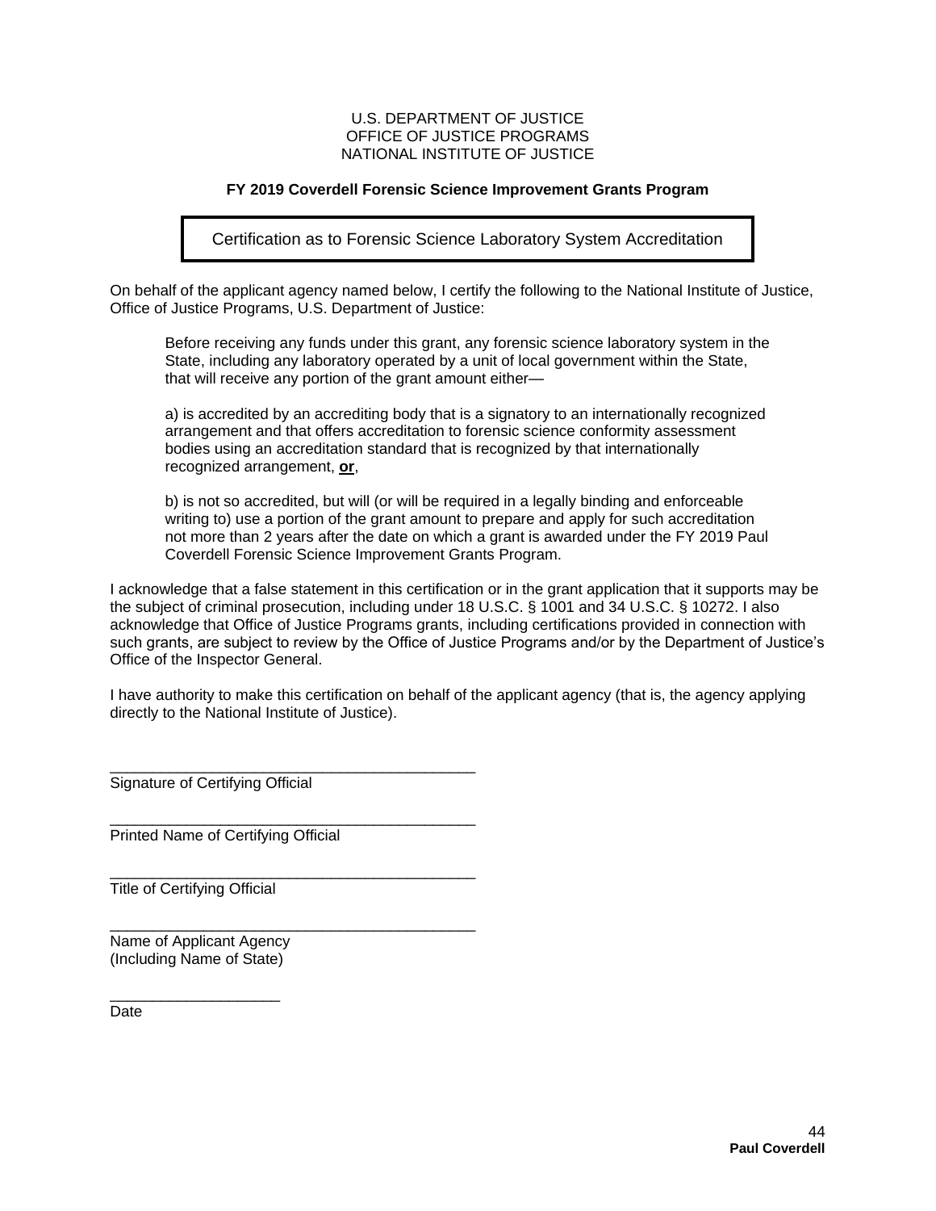U.S. DEPARTMENT OF JUSTICE
OFFICE OF JUSTICE PROGRAMS
NATIONAL INSTITUTE OF JUSTICE

**FY 2019 Coverdell Forensic Science Improvement Grants Program**

## Certification as to Forensic Science Laboratory System Accreditation

On behalf of the applicant agency named below, I certify the following to the National Institute of Justice, Office of Justice Programs, U.S. Department of Justice:

> Before receiving any funds under this grant, any forensic science laboratory system in the State, including any laboratory operated by a unit of local government within the State, that will receive any portion of the grant amount either—
>
> a) is accredited by an accrediting body that is a signatory to an internationally recognized arrangement and that offers accreditation to forensic science conformity assessment bodies using an accreditation standard that is recognized by that internationally recognized arrangement, **or**,
>
> b) is not so accredited, but will (or will be required in a legally binding and enforceable writing to) use a portion of the grant amount to prepare and apply for such accreditation not more than 2 years after the date on which a grant is awarded under the FY 2019 Paul Coverdell Forensic Science Improvement Grants Program.

I acknowledge that a false statement in this certification or in the grant application that it supports may be the subject of criminal prosecution, including under 18 U.S.C. § 1001 and 34 U.S.C. § 10272. I also acknowledge that Office of Justice Programs grants, including certifications provided in connection with such grants, are subject to review by the Office of Justice Programs and/or by the Department of Justice's Office of the Inspector General.

I have authority to make this certification on behalf of the applicant agency (that is, the agency applying directly to the National Institute of Justice).

_____________________________________________
Signature of Certifying Official

_____________________________________________
Printed Name of Certifying Official

_____________________________________________
Title of Certifying Official

_____________________________________________
Name of Applicant Agency
(Including Name of State)

____________________
Date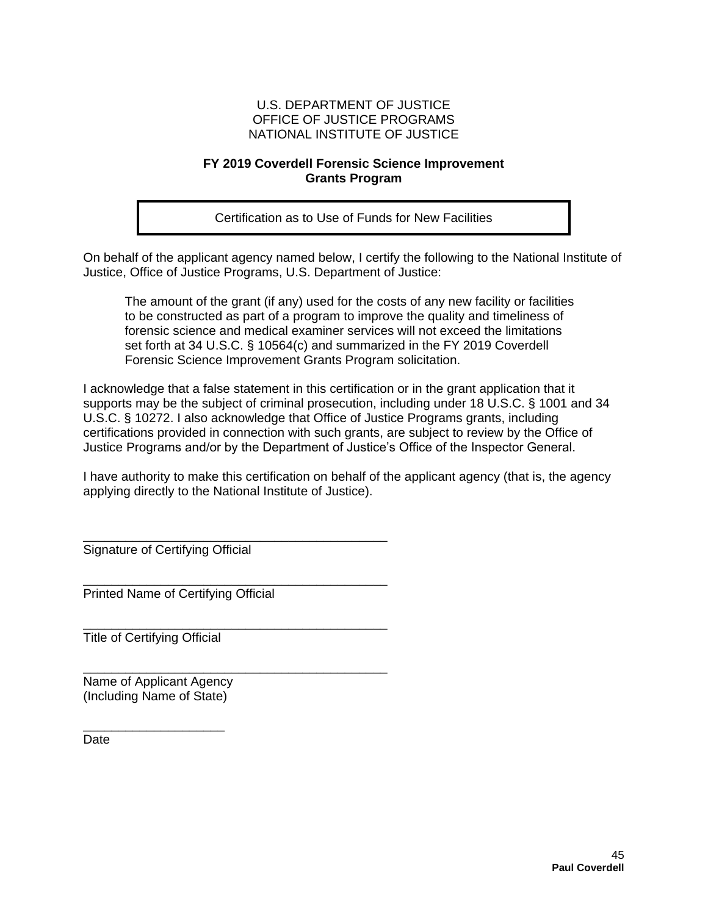U.S. DEPARTMENT OF JUSTICE
OFFICE OF JUSTICE PROGRAMS
NATIONAL INSTITUTE OF JUSTICE

**FY 2019 Coverdell Forensic Science Improvement Grants Program**

## Certification as to Use of Funds for New Facilities

On behalf of the applicant agency named below, I certify the following to the National Institute of Justice, Office of Justice Programs, U.S. Department of Justice:

> The amount of the grant (if any) used for the costs of any new facility or facilities to be constructed as part of a program to improve the quality and timeliness of forensic science and medical examiner services will not exceed the limitations set forth at 34 U.S.C. § 10564(c) and summarized in the FY 2019 Coverdell Forensic Science Improvement Grants Program solicitation.

I acknowledge that a false statement in this certification or in the grant application that it supports may be the subject of criminal prosecution, including under 18 U.S.C. § 1001 and 34 U.S.C. § 10272. I also acknowledge that Office of Justice Programs grants, including certifications provided in connection with such grants, are subject to review by the Office of Justice Programs and/or by the Department of Justice's Office of the Inspector General.

I have authority to make this certification on behalf of the applicant agency (that is, the agency applying directly to the National Institute of Justice).

\_\_\_\_\_\_\_\_\_\_\_\_\_\_\_\_\_\_\_\_\_\_\_\_\_\_\_\_\_\_\_\_\_\_\_\_\_\_\_\_\_\_\_\_
Signature of Certifying Official

\_\_\_\_\_\_\_\_\_\_\_\_\_\_\_\_\_\_\_\_\_\_\_\_\_\_\_\_\_\_\_\_\_\_\_\_\_\_\_\_\_\_\_\_
Printed Name of Certifying Official

\_\_\_\_\_\_\_\_\_\_\_\_\_\_\_\_\_\_\_\_\_\_\_\_\_\_\_\_\_\_\_\_\_\_\_\_\_\_\_\_\_\_\_\_
Title of Certifying Official

\_\_\_\_\_\_\_\_\_\_\_\_\_\_\_\_\_\_\_\_\_\_\_\_\_\_\_\_\_\_\_\_\_\_\_\_\_\_\_\_\_\_\_\_
Name of Applicant Agency
(Including Name of State)

\_\_\_\_\_\_\_\_\_\_\_\_\_\_\_\_\_\_\_\_
Date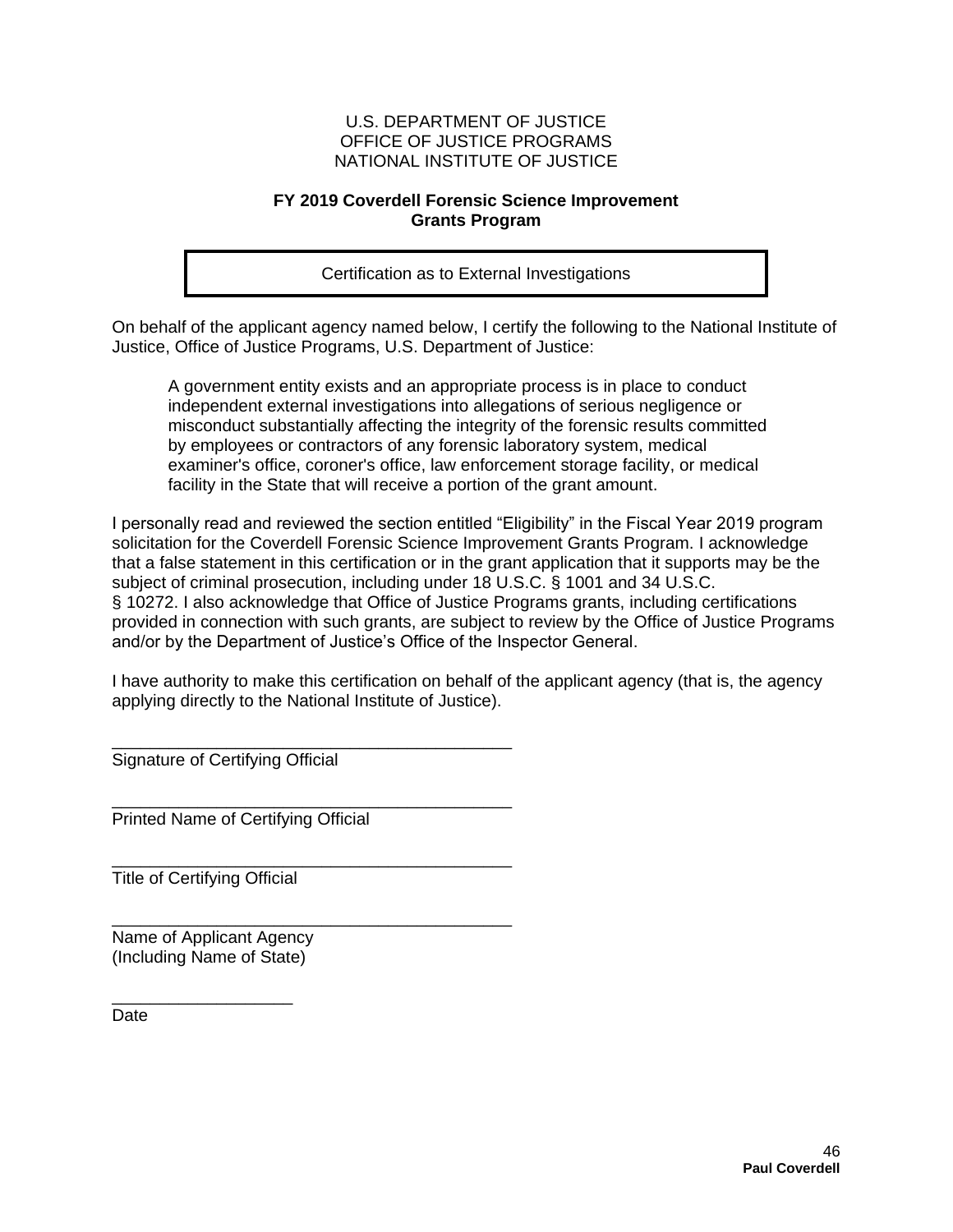U.S. DEPARTMENT OF JUSTICE
OFFICE OF JUSTICE PROGRAMS
NATIONAL INSTITUTE OF JUSTICE

**FY 2019 Coverdell Forensic Science Improvement Grants Program**

## Certification as to External Investigations

On behalf of the applicant agency named below, I certify the following to the National Institute of Justice, Office of Justice Programs, U.S. Department of Justice:

> A government entity exists and an appropriate process is in place to conduct independent external investigations into allegations of serious negligence or misconduct substantially affecting the integrity of the forensic results committed by employees or contractors of any forensic laboratory system, medical examiner's office, coroner's office, law enforcement storage facility, or medical facility in the State that will receive a portion of the grant amount.

I personally read and reviewed the section entitled "Eligibility" in the Fiscal Year 2019 program solicitation for the Coverdell Forensic Science Improvement Grants Program. I acknowledge that a false statement in this certification or in the grant application that it supports may be the subject of criminal prosecution, including under 18 U.S.C. § 1001 and 34 U.S.C. § 10272. I also acknowledge that Office of Justice Programs grants, including certifications provided in connection with such grants, are subject to review by the Office of Justice Programs and/or by the Department of Justice's Office of the Inspector General.

I have authority to make this certification on behalf of the applicant agency (that is, the agency applying directly to the National Institute of Justice).

\_\_\_\_\_\_\_\_\_\_\_\_\_\_\_\_\_\_\_\_\_\_\_\_\_\_\_\_\_\_\_\_\_\_\_\_\_\_\_\_\_\_\_\_
Signature of Certifying Official

\_\_\_\_\_\_\_\_\_\_\_\_\_\_\_\_\_\_\_\_\_\_\_\_\_\_\_\_\_\_\_\_\_\_\_\_\_\_\_\_\_\_\_\_
Printed Name of Certifying Official

\_\_\_\_\_\_\_\_\_\_\_\_\_\_\_\_\_\_\_\_\_\_\_\_\_\_\_\_\_\_\_\_\_\_\_\_\_\_\_\_\_\_\_\_
Title of Certifying Official

\_\_\_\_\_\_\_\_\_\_\_\_\_\_\_\_\_\_\_\_\_\_\_\_\_\_\_\_\_\_\_\_\_\_\_\_\_\_\_\_\_\_\_\_
Name of Applicant Agency
(Including Name of State)

\_\_\_\_\_\_\_\_\_\_\_\_\_\_\_\_\_\_\_\_
Date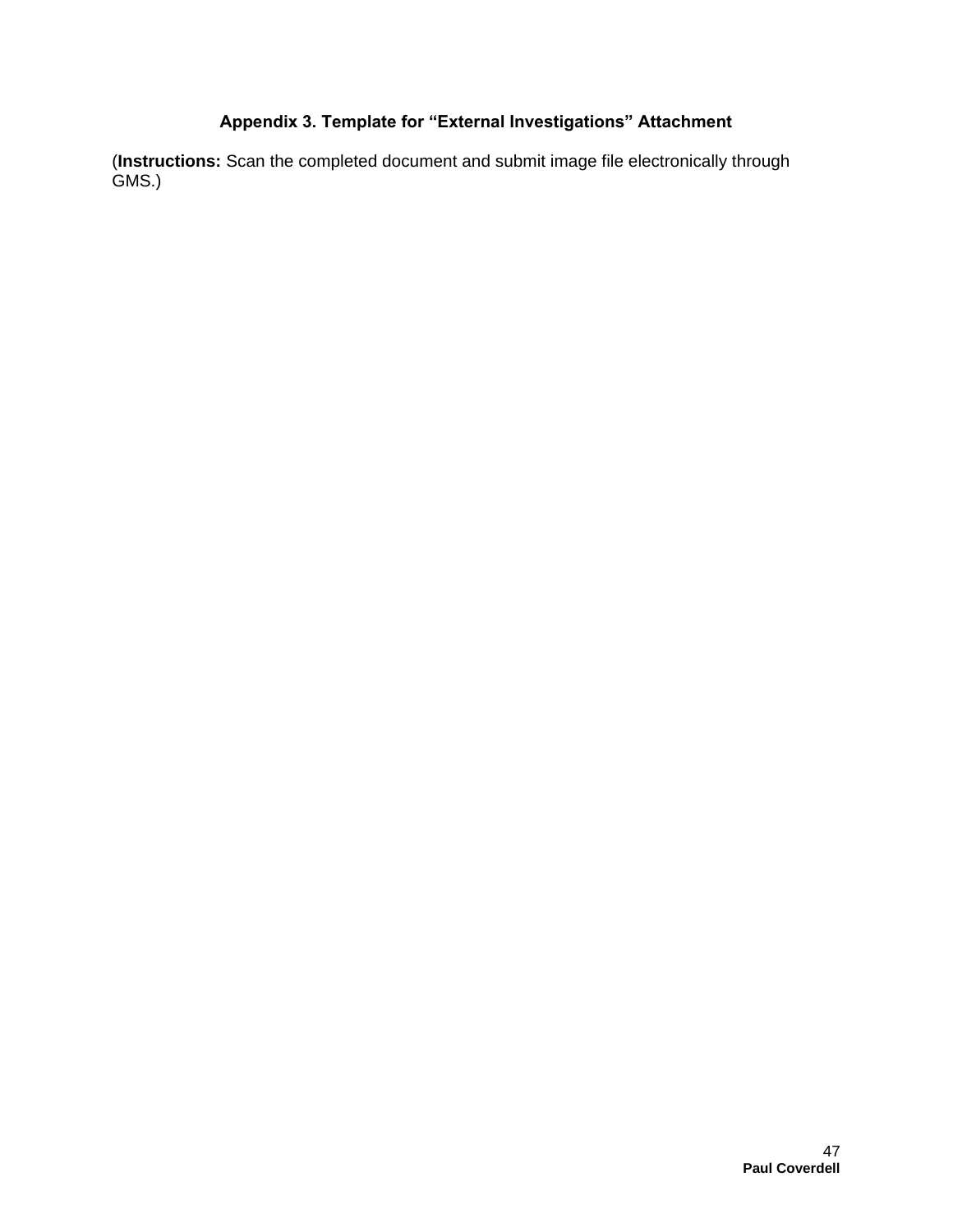### Appendix 3. Template for “External Investigations” Attachment

(**Instructions:** Scan the completed document and submit image file electronically through GMS.)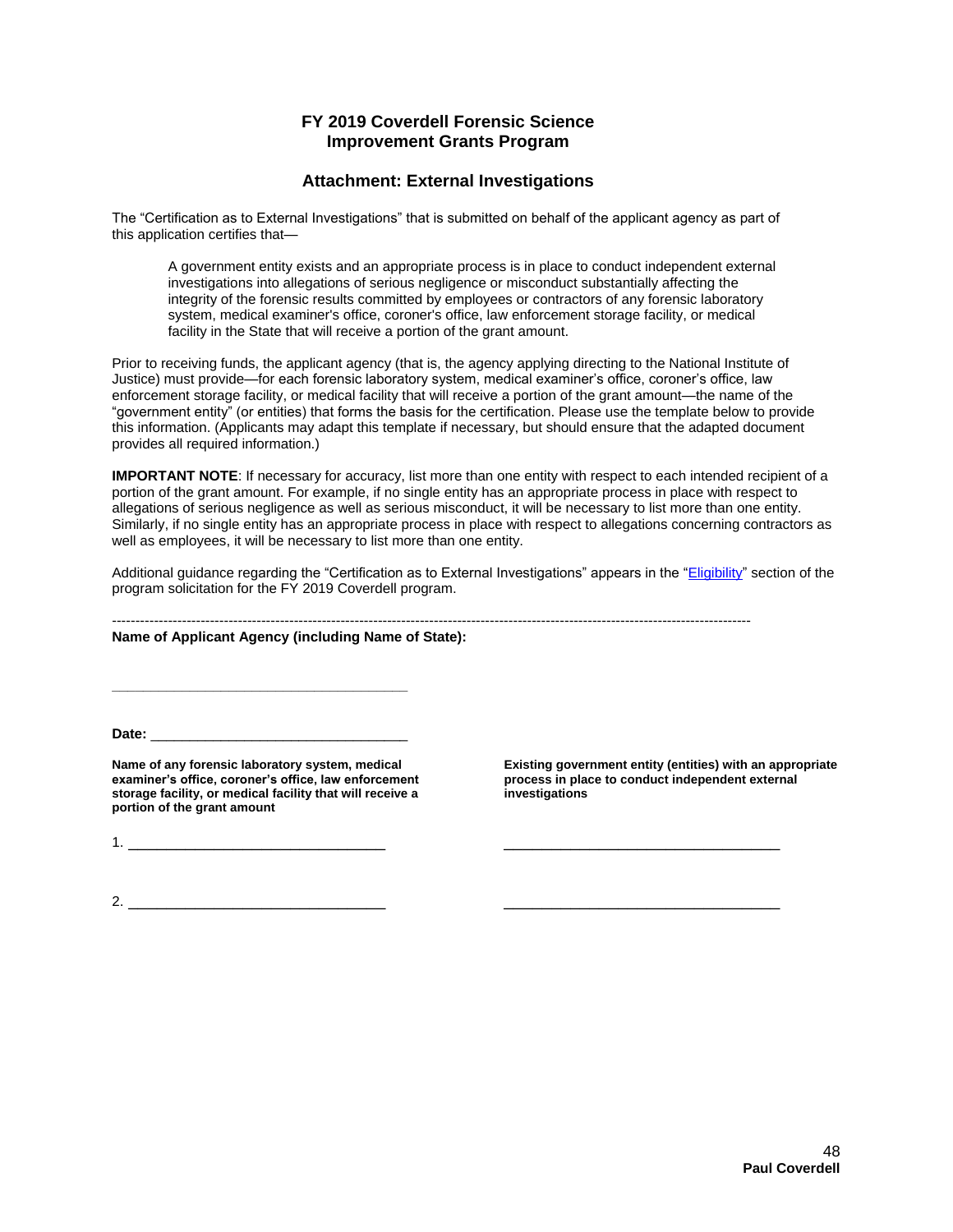# FY 2019 Coverdell Forensic Science Improvement Grants Program

## Attachment: External Investigations

The "Certification as to External Investigations" that is submitted on behalf of the applicant agency as part of this application certifies that—

> A government entity exists and an appropriate process is in place to conduct independent external investigations into allegations of serious negligence or misconduct substantially affecting the integrity of the forensic results committed by employees or contractors of any forensic laboratory system, medical examiner's office, coroner's office, law enforcement storage facility, or medical facility in the State that will receive a portion of the grant amount.

Prior to receiving funds, the applicant agency (that is, the agency applying directing to the National Institute of Justice) must provide—for each forensic laboratory system, medical examiner's office, coroner's office, law enforcement storage facility, or medical facility that will receive a portion of the grant amount—the name of the "government entity" (or entities) that forms the basis for the certification. Please use the template below to provide this information. (Applicants may adapt this template if necessary, but should ensure that the adapted document provides all required information.)

**IMPORTANT NOTE**: If necessary for accuracy, list more than one entity with respect to each intended recipient of a portion of the grant amount. For example, if no single entity has an appropriate process in place with respect to allegations of serious negligence as well as serious misconduct, it will be necessary to list more than one entity. Similarly, if no single entity has an appropriate process in place with respect to allegations concerning contractors as well as employees, it will be necessary to list more than one entity.

Additional guidance regarding the "Certification as to External Investigations" appears in the "Eligibility" section of the program solicitation for the FY 2019 Coverdell program.

---

**Name of Applicant Agency (including Name of State):**

\_\_\_\_\_\_\_\_\_\_\_\_\_\_\_\_\_\_\_\_\_\_\_\_\_\_\_\_\_\_\_\_\_\_\_\_\_\_

**Date:** \_\_\_\_\_\_\_\_\_\_\_\_\_\_\_\_\_\_\_\_\_\_\_\_\_\_\_\_\_\_\_\_\_

| **Name of any forensic laboratory system, medical examiner's office, coroner's office, law enforcement storage facility, or medical facility that will receive a portion of the grant amount** | **Existing government entity (entities) with an appropriate process in place to conduct independent external investigations** |
|---|---|
| 1. \_\_\_\_\_\_\_\_\_\_\_\_\_\_\_\_\_\_\_\_\_\_\_\_\_\_\_\_\_\_\_\_\_ | \_\_\_\_\_\_\_\_\_\_\_\_\_\_\_\_\_\_\_\_\_\_\_\_\_\_\_\_\_\_\_\_\_\_\_\_ |
| 2. \_\_\_\_\_\_\_\_\_\_\_\_\_\_\_\_\_\_\_\_\_\_\_\_\_\_\_\_\_\_\_\_\_ | \_\_\_\_\_\_\_\_\_\_\_\_\_\_\_\_\_\_\_\_\_\_\_\_\_\_\_\_\_\_\_\_\_\_\_\_ |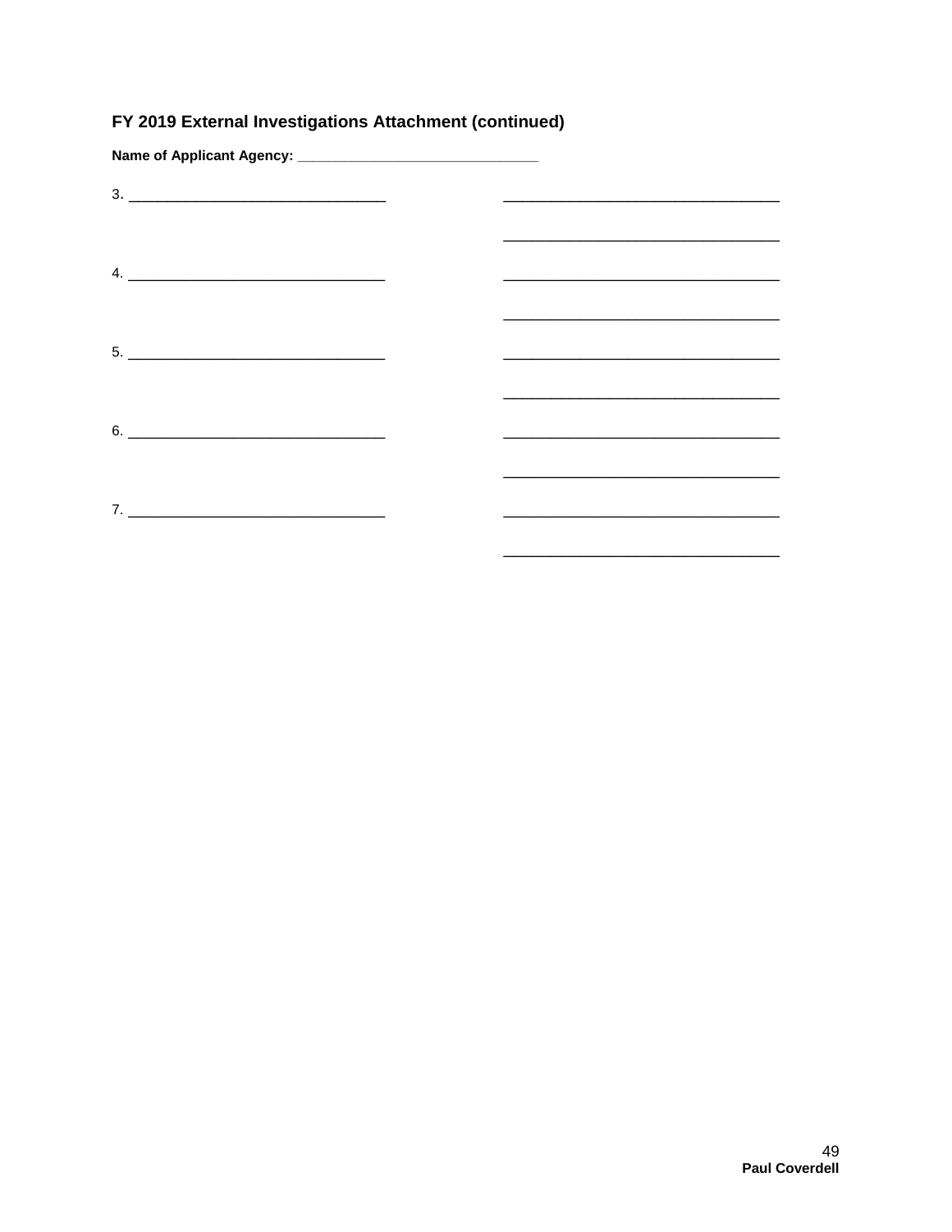### FY 2019 External Investigations Attachment (continued)

**Name of Applicant Agency: ______________________________**

3. ________________________________ ________________________________

________________________________

4. ________________________________ ________________________________

________________________________

5. ________________________________ ________________________________

________________________________

6. ________________________________ ________________________________

________________________________

7. ________________________________ ________________________________

________________________________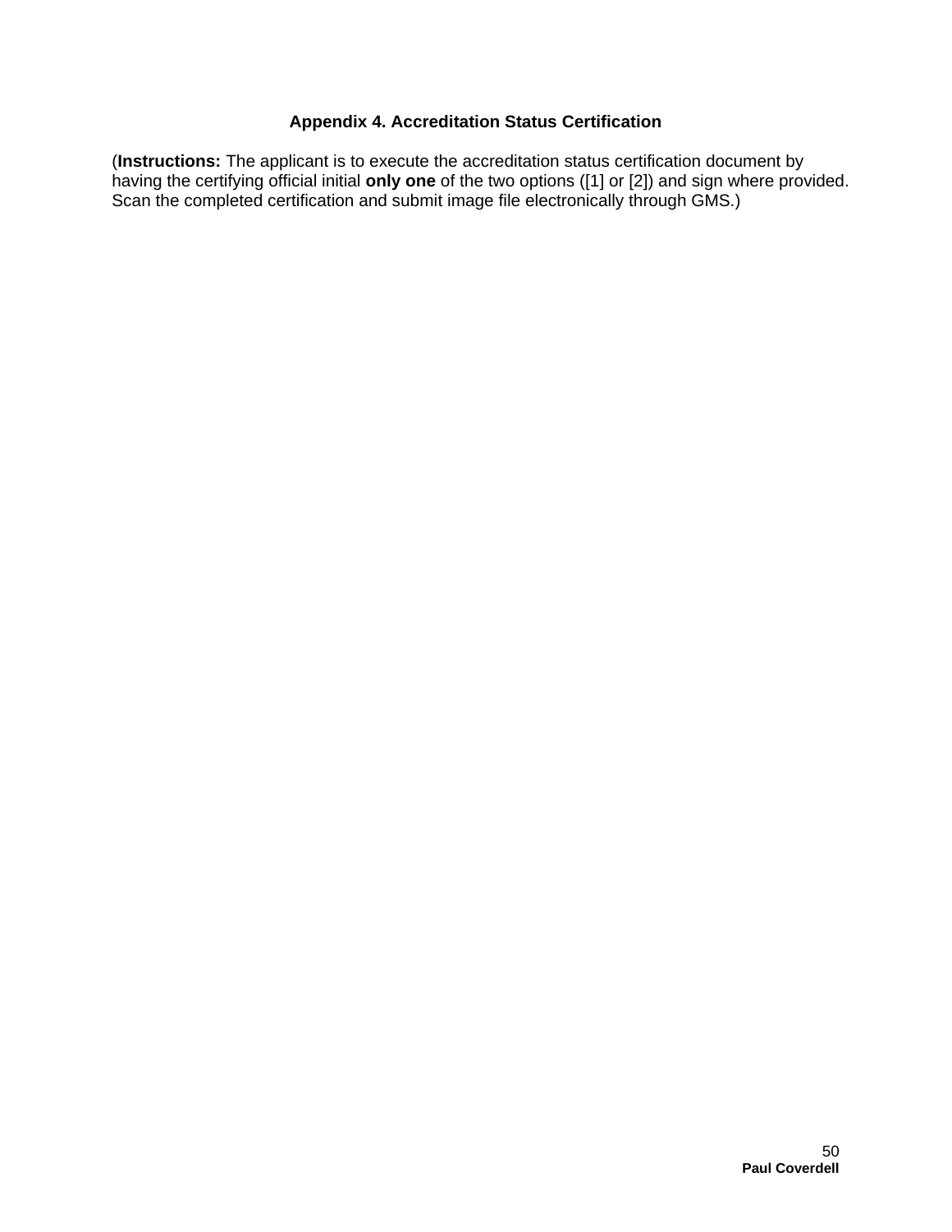## Appendix 4. Accreditation Status Certification

(**Instructions:** The applicant is to execute the accreditation status certification document by having the certifying official initial **only one** of the two options ([1] or [2]) and sign where provided. Scan the completed certification and submit image file electronically through GMS.)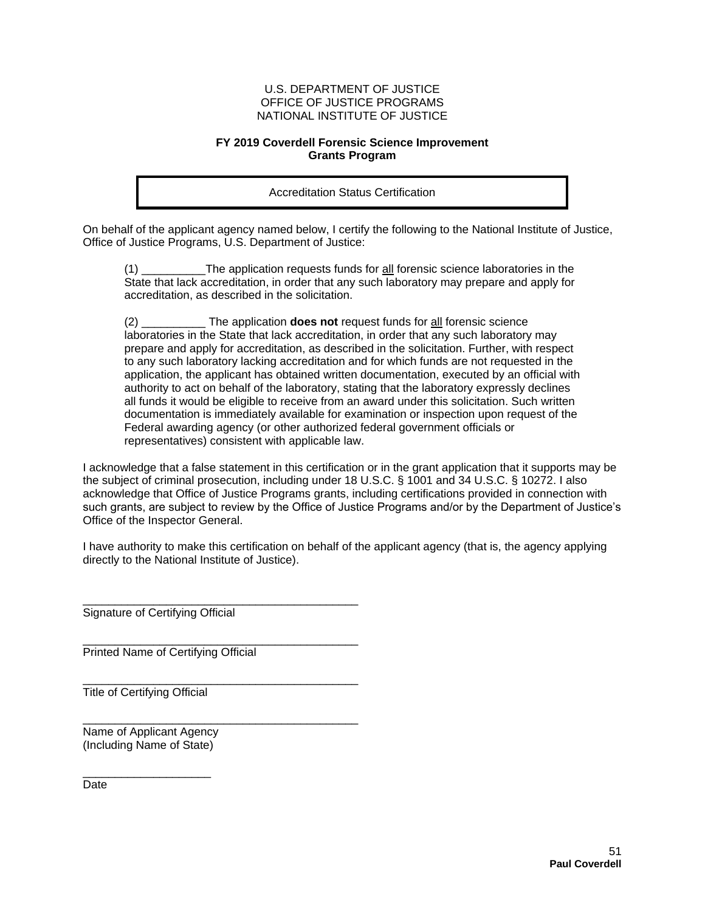U.S. DEPARTMENT OF JUSTICE
OFFICE OF JUSTICE PROGRAMS
NATIONAL INSTITUTE OF JUSTICE

**FY 2019 Coverdell Forensic Science Improvement Grants Program**

Accreditation Status Certification

On behalf of the applicant agency named below, I certify the following to the National Institute of Justice, Office of Justice Programs, U.S. Department of Justice:

(1) __________The application requests funds for all forensic science laboratories in the State that lack accreditation, in order that any such laboratory may prepare and apply for accreditation, as described in the solicitation.

(2) __________ The application **does not** request funds for all forensic science laboratories in the State that lack accreditation, in order that any such laboratory may prepare and apply for accreditation, as described in the solicitation. Further, with respect to any such laboratory lacking accreditation and for which funds are not requested in the application, the applicant has obtained written documentation, executed by an official with authority to act on behalf of the laboratory, stating that the laboratory expressly declines all funds it would be eligible to receive from an award under this solicitation. Such written documentation is immediately available for examination or inspection upon request of the Federal awarding agency (or other authorized federal government officials or representatives) consistent with applicable law.

I acknowledge that a false statement in this certification or in the grant application that it supports may be the subject of criminal prosecution, including under 18 U.S.C. § 1001 and 34 U.S.C. § 10272. I also acknowledge that Office of Justice Programs grants, including certifications provided in connection with such grants, are subject to review by the Office of Justice Programs and/or by the Department of Justice's Office of the Inspector General.

I have authority to make this certification on behalf of the applicant agency (that is, the agency applying directly to the National Institute of Justice).

____________________________________________
Signature of Certifying Official

____________________________________________
Printed Name of Certifying Official

____________________________________________
Title of Certifying Official

____________________________________________
Name of Applicant Agency
(Including Name of State)

____________________
Date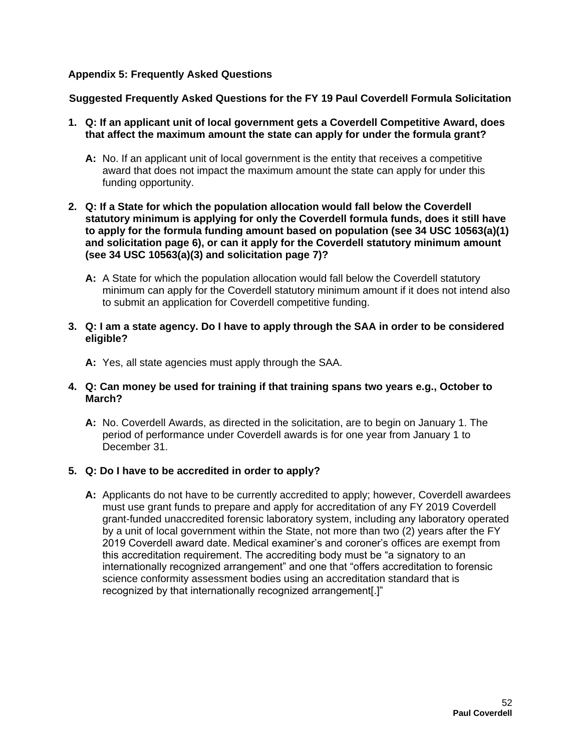## Appendix 5: Frequently Asked Questions

### Suggested Frequently Asked Questions for the FY 19 Paul Coverdell Formula Solicitation

1. **Q: If an applicant unit of local government gets a Coverdell Competitive Award, does that affect the maximum amount the state can apply for under the formula grant?**

   **A:** No. If an applicant unit of local government is the entity that receives a competitive award that does not impact the maximum amount the state can apply for under this funding opportunity.

2. **Q: If a State for which the population allocation would fall below the Coverdell statutory minimum is applying for only the Coverdell formula funds, does it still have to apply for the formula funding amount based on population (see 34 USC 10563(a)(1) and solicitation page 6), or can it apply for the Coverdell statutory minimum amount (see 34 USC 10563(a)(3) and solicitation page 7)?**

   **A:** A State for which the population allocation would fall below the Coverdell statutory minimum can apply for the Coverdell statutory minimum amount if it does not intend also to submit an application for Coverdell competitive funding.

3. **Q: I am a state agency. Do I have to apply through the SAA in order to be considered eligible?**

   **A:** Yes, all state agencies must apply through the SAA.

4. **Q: Can money be used for training if that training spans two years e.g., October to March?**

   **A:** No. Coverdell Awards, as directed in the solicitation, are to begin on January 1. The period of performance under Coverdell awards is for one year from January 1 to December 31.

5. **Q: Do I have to be accredited in order to apply?**

   **A:** Applicants do not have to be currently accredited to apply; however, Coverdell awardees must use grant funds to prepare and apply for accreditation of any FY 2019 Coverdell grant-funded unaccredited forensic laboratory system, including any laboratory operated by a unit of local government within the State, not more than two (2) years after the FY 2019 Coverdell award date. Medical examiner's and coroner's offices are exempt from this accreditation requirement. The accrediting body must be "a signatory to an internationally recognized arrangement" and one that "offers accreditation to forensic science conformity assessment bodies using an accreditation standard that is recognized by that internationally recognized arrangement[.]"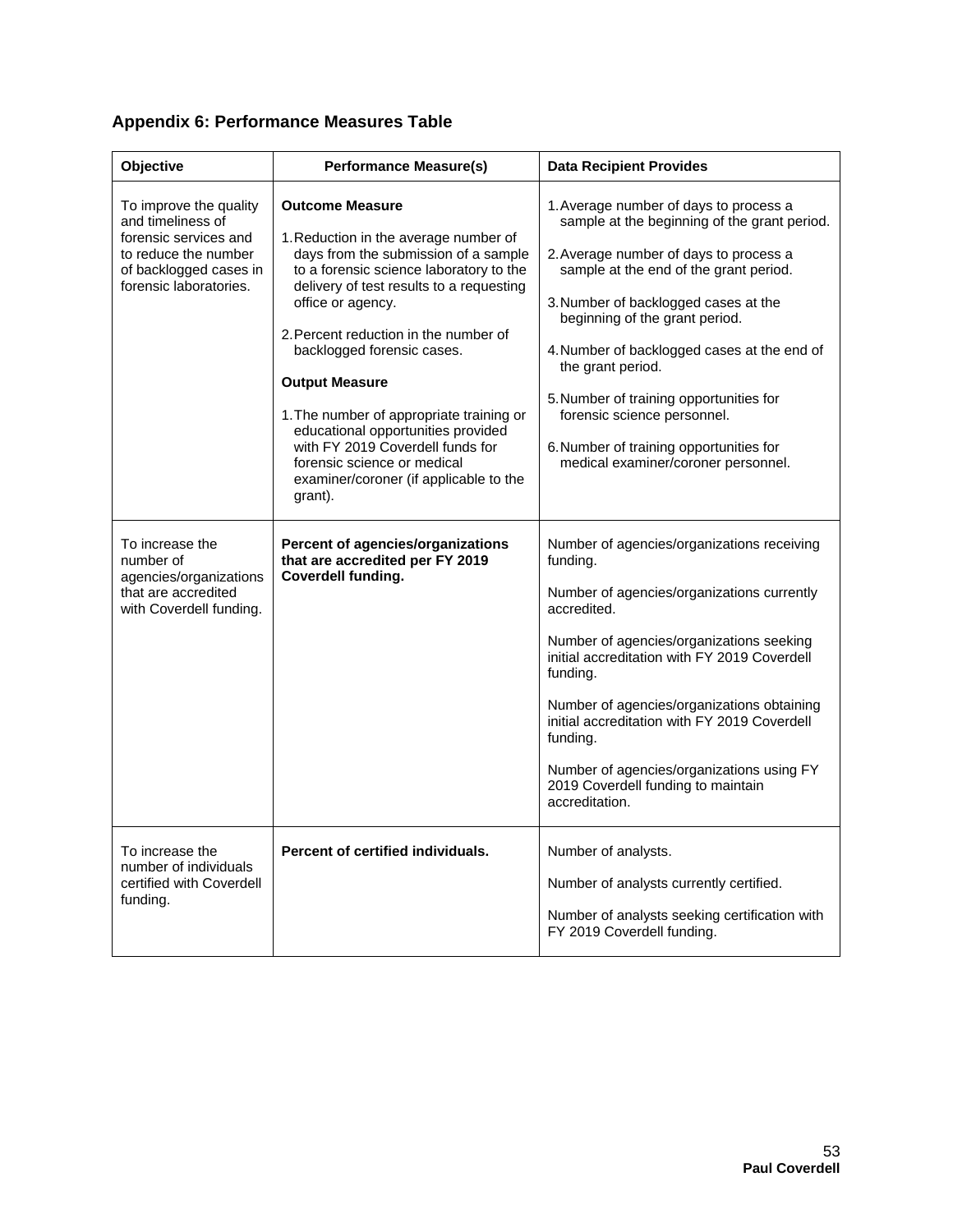## Appendix 6: Performance Measures Table

| Objective | Performance Measure(s) | Data Recipient Provides |
| --- | --- | --- |
| To improve the quality and timeliness of forensic services and to reduce the number of backlogged cases in forensic laboratories. | **Outcome Measure**<br><br>1. Reduction in the average number of days from the submission of a sample to a forensic science laboratory to the delivery of test results to a requesting office or agency.<br><br>2. Percent reduction in the number of backlogged forensic cases.<br><br>**Output Measure**<br><br>1. The number of appropriate training or educational opportunities provided with FY 2019 Coverdell funds for forensic science or medical examiner/coroner (if applicable to the grant). | 1. Average number of days to process a sample at the beginning of the grant period.<br><br>2. Average number of days to process a sample at the end of the grant period.<br><br>3. Number of backlogged cases at the beginning of the grant period.<br><br>4. Number of backlogged cases at the end of the grant period.<br><br>5. Number of training opportunities for forensic science personnel.<br><br>6. Number of training opportunities for medical examiner/coroner personnel. |
| To increase the number of agencies/organizations that are accredited with Coverdell funding. | **Percent of agencies/organizations that are accredited per FY 2019 Coverdell funding.** | Number of agencies/organizations receiving funding.<br><br>Number of agencies/organizations currently accredited.<br><br>Number of agencies/organizations seeking initial accreditation with FY 2019 Coverdell funding.<br><br>Number of agencies/organizations obtaining initial accreditation with FY 2019 Coverdell funding.<br><br>Number of agencies/organizations using FY 2019 Coverdell funding to maintain accreditation. |
| To increase the number of individuals certified with Coverdell funding. | **Percent of certified individuals.** | Number of analysts.<br><br>Number of analysts currently certified.<br><br>Number of analysts seeking certification with FY 2019 Coverdell funding. |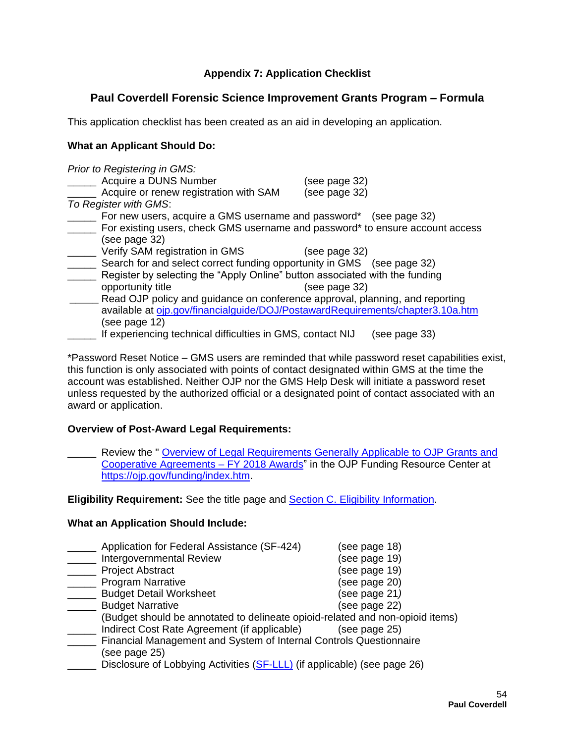## Appendix 7: Application Checklist

## Paul Coverdell Forensic Science Improvement Grants Program – Formula

This application checklist has been created as an aid in developing an application.

**What an Applicant Should Do:**

*Prior to Registering in GMS:*

_____ Acquire a DUNS Number (see page 32)
_____ Acquire or renew registration with SAM (see page 32)

*To Register with GMS*:

_____ For new users, acquire a GMS username and password* (see page 32)
_____ For existing users, check GMS username and password* to ensure account access (see page 32)
_____ Verify SAM registration in GMS (see page 32)
_____ Search for and select correct funding opportunity in GMS (see page 32)
_____ Register by selecting the "Apply Online" button associated with the funding opportunity title (see page 32)
_____ Read OJP policy and guidance on conference approval, planning, and reporting available at ojp.gov/financialguide/DOJ/PostawardRequirements/chapter3.10a.htm (see page 12)
_____ If experiencing technical difficulties in GMS, contact NIJ (see page 33)

*Password Reset Notice – GMS users are reminded that while password reset capabilities exist, this function is only associated with points of contact designated within GMS at the time the account was established. Neither OJP nor the GMS Help Desk will initiate a password reset unless requested by the authorized official or a designated point of contact associated with an award or application.

**Overview of Post-Award Legal Requirements:**

_____ Review the " Overview of Legal Requirements Generally Applicable to OJP Grants and Cooperative Agreements – FY 2018 Awards" in the OJP Funding Resource Center at https://ojp.gov/funding/index.htm.

**Eligibility Requirement:** See the title page and Section C. Eligibility Information.

**What an Application Should Include:**

_____ Application for Federal Assistance (SF-424) (see page 18)
_____ Intergovernmental Review (see page 19)
_____ Project Abstract (see page 19)
_____ Program Narrative (see page 20)
_____ Budget Detail Worksheet (see page 21*)*
_____ Budget Narrative (see page 22)
(Budget should be annotated to delineate opioid-related and non-opioid items)
_____ Indirect Cost Rate Agreement (if applicable) (see page 25)
_____ Financial Management and System of Internal Controls Questionnaire (see page 25)
_____ Disclosure of Lobbying Activities (SF-LLL) (if applicable) (see page 26)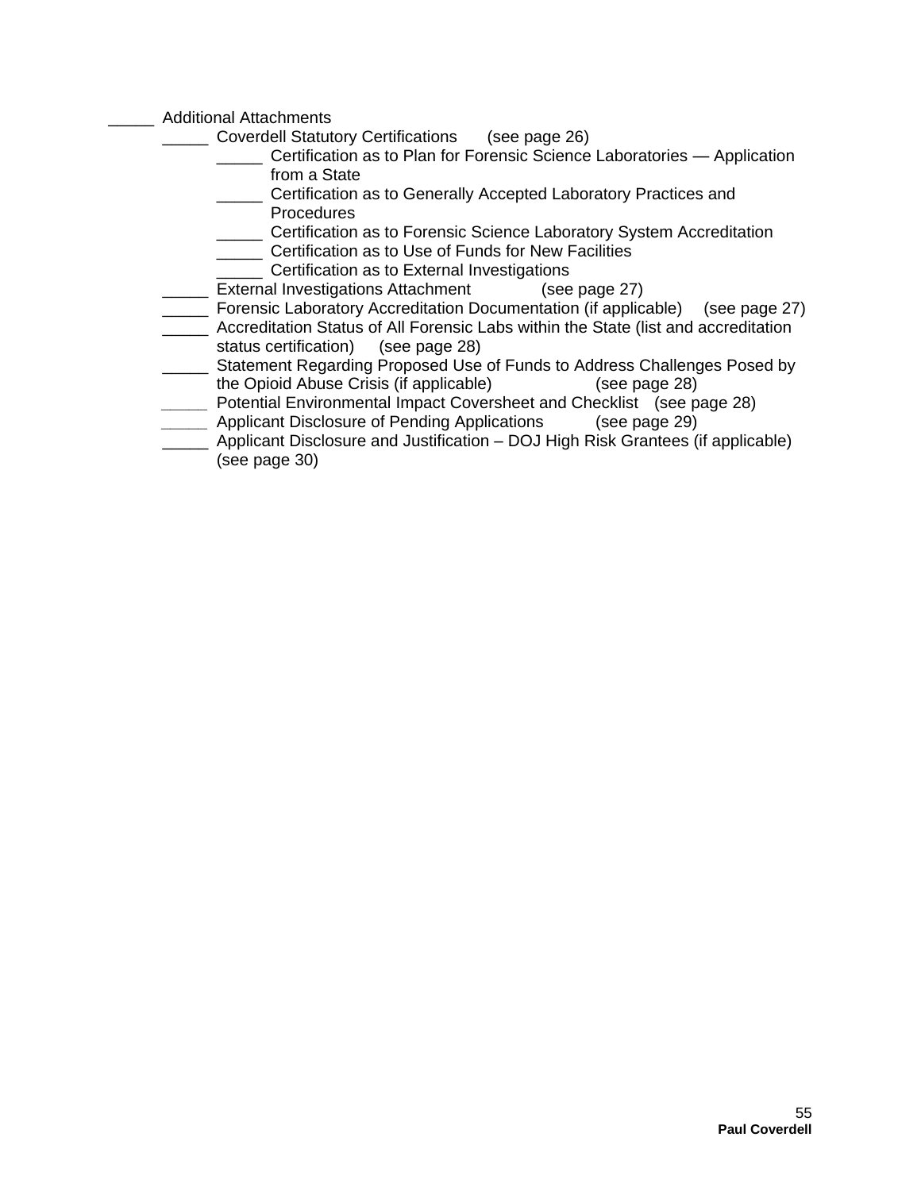_____ Additional Attachments

- _____ Coverdell Statutory Certifications (see page 26)
  - _____ Certification as to Plan for Forensic Science Laboratories — Application from a State
  - _____ Certification as to Generally Accepted Laboratory Practices and Procedures
  - _____ Certification as to Forensic Science Laboratory System Accreditation
  - _____ Certification as to Use of Funds for New Facilities
  - _____ Certification as to External Investigations
- _____ External Investigations Attachment (see page 27)
- _____ Forensic Laboratory Accreditation Documentation (if applicable) (see page 27)
- _____ Accreditation Status of All Forensic Labs within the State (list and accreditation status certification) (see page 28)
- _____ Statement Regarding Proposed Use of Funds to Address Challenges Posed by the Opioid Abuse Crisis (if applicable) (see page 28)
- _____ Potential Environmental Impact Coversheet and Checklist (see page 28)
- _____ Applicant Disclosure of Pending Applications (see page 29)
- _____ Applicant Disclosure and Justification – DOJ High Risk Grantees (if applicable) (see page 30)